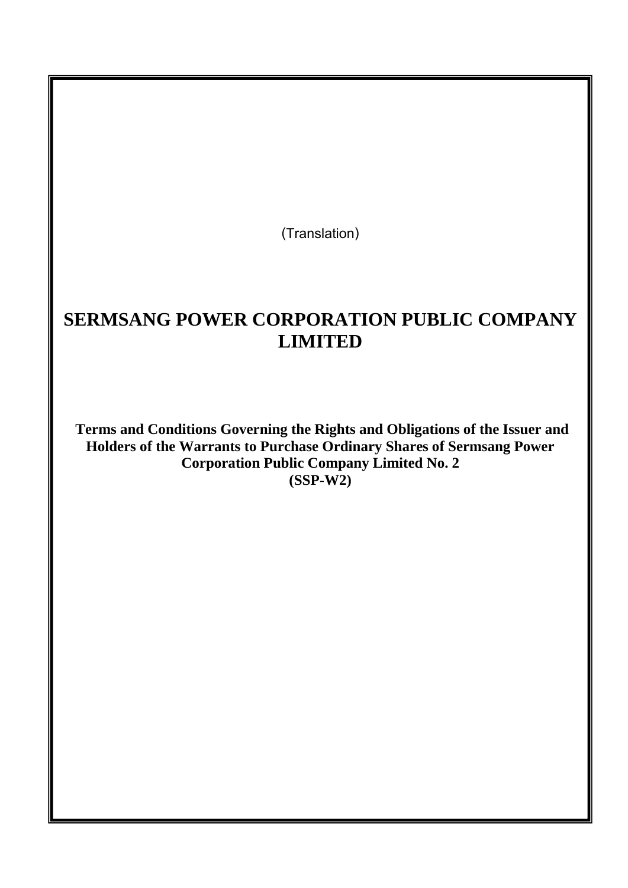(Translation)

# SERMSANG POWER CORPORATION PUBLIC COMPANY LIMITED

**Terms and Conditions Governing the Rights and Obligations of the Issuer and Holders of the Warrants to Purchase Ordinary Shares of Sermsang Power Corporation Public Company Limited No. 2**
**(SSP-W2)**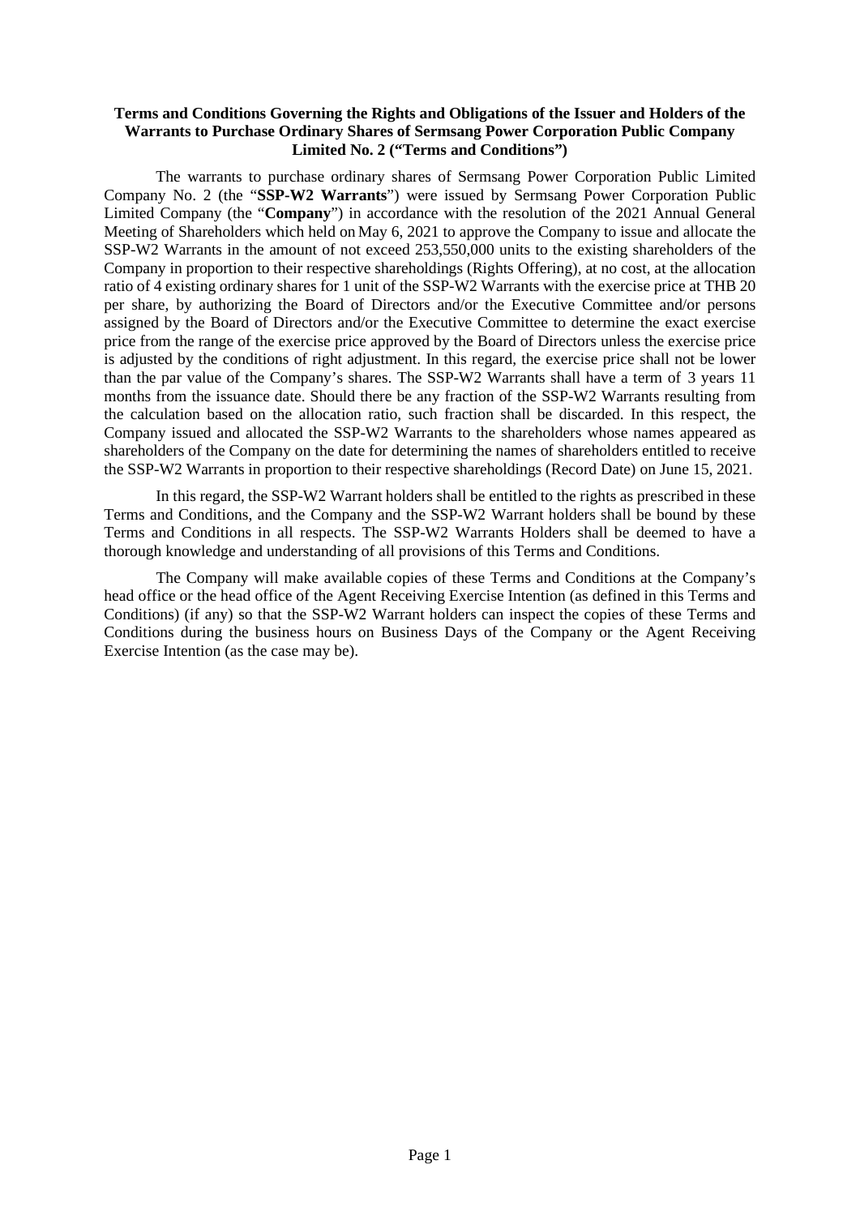**Terms and Conditions Governing the Rights and Obligations of the Issuer and Holders of the Warrants to Purchase Ordinary Shares of Sermsang Power Corporation Public Company Limited No. 2 ("Terms and Conditions")**

The warrants to purchase ordinary shares of Sermsang Power Corporation Public Limited Company No. 2 (the "**SSP-W2 Warrants**") were issued by Sermsang Power Corporation Public Limited Company (the "**Company**") in accordance with the resolution of the 2021 Annual General Meeting of Shareholders which held on May 6, 2021 to approve the Company to issue and allocate the SSP-W2 Warrants in the amount of not exceed 253,550,000 units to the existing shareholders of the Company in proportion to their respective shareholdings (Rights Offering), at no cost, at the allocation ratio of 4 existing ordinary shares for 1 unit of the SSP-W2 Warrants with the exercise price at THB 20 per share, by authorizing the Board of Directors and/or the Executive Committee and/or persons assigned by the Board of Directors and/or the Executive Committee to determine the exact exercise price from the range of the exercise price approved by the Board of Directors unless the exercise price is adjusted by the conditions of right adjustment. In this regard, the exercise price shall not be lower than the par value of the Company's shares. The SSP-W2 Warrants shall have a term of 3 years 11 months from the issuance date. Should there be any fraction of the SSP-W2 Warrants resulting from the calculation based on the allocation ratio, such fraction shall be discarded. In this respect, the Company issued and allocated the SSP-W2 Warrants to the shareholders whose names appeared as shareholders of the Company on the date for determining the names of shareholders entitled to receive the SSP-W2 Warrants in proportion to their respective shareholdings (Record Date) on June 15, 2021.

In this regard, the SSP-W2 Warrant holders shall be entitled to the rights as prescribed in these Terms and Conditions, and the Company and the SSP-W2 Warrant holders shall be bound by these Terms and Conditions in all respects. The SSP-W2 Warrants Holders shall be deemed to have a thorough knowledge and understanding of all provisions of this Terms and Conditions.

The Company will make available copies of these Terms and Conditions at the Company's head office or the head office of the Agent Receiving Exercise Intention (as defined in this Terms and Conditions) (if any) so that the SSP-W2 Warrant holders can inspect the copies of these Terms and Conditions during the business hours on Business Days of the Company or the Agent Receiving Exercise Intention (as the case may be).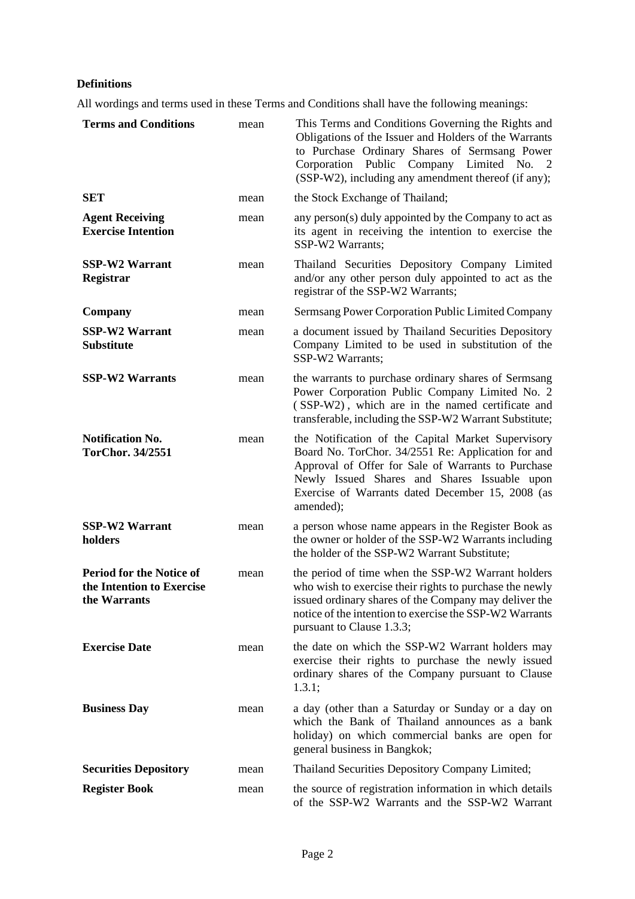**Definitions**

All wordings and terms used in these Terms and Conditions shall have the following meanings:

| | | |
|---|---|---|
| **Terms and Conditions** | mean | This Terms and Conditions Governing the Rights and Obligations of the Issuer and Holders of the Warrants to Purchase Ordinary Shares of Sermsang Power Corporation Public Company Limited No. 2 (SSP-W2), including any amendment thereof (if any); |
| **SET** | mean | the Stock Exchange of Thailand; |
| **Agent Receiving Exercise Intention** | mean | any person(s) duly appointed by the Company to act as its agent in receiving the intention to exercise the SSP-W2 Warrants; |
| **SSP-W2 Warrant Registrar** | mean | Thailand Securities Depository Company Limited and/or any other person duly appointed to act as the registrar of the SSP-W2 Warrants; |
| **Company** | mean | Sermsang Power Corporation Public Limited Company |
| **SSP-W2 Warrant Substitute** | mean | a document issued by Thailand Securities Depository Company Limited to be used in substitution of the SSP-W2 Warrants; |
| **SSP-W2 Warrants** | mean | the warrants to purchase ordinary shares of Sermsang Power Corporation Public Company Limited No. 2 (SSP-W2), which are in the named certificate and transferable, including the SSP-W2 Warrant Substitute; |
| **Notification No. TorChor. 34/2551** | mean | the Notification of the Capital Market Supervisory Board No. TorChor. 34/2551 Re: Application for and Approval of Offer for Sale of Warrants to Purchase Newly Issued Shares and Shares Issuable upon Exercise of Warrants dated December 15, 2008 (as amended); |
| **SSP-W2 Warrant holders** | mean | a person whose name appears in the Register Book as the owner or holder of the SSP-W2 Warrants including the holder of the SSP-W2 Warrant Substitute; |
| **Period for the Notice of the Intention to Exercise the Warrants** | mean | the period of time when the SSP-W2 Warrant holders who wish to exercise their rights to purchase the newly issued ordinary shares of the Company may deliver the notice of the intention to exercise the SSP-W2 Warrants pursuant to Clause 1.3.3; |
| **Exercise Date** | mean | the date on which the SSP-W2 Warrant holders may exercise their rights to purchase the newly issued ordinary shares of the Company pursuant to Clause 1.3.1; |
| **Business Day** | mean | a day (other than a Saturday or Sunday or a day on which the Bank of Thailand announces as a bank holiday) on which commercial banks are open for general business in Bangkok; |
| **Securities Depository** | mean | Thailand Securities Depository Company Limited; |
| **Register Book** | mean | the source of registration information in which details of the SSP-W2 Warrants and the SSP-W2 Warrant |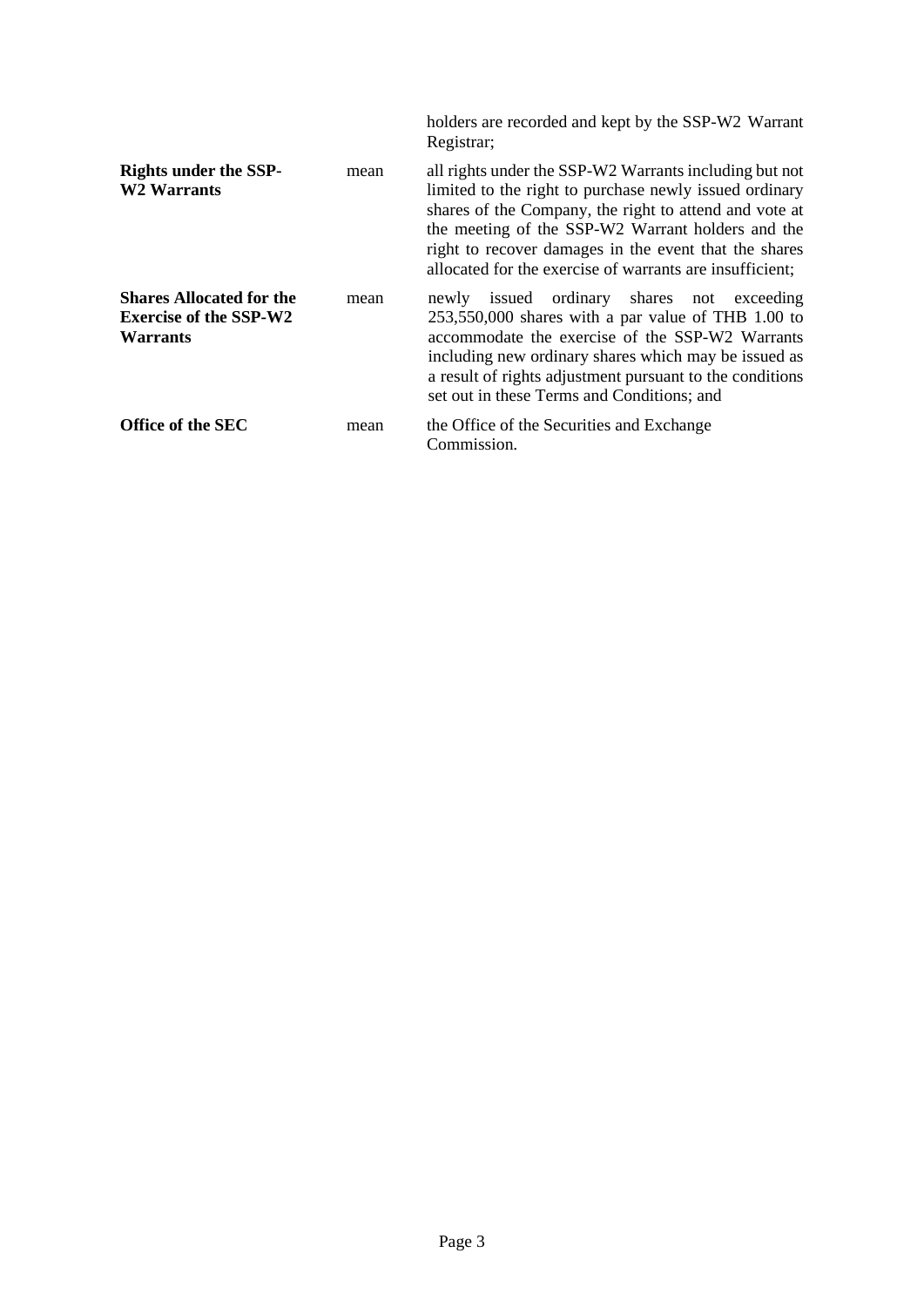| | | |
|---|---|---|
| | | holders are recorded and kept by the SSP-W2 Warrant Registrar; |
| **Rights under the SSP-W2 Warrants** | mean | all rights under the SSP-W2 Warrants including but not limited to the right to purchase newly issued ordinary shares of the Company, the right to attend and vote at the meeting of the SSP-W2 Warrant holders and the right to recover damages in the event that the shares allocated for the exercise of warrants are insufficient; |
| **Shares Allocated for the Exercise of the SSP-W2 Warrants** | mean | newly issued ordinary shares not exceeding 253,550,000 shares with a par value of THB 1.00 to accommodate the exercise of the SSP-W2 Warrants including new ordinary shares which may be issued as a result of rights adjustment pursuant to the conditions set out in these Terms and Conditions; and |
| **Office of the SEC** | mean | the Office of the Securities and Exchange Commission. |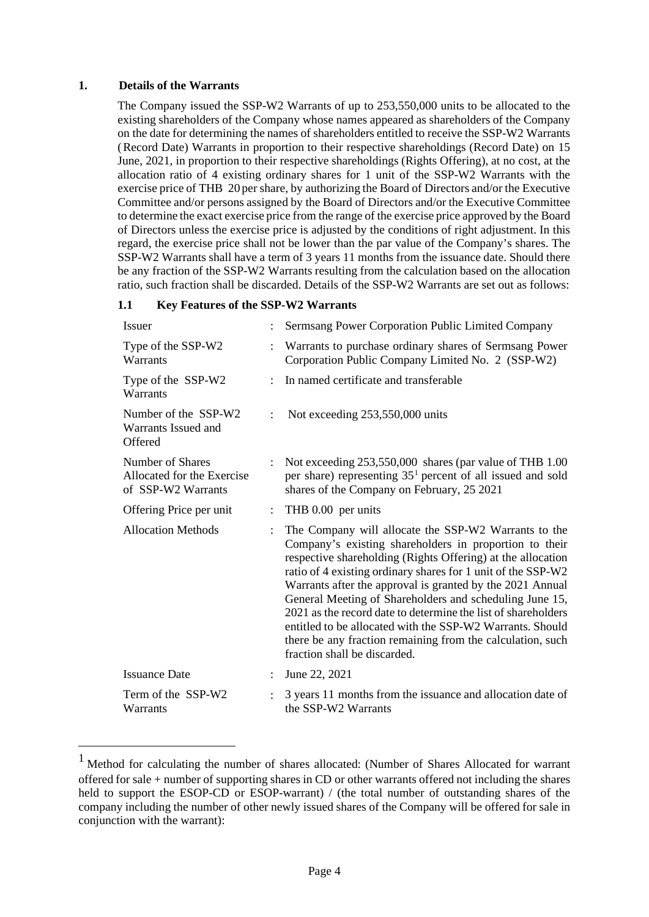## 1. Details of the Warrants

The Company issued the SSP-W2 Warrants of up to 253,550,000 units to be allocated to the existing shareholders of the Company whose names appeared as shareholders of the Company on the date for determining the names of shareholders entitled to receive the SSP-W2 Warrants (Record Date) Warrants in proportion to their respective shareholdings (Record Date) on 15 June, 2021, in proportion to their respective shareholdings (Rights Offering), at no cost, at the allocation ratio of 4 existing ordinary shares for 1 unit of the SSP-W2 Warrants with the exercise price of THB 20 per share, by authorizing the Board of Directors and/or the Executive Committee and/or persons assigned by the Board of Directors and/or the Executive Committee to determine the exact exercise price from the range of the exercise price approved by the Board of Directors unless the exercise price is adjusted by the conditions of right adjustment. In this regard, the exercise price shall not be lower than the par value of the Company's shares. The SSP-W2 Warrants shall have a term of 3 years 11 months from the issuance date. Should there be any fraction of the SSP-W2 Warrants resulting from the calculation based on the allocation ratio, such fraction shall be discarded. Details of the SSP-W2 Warrants are set out as follows:

### 1.1 Key Features of the SSP-W2 Warrants

| | | |
|---|---|---|
| Issuer | : | Sermsang Power Corporation Public Limited Company |
| Type of the SSP-W2 Warrants | : | Warrants to purchase ordinary shares of Sermsang Power Corporation Public Company Limited No. 2 (SSP-W2) |
| Type of the SSP-W2 Warrants | : | In named certificate and transferable |
| Number of the SSP-W2 Warrants Issued and Offered | : | Not exceeding 253,550,000 units |
| Number of Shares Allocated for the Exercise of SSP-W2 Warrants | : | Not exceeding 253,550,000 shares (par value of THB 1.00 per share) representing 35[1] percent of all issued and sold shares of the Company on February, 25 2021 |
| Offering Price per unit | : | THB 0.00 per units |
| Allocation Methods | : | The Company will allocate the SSP-W2 Warrants to the Company's existing shareholders in proportion to their respective shareholding (Rights Offering) at the allocation ratio of 4 existing ordinary shares for 1 unit of the SSP-W2 Warrants after the approval is granted by the 2021 Annual General Meeting of Shareholders and scheduling June 15, 2021 as the record date to determine the list of shareholders entitled to be allocated with the SSP-W2 Warrants. Should there be any fraction remaining from the calculation, such fraction shall be discarded. |
| Issuance Date | : | June 22, 2021 |
| Term of the SSP-W2 Warrants | : | 3 years 11 months from the issuance and allocation date of the SSP-W2 Warrants |

[1] Method for calculating the number of shares allocated: (Number of Shares Allocated for warrant offered for sale + number of supporting shares in CD or other warrants offered not including the shares held to support the ESOP-CD or ESOP-warrant) / (the total number of outstanding shares of the company including the number of other newly issued shares of the Company will be offered for sale in conjunction with the warrant):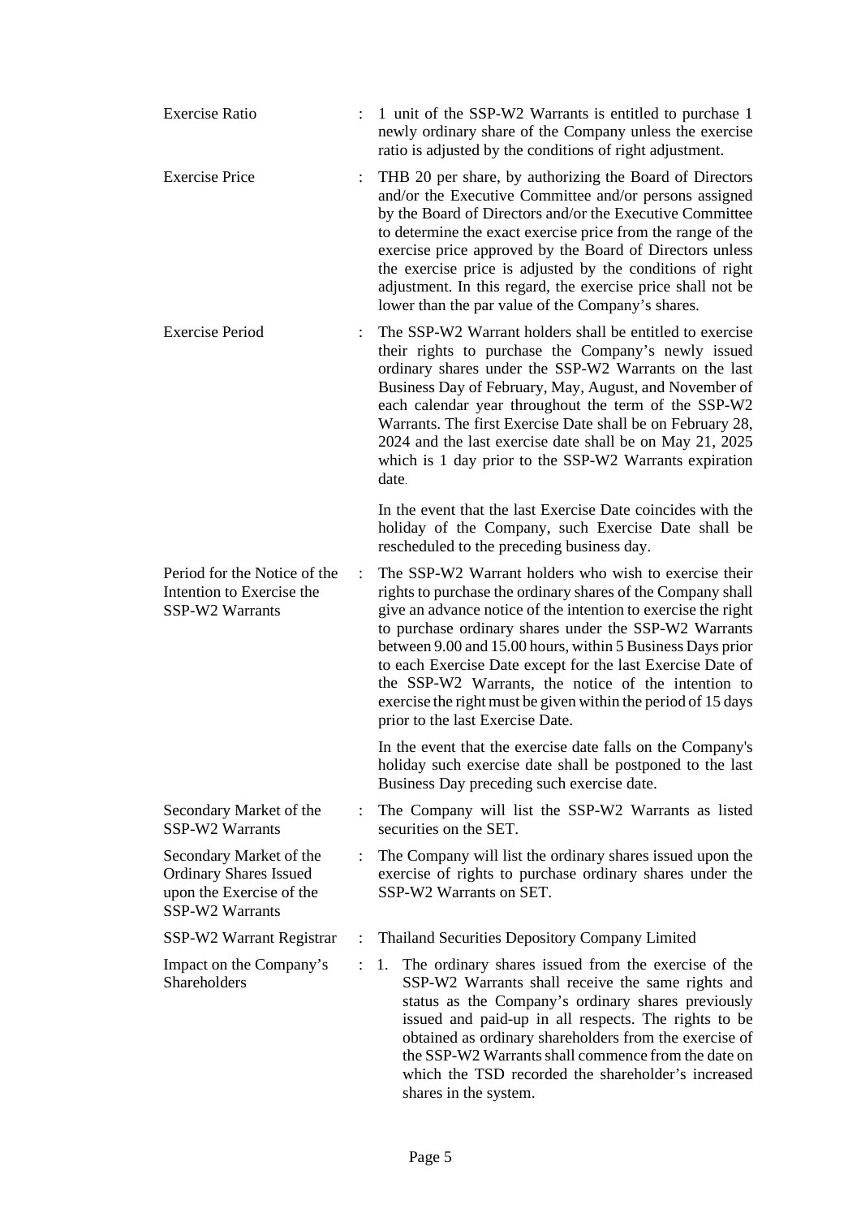| | | |
|---|---|---|
| Exercise Ratio | : | 1 unit of the SSP-W2 Warrants is entitled to purchase 1 newly ordinary share of the Company unless the exercise ratio is adjusted by the conditions of right adjustment. |
| Exercise Price | : | THB 20 per share, by authorizing the Board of Directors and/or the Executive Committee and/or persons assigned by the Board of Directors and/or the Executive Committee to determine the exact exercise price from the range of the exercise price approved by the Board of Directors unless the exercise price is adjusted by the conditions of right adjustment. In this regard, the exercise price shall not be lower than the par value of the Company's shares. |
| Exercise Period | : | The SSP-W2 Warrant holders shall be entitled to exercise their rights to purchase the Company's newly issued ordinary shares under the SSP-W2 Warrants on the last Business Day of February, May, August, and November of each calendar year throughout the term of the SSP-W2 Warrants. The first Exercise Date shall be on February 28, 2024 and the last exercise date shall be on May 21, 2025 which is 1 day prior to the SSP-W2 Warrants expiration date.<br><br>In the event that the last Exercise Date coincides with the holiday of the Company, such Exercise Date shall be rescheduled to the preceding business day. |
| Period for the Notice of the Intention to Exercise the SSP-W2 Warrants | : | The SSP-W2 Warrant holders who wish to exercise their rights to purchase the ordinary shares of the Company shall give an advance notice of the intention to exercise the right to purchase ordinary shares under the SSP-W2 Warrants between 9.00 and 15.00 hours, within 5 Business Days prior to each Exercise Date except for the last Exercise Date of the SSP-W2 Warrants, the notice of the intention to exercise the right must be given within the period of 15 days prior to the last Exercise Date.<br><br>In the event that the exercise date falls on the Company's holiday such exercise date shall be postponed to the last Business Day preceding such exercise date. |
| Secondary Market of the SSP-W2 Warrants | : | The Company will list the SSP-W2 Warrants as listed securities on the SET. |
| Secondary Market of the Ordinary Shares Issued upon the Exercise of the SSP-W2 Warrants | : | The Company will list the ordinary shares issued upon the exercise of rights to purchase ordinary shares under the SSP-W2 Warrants on SET. |
| SSP-W2 Warrant Registrar | : | Thailand Securities Depository Company Limited |
| Impact on the Company's Shareholders | : | 1. The ordinary shares issued from the exercise of the SSP-W2 Warrants shall receive the same rights and status as the Company's ordinary shares previously issued and paid-up in all respects. The rights to be obtained as ordinary shareholders from the exercise of the SSP-W2 Warrants shall commence from the date on which the TSD recorded the shareholder's increased shares in the system. |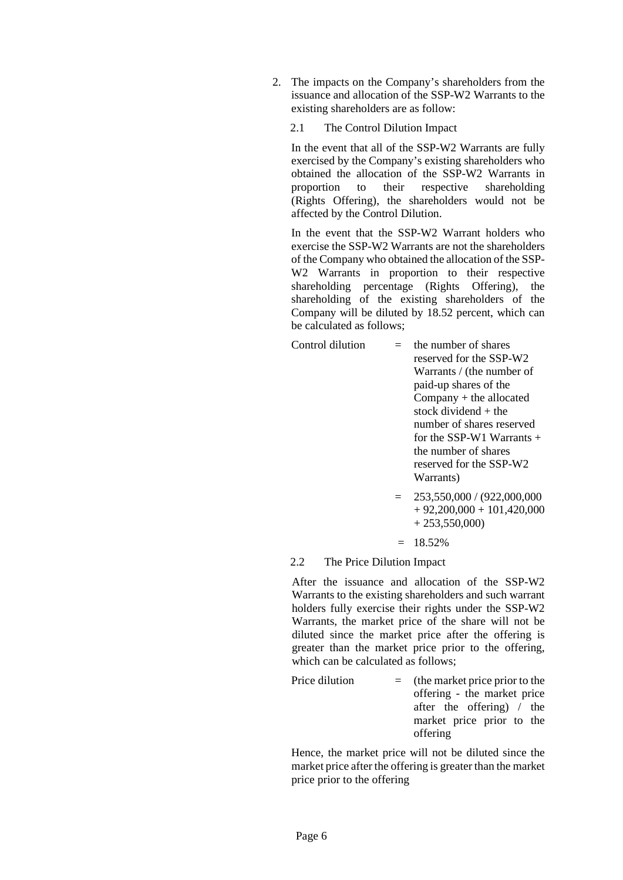2. The impacts on the Company's shareholders from the issuance and allocation of the SSP-W2 Warrants to the existing shareholders are as follow:

   2.1 The Control Dilution Impact

   In the event that all of the SSP-W2 Warrants are fully exercised by the Company's existing shareholders who obtained the allocation of the SSP-W2 Warrants in proportion to their respective shareholding (Rights Offering), the shareholders would not be affected by the Control Dilution.

   In the event that the SSP-W2 Warrant holders who exercise the SSP-W2 Warrants are not the shareholders of the Company who obtained the allocation of the SSP-W2 Warrants in proportion to their respective shareholding percentage (Rights Offering), the shareholding of the existing shareholders of the Company will be diluted by 18.52 percent, which can be calculated as follows;

   Control dilution = the number of shares reserved for the SSP-W2 Warrants / (the number of paid-up shares of the Company + the allocated stock dividend + the number of shares reserved for the SSP-W1 Warrants + the number of shares reserved for the SSP-W2 Warrants)

   = 253,550,000 / (922,000,000 + 92,200,000 + 101,420,000 + 253,550,000)

   = 18.52%

   2.2 The Price Dilution Impact

   After the issuance and allocation of the SSP-W2 Warrants to the existing shareholders and such warrant holders fully exercise their rights under the SSP-W2 Warrants, the market price of the share will not be diluted since the market price after the offering is greater than the market price prior to the offering, which can be calculated as follows;

   Price dilution = (the market price prior to the offering - the market price after the offering) / the market price prior to the offering

   Hence, the market price will not be diluted since the market price after the offering is greater than the market price prior to the offering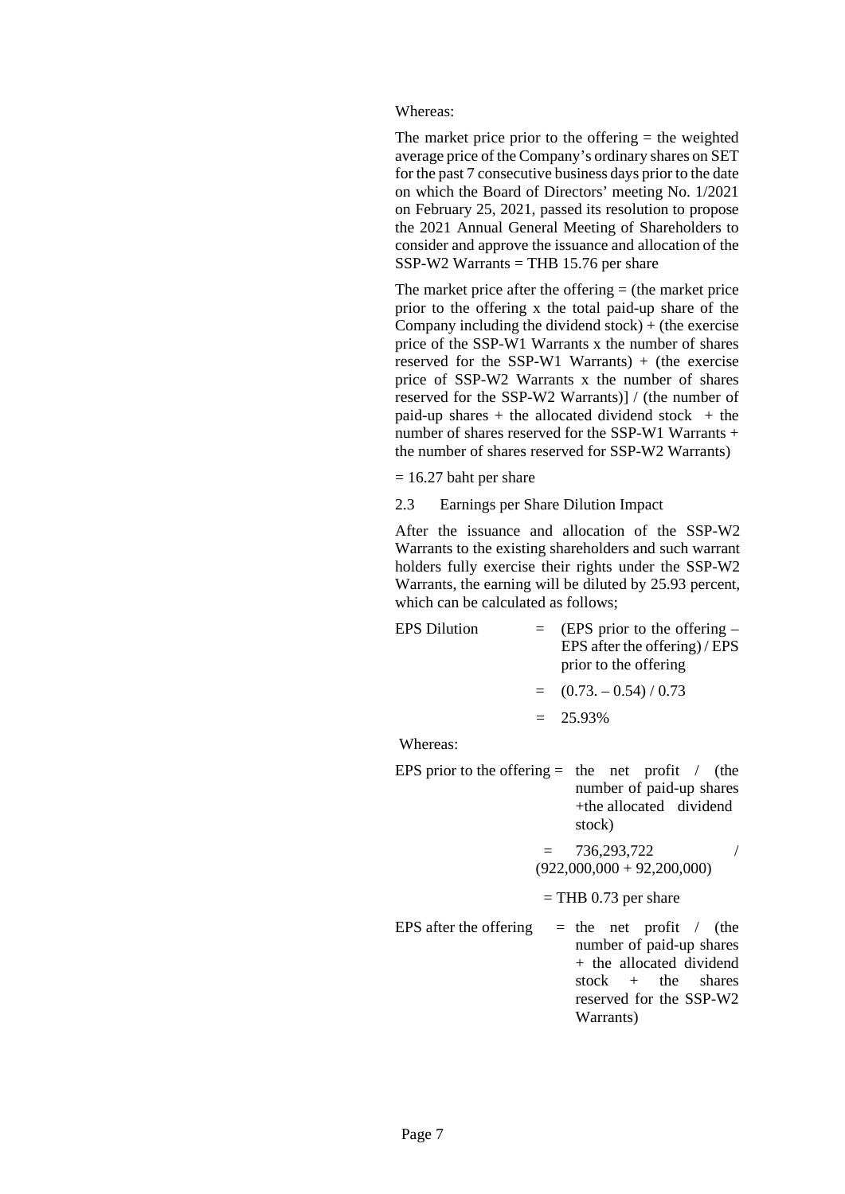Whereas:

The market price prior to the offering = the weighted average price of the Company's ordinary shares on SET for the past 7 consecutive business days prior to the date on which the Board of Directors' meeting No. 1/2021 on February 25, 2021, passed its resolution to propose the 2021 Annual General Meeting of Shareholders to consider and approve the issuance and allocation of the SSP-W2 Warrants = THB 15.76 per share

The market price after the offering = (the market price prior to the offering x the total paid-up share of the Company including the dividend stock) + (the exercise price of the SSP-W1 Warrants x the number of shares reserved for the SSP-W1 Warrants) + (the exercise price of SSP-W2 Warrants x the number of shares reserved for the SSP-W2 Warrants)] / (the number of paid-up shares + the allocated dividend stock + the number of shares reserved for the SSP-W1 Warrants + the number of shares reserved for SSP-W2 Warrants)

= 16.27 baht per share

2.3 Earnings per Share Dilution Impact

After the issuance and allocation of the SSP-W2 Warrants to the existing shareholders and such warrant holders fully exercise their rights under the SSP-W2 Warrants, the earning will be diluted by 25.93 percent, which can be calculated as follows;

EPS Dilution = (EPS prior to the offering – EPS after the offering) / EPS prior to the offering

= (0.73. – 0.54) / 0.73

= 25.93%

Whereas:

EPS prior to the offering = the net profit / (the number of paid-up shares +the allocated dividend stock)

= 736,293,722 / (922,000,000 + 92,200,000)

= THB 0.73 per share

EPS after the offering = the net profit / (the number of paid-up shares + the allocated dividend stock + the shares reserved for the SSP-W2 Warrants)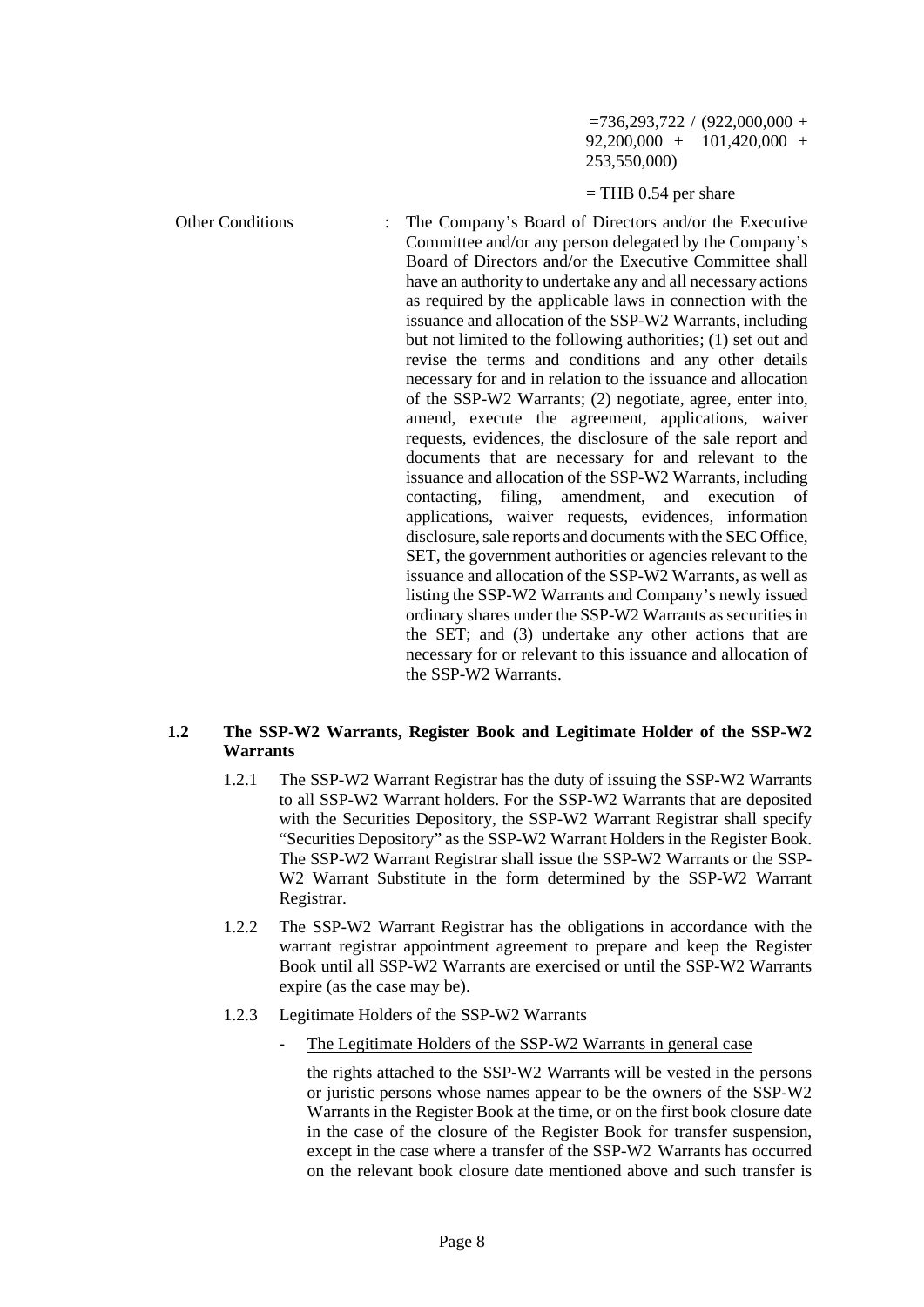=736,293,722 / (922,000,000 + 92,200,000 + 101,420,000 + 253,550,000)

= THB 0.54 per share

Other Conditions : The Company's Board of Directors and/or the Executive Committee and/or any person delegated by the Company's Board of Directors and/or the Executive Committee shall have an authority to undertake any and all necessary actions as required by the applicable laws in connection with the issuance and allocation of the SSP-W2 Warrants, including but not limited to the following authorities; (1) set out and revise the terms and conditions and any other details necessary for and in relation to the issuance and allocation of the SSP-W2 Warrants; (2) negotiate, agree, enter into, amend, execute the agreement, applications, waiver requests, evidences, the disclosure of the sale report and documents that are necessary for and relevant to the issuance and allocation of the SSP-W2 Warrants, including contacting, filing, amendment, and execution of applications, waiver requests, evidences, information disclosure, sale reports and documents with the SEC Office, SET, the government authorities or agencies relevant to the issuance and allocation of the SSP-W2 Warrants, as well as listing the SSP-W2 Warrants and Company's newly issued ordinary shares under the SSP-W2 Warrants as securities in the SET; and (3) undertake any other actions that are necessary for or relevant to this issuance and allocation of the SSP-W2 Warrants.

**1.2 The SSP-W2 Warrants, Register Book and Legitimate Holder of the SSP-W2 Warrants**

1.2.1 The SSP-W2 Warrant Registrar has the duty of issuing the SSP-W2 Warrants to all SSP-W2 Warrant holders. For the SSP-W2 Warrants that are deposited with the Securities Depository, the SSP-W2 Warrant Registrar shall specify "Securities Depository" as the SSP-W2 Warrant Holders in the Register Book. The SSP-W2 Warrant Registrar shall issue the SSP-W2 Warrants or the SSP-W2 Warrant Substitute in the form determined by the SSP-W2 Warrant Registrar.

1.2.2 The SSP-W2 Warrant Registrar has the obligations in accordance with the warrant registrar appointment agreement to prepare and keep the Register Book until all SSP-W2 Warrants are exercised or until the SSP-W2 Warrants expire (as the case may be).

1.2.3 Legitimate Holders of the SSP-W2 Warrants

- The Legitimate Holders of the SSP-W2 Warrants in general case

  the rights attached to the SSP-W2 Warrants will be vested in the persons or juristic persons whose names appear to be the owners of the SSP-W2 Warrants in the Register Book at the time, or on the first book closure date in the case of the closure of the Register Book for transfer suspension, except in the case where a transfer of the SSP-W2 Warrants has occurred on the relevant book closure date mentioned above and such transfer is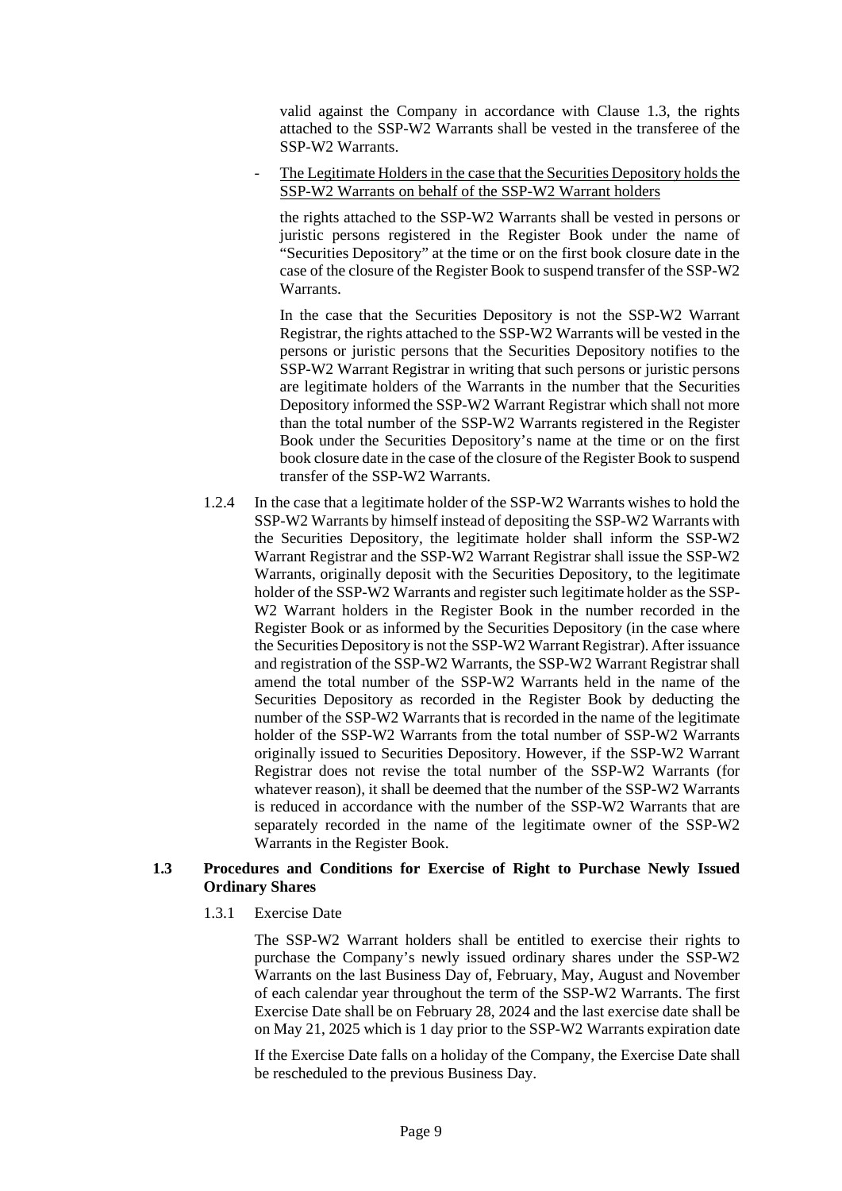valid against the Company in accordance with Clause 1.3, the rights attached to the SSP-W2 Warrants shall be vested in the transferee of the SSP-W2 Warrants.

- The Legitimate Holders in the case that the Securities Depository holds the SSP-W2 Warrants on behalf of the SSP-W2 Warrant holders

  the rights attached to the SSP-W2 Warrants shall be vested in persons or juristic persons registered in the Register Book under the name of "Securities Depository" at the time or on the first book closure date in the case of the closure of the Register Book to suspend transfer of the SSP-W2 Warrants.

  In the case that the Securities Depository is not the SSP-W2 Warrant Registrar, the rights attached to the SSP-W2 Warrants will be vested in the persons or juristic persons that the Securities Depository notifies to the SSP-W2 Warrant Registrar in writing that such persons or juristic persons are legitimate holders of the Warrants in the number that the Securities Depository informed the SSP-W2 Warrant Registrar which shall not more than the total number of the SSP-W2 Warrants registered in the Register Book under the Securities Depository's name at the time or on the first book closure date in the case of the closure of the Register Book to suspend transfer of the SSP-W2 Warrants.

1.2.4 In the case that a legitimate holder of the SSP-W2 Warrants wishes to hold the SSP-W2 Warrants by himself instead of depositing the SSP-W2 Warrants with the Securities Depository, the legitimate holder shall inform the SSP-W2 Warrant Registrar and the SSP-W2 Warrant Registrar shall issue the SSP-W2 Warrants, originally deposit with the Securities Depository, to the legitimate holder of the SSP-W2 Warrants and register such legitimate holder as the SSP-W2 Warrant holders in the Register Book in the number recorded in the Register Book or as informed by the Securities Depository (in the case where the Securities Depository is not the SSP-W2 Warrant Registrar). After issuance and registration of the SSP-W2 Warrants, the SSP-W2 Warrant Registrar shall amend the total number of the SSP-W2 Warrants held in the name of the Securities Depository as recorded in the Register Book by deducting the number of the SSP-W2 Warrants that is recorded in the name of the legitimate holder of the SSP-W2 Warrants from the total number of SSP-W2 Warrants originally issued to Securities Depository. However, if the SSP-W2 Warrant Registrar does not revise the total number of the SSP-W2 Warrants (for whatever reason), it shall be deemed that the number of the SSP-W2 Warrants is reduced in accordance with the number of the SSP-W2 Warrants that are separately recorded in the name of the legitimate owner of the SSP-W2 Warrants in the Register Book.

### 1.3 Procedures and Conditions for Exercise of Right to Purchase Newly Issued Ordinary Shares

1.3.1 Exercise Date

The SSP-W2 Warrant holders shall be entitled to exercise their rights to purchase the Company's newly issued ordinary shares under the SSP-W2 Warrants on the last Business Day of, February, May, August and November of each calendar year throughout the term of the SSP-W2 Warrants. The first Exercise Date shall be on February 28, 2024 and the last exercise date shall be on May 21, 2025 which is 1 day prior to the SSP-W2 Warrants expiration date

If the Exercise Date falls on a holiday of the Company, the Exercise Date shall be rescheduled to the previous Business Day.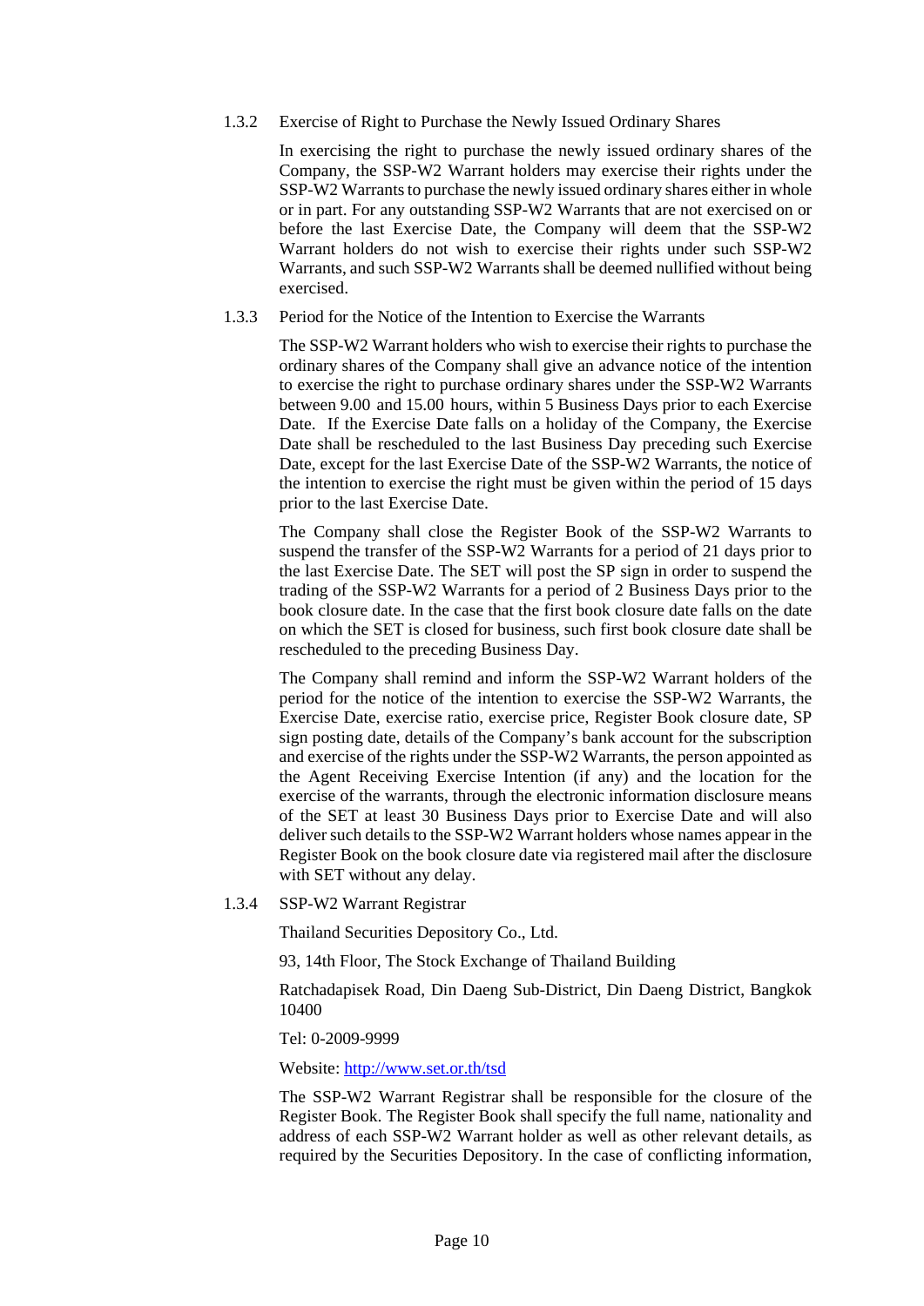### 1.3.2 Exercise of Right to Purchase the Newly Issued Ordinary Shares

In exercising the right to purchase the newly issued ordinary shares of the Company, the SSP-W2 Warrant holders may exercise their rights under the SSP-W2 Warrants to purchase the newly issued ordinary shares either in whole or in part. For any outstanding SSP-W2 Warrants that are not exercised on or before the last Exercise Date, the Company will deem that the SSP-W2 Warrant holders do not wish to exercise their rights under such SSP-W2 Warrants, and such SSP-W2 Warrants shall be deemed nullified without being exercised.

### 1.3.3 Period for the Notice of the Intention to Exercise the Warrants

The SSP-W2 Warrant holders who wish to exercise their rights to purchase the ordinary shares of the Company shall give an advance notice of the intention to exercise the right to purchase ordinary shares under the SSP-W2 Warrants between 9.00 and 15.00 hours, within 5 Business Days prior to each Exercise Date. If the Exercise Date falls on a holiday of the Company, the Exercise Date shall be rescheduled to the last Business Day preceding such Exercise Date, except for the last Exercise Date of the SSP-W2 Warrants, the notice of the intention to exercise the right must be given within the period of 15 days prior to the last Exercise Date.

The Company shall close the Register Book of the SSP-W2 Warrants to suspend the transfer of the SSP-W2 Warrants for a period of 21 days prior to the last Exercise Date. The SET will post the SP sign in order to suspend the trading of the SSP-W2 Warrants for a period of 2 Business Days prior to the book closure date. In the case that the first book closure date falls on the date on which the SET is closed for business, such first book closure date shall be rescheduled to the preceding Business Day.

The Company shall remind and inform the SSP-W2 Warrant holders of the period for the notice of the intention to exercise the SSP-W2 Warrants, the Exercise Date, exercise ratio, exercise price, Register Book closure date, SP sign posting date, details of the Company's bank account for the subscription and exercise of the rights under the SSP-W2 Warrants, the person appointed as the Agent Receiving Exercise Intention (if any) and the location for the exercise of the warrants, through the electronic information disclosure means of the SET at least 30 Business Days prior to Exercise Date and will also deliver such details to the SSP-W2 Warrant holders whose names appear in the Register Book on the book closure date via registered mail after the disclosure with SET without any delay.

### 1.3.4 SSP-W2 Warrant Registrar

Thailand Securities Depository Co., Ltd.

93, 14th Floor, The Stock Exchange of Thailand Building

Ratchadapisek Road, Din Daeng Sub-District, Din Daeng District, Bangkok 10400

Tel: 0-2009-9999

Website: [http://www.set.or.th/tsd](http://www.set.or.th/tsd)

The SSP-W2 Warrant Registrar shall be responsible for the closure of the Register Book. The Register Book shall specify the full name, nationality and address of each SSP-W2 Warrant holder as well as other relevant details, as required by the Securities Depository. In the case of conflicting information,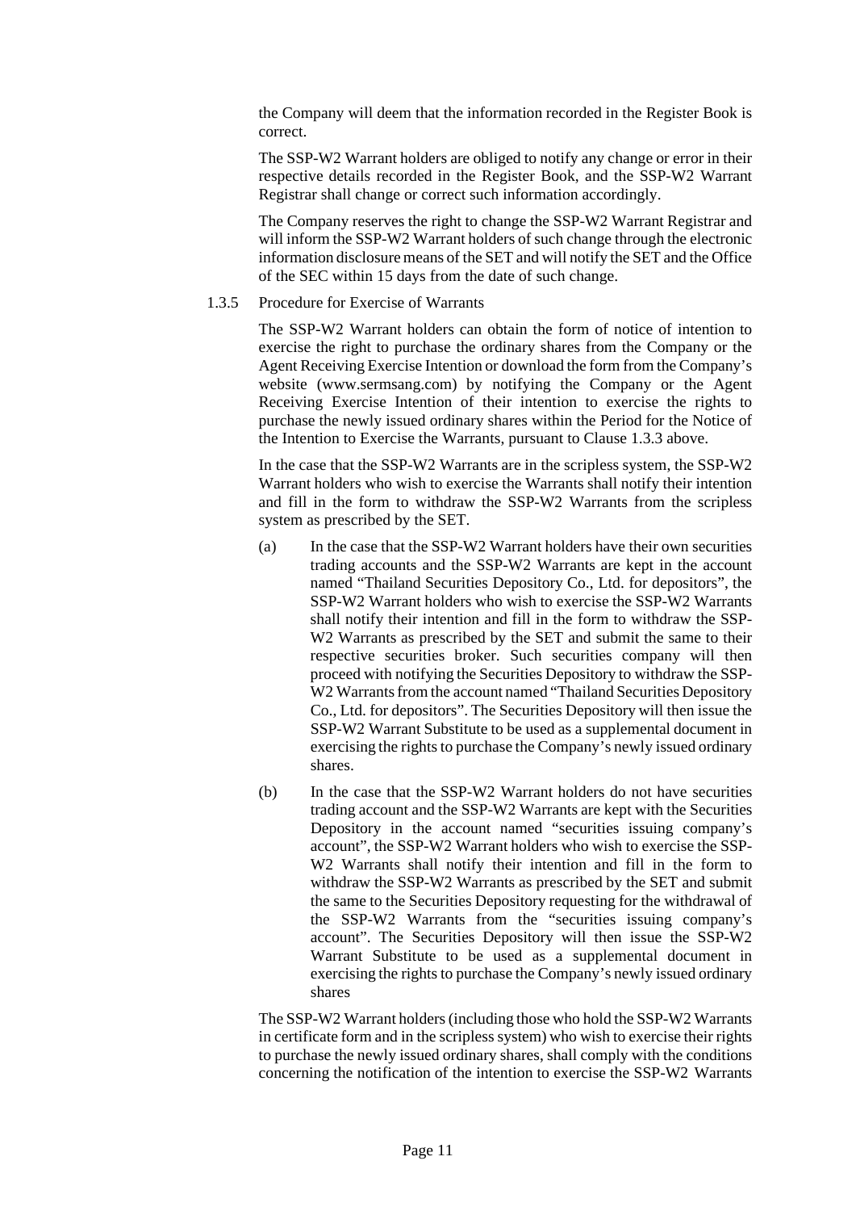the Company will deem that the information recorded in the Register Book is correct.

The SSP-W2 Warrant holders are obliged to notify any change or error in their respective details recorded in the Register Book, and the SSP-W2 Warrant Registrar shall change or correct such information accordingly.

The Company reserves the right to change the SSP-W2 Warrant Registrar and will inform the SSP-W2 Warrant holders of such change through the electronic information disclosure means of the SET and will notify the SET and the Office of the SEC within 15 days from the date of such change.

1.3.5 Procedure for Exercise of Warrants

The SSP-W2 Warrant holders can obtain the form of notice of intention to exercise the right to purchase the ordinary shares from the Company or the Agent Receiving Exercise Intention or download the form from the Company's website (www.sermsang.com) by notifying the Company or the Agent Receiving Exercise Intention of their intention to exercise the rights to purchase the newly issued ordinary shares within the Period for the Notice of the Intention to Exercise the Warrants, pursuant to Clause 1.3.3 above.

In the case that the SSP-W2 Warrants are in the scripless system, the SSP-W2 Warrant holders who wish to exercise the Warrants shall notify their intention and fill in the form to withdraw the SSP-W2 Warrants from the scripless system as prescribed by the SET.

(a) In the case that the SSP-W2 Warrant holders have their own securities trading accounts and the SSP-W2 Warrants are kept in the account named "Thailand Securities Depository Co., Ltd. for depositors", the SSP-W2 Warrant holders who wish to exercise the SSP-W2 Warrants shall notify their intention and fill in the form to withdraw the SSP-W2 Warrants as prescribed by the SET and submit the same to their respective securities broker. Such securities company will then proceed with notifying the Securities Depository to withdraw the SSP-W2 Warrants from the account named "Thailand Securities Depository Co., Ltd. for depositors". The Securities Depository will then issue the SSP-W2 Warrant Substitute to be used as a supplemental document in exercising the rights to purchase the Company's newly issued ordinary shares.

(b) In the case that the SSP-W2 Warrant holders do not have securities trading account and the SSP-W2 Warrants are kept with the Securities Depository in the account named "securities issuing company's account", the SSP-W2 Warrant holders who wish to exercise the SSP-W2 Warrants shall notify their intention and fill in the form to withdraw the SSP-W2 Warrants as prescribed by the SET and submit the same to the Securities Depository requesting for the withdrawal of the SSP-W2 Warrants from the "securities issuing company's account". The Securities Depository will then issue the SSP-W2 Warrant Substitute to be used as a supplemental document in exercising the rights to purchase the Company's newly issued ordinary shares

The SSP-W2 Warrant holders (including those who hold the SSP-W2 Warrants in certificate form and in the scripless system) who wish to exercise their rights to purchase the newly issued ordinary shares, shall comply with the conditions concerning the notification of the intention to exercise the SSP-W2 Warrants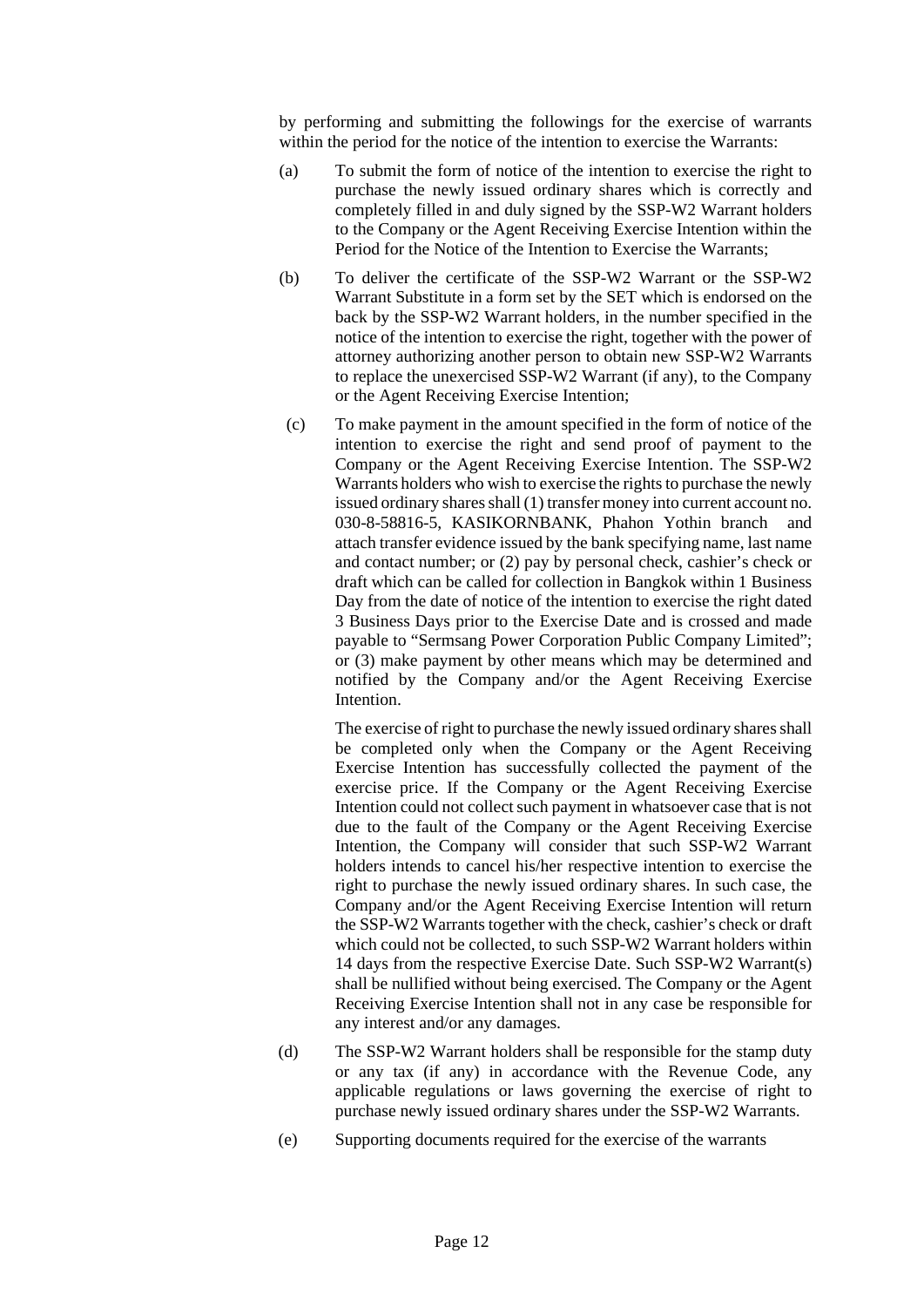by performing and submitting the followings for the exercise of warrants within the period for the notice of the intention to exercise the Warrants:

(a) To submit the form of notice of the intention to exercise the right to purchase the newly issued ordinary shares which is correctly and completely filled in and duly signed by the SSP-W2 Warrant holders to the Company or the Agent Receiving Exercise Intention within the Period for the Notice of the Intention to Exercise the Warrants;

(b) To deliver the certificate of the SSP-W2 Warrant or the SSP-W2 Warrant Substitute in a form set by the SET which is endorsed on the back by the SSP-W2 Warrant holders, in the number specified in the notice of the intention to exercise the right, together with the power of attorney authorizing another person to obtain new SSP-W2 Warrants to replace the unexercised SSP-W2 Warrant (if any), to the Company or the Agent Receiving Exercise Intention;

(c) To make payment in the amount specified in the form of notice of the intention to exercise the right and send proof of payment to the Company or the Agent Receiving Exercise Intention. The SSP-W2 Warrants holders who wish to exercise the rights to purchase the newly issued ordinary shares shall (1) transfer money into current account no. 030-8-58816-5, KASIKORNBANK, Phahon Yothin branch and attach transfer evidence issued by the bank specifying name, last name and contact number; or (2) pay by personal check, cashier's check or draft which can be called for collection in Bangkok within 1 Business Day from the date of notice of the intention to exercise the right dated 3 Business Days prior to the Exercise Date and is crossed and made payable to "Sermsang Power Corporation Public Company Limited"; or (3) make payment by other means which may be determined and notified by the Company and/or the Agent Receiving Exercise Intention.

    The exercise of right to purchase the newly issued ordinary shares shall be completed only when the Company or the Agent Receiving Exercise Intention has successfully collected the payment of the exercise price. If the Company or the Agent Receiving Exercise Intention could not collect such payment in whatsoever case that is not due to the fault of the Company or the Agent Receiving Exercise Intention, the Company will consider that such SSP-W2 Warrant holders intends to cancel his/her respective intention to exercise the right to purchase the newly issued ordinary shares. In such case, the Company and/or the Agent Receiving Exercise Intention will return the SSP-W2 Warrants together with the check, cashier's check or draft which could not be collected, to such SSP-W2 Warrant holders within 14 days from the respective Exercise Date. Such SSP-W2 Warrant(s) shall be nullified without being exercised. The Company or the Agent Receiving Exercise Intention shall not in any case be responsible for any interest and/or any damages.

(d) The SSP-W2 Warrant holders shall be responsible for the stamp duty or any tax (if any) in accordance with the Revenue Code, any applicable regulations or laws governing the exercise of right to purchase newly issued ordinary shares under the SSP-W2 Warrants.

(e) Supporting documents required for the exercise of the warrants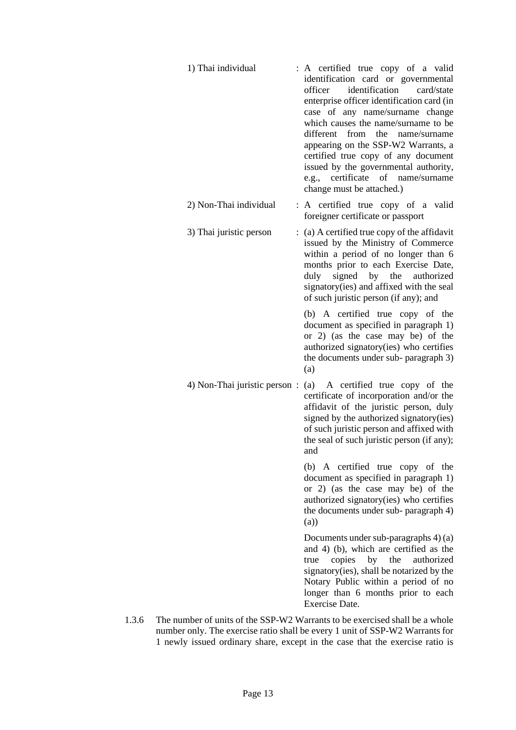1) Thai individual : A certified true copy of a valid identification card or governmental officer identification card/state enterprise officer identification card (in case of any name/surname change which causes the name/surname to be different from the name/surname appearing on the SSP-W2 Warrants, a certified true copy of any document issued by the governmental authority, e.g., certificate of name/surname change must be attached.)

2) Non-Thai individual : A certified true copy of a valid foreigner certificate or passport

3) Thai juristic person : (a) A certified true copy of the affidavit issued by the Ministry of Commerce within a period of no longer than 6 months prior to each Exercise Date, duly signed by the authorized signatory(ies) and affixed with the seal of such juristic person (if any); and

(b) A certified true copy of the document as specified in paragraph 1) or 2) (as the case may be) of the authorized signatory(ies) who certifies the documents under sub- paragraph 3) (a)

4) Non-Thai juristic person : (a) A certified true copy of the certificate of incorporation and/or the affidavit of the juristic person, duly signed by the authorized signatory(ies) of such juristic person and affixed with the seal of such juristic person (if any); and

(b) A certified true copy of the document as specified in paragraph 1) or 2) (as the case may be) of the authorized signatory(ies) who certifies the documents under sub- paragraph 4) (a))

Documents under sub-paragraphs 4) (a) and 4) (b), which are certified as the true copies by the authorized signatory(ies), shall be notarized by the Notary Public within a period of no longer than 6 months prior to each Exercise Date.

1.3.6 The number of units of the SSP-W2 Warrants to be exercised shall be a whole number only. The exercise ratio shall be every 1 unit of SSP-W2 Warrants for 1 newly issued ordinary share, except in the case that the exercise ratio is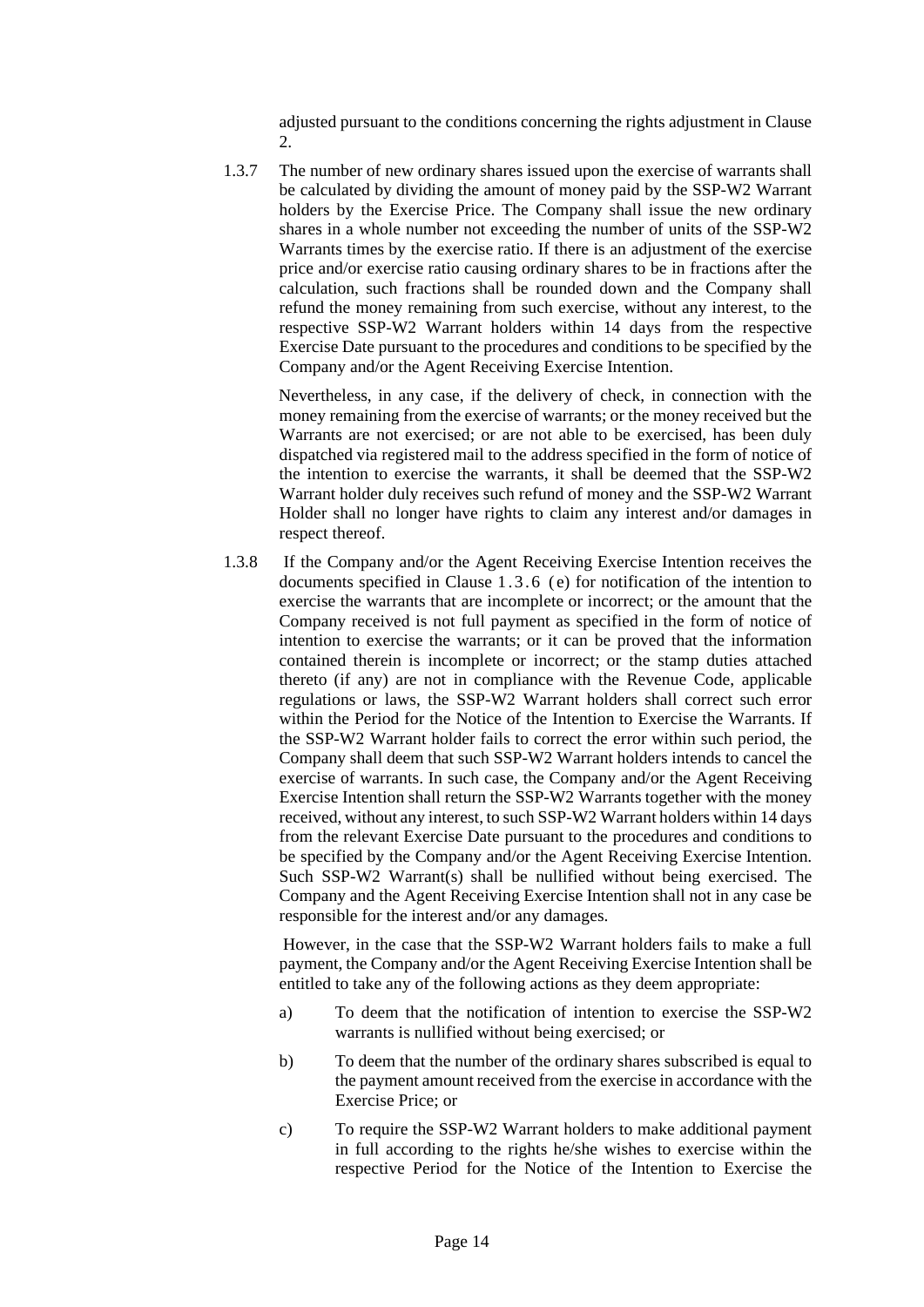adjusted pursuant to the conditions concerning the rights adjustment in Clause 2.

1.3.7 The number of new ordinary shares issued upon the exercise of warrants shall be calculated by dividing the amount of money paid by the SSP-W2 Warrant holders by the Exercise Price. The Company shall issue the new ordinary shares in a whole number not exceeding the number of units of the SSP-W2 Warrants times by the exercise ratio. If there is an adjustment of the exercise price and/or exercise ratio causing ordinary shares to be in fractions after the calculation, such fractions shall be rounded down and the Company shall refund the money remaining from such exercise, without any interest, to the respective SSP-W2 Warrant holders within 14 days from the respective Exercise Date pursuant to the procedures and conditions to be specified by the Company and/or the Agent Receiving Exercise Intention.

Nevertheless, in any case, if the delivery of check, in connection with the money remaining from the exercise of warrants; or the money received but the Warrants are not exercised; or are not able to be exercised, has been duly dispatched via registered mail to the address specified in the form of notice of the intention to exercise the warrants, it shall be deemed that the SSP-W2 Warrant holder duly receives such refund of money and the SSP-W2 Warrant Holder shall no longer have rights to claim any interest and/or damages in respect thereof.

1.3.8 If the Company and/or the Agent Receiving Exercise Intention receives the documents specified in Clause 1.3.6 (e) for notification of the intention to exercise the warrants that are incomplete or incorrect; or the amount that the Company received is not full payment as specified in the form of notice of intention to exercise the warrants; or it can be proved that the information contained therein is incomplete or incorrect; or the stamp duties attached thereto (if any) are not in compliance with the Revenue Code, applicable regulations or laws, the SSP-W2 Warrant holders shall correct such error within the Period for the Notice of the Intention to Exercise the Warrants. If the SSP-W2 Warrant holder fails to correct the error within such period, the Company shall deem that such SSP-W2 Warrant holders intends to cancel the exercise of warrants. In such case, the Company and/or the Agent Receiving Exercise Intention shall return the SSP-W2 Warrants together with the money received, without any interest, to such SSP-W2 Warrant holders within 14 days from the relevant Exercise Date pursuant to the procedures and conditions to be specified by the Company and/or the Agent Receiving Exercise Intention. Such SSP-W2 Warrant(s) shall be nullified without being exercised. The Company and the Agent Receiving Exercise Intention shall not in any case be responsible for the interest and/or any damages.

However, in the case that the SSP-W2 Warrant holders fails to make a full payment, the Company and/or the Agent Receiving Exercise Intention shall be entitled to take any of the following actions as they deem appropriate:

a) To deem that the notification of intention to exercise the SSP-W2 warrants is nullified without being exercised; or

b) To deem that the number of the ordinary shares subscribed is equal to the payment amount received from the exercise in accordance with the Exercise Price; or

c) To require the SSP-W2 Warrant holders to make additional payment in full according to the rights he/she wishes to exercise within the respective Period for the Notice of the Intention to Exercise the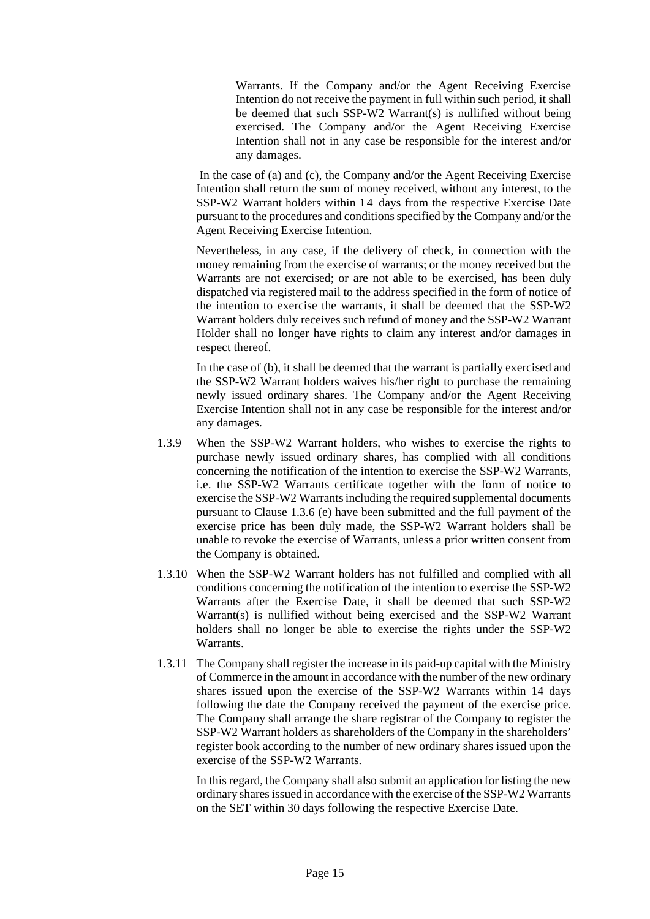Warrants. If the Company and/or the Agent Receiving Exercise Intention do not receive the payment in full within such period, it shall be deemed that such SSP-W2 Warrant(s) is nullified without being exercised. The Company and/or the Agent Receiving Exercise Intention shall not in any case be responsible for the interest and/or any damages.

In the case of (a) and (c), the Company and/or the Agent Receiving Exercise Intention shall return the sum of money received, without any interest, to the SSP-W2 Warrant holders within 14 days from the respective Exercise Date pursuant to the procedures and conditions specified by the Company and/or the Agent Receiving Exercise Intention.

Nevertheless, in any case, if the delivery of check, in connection with the money remaining from the exercise of warrants; or the money received but the Warrants are not exercised; or are not able to be exercised, has been duly dispatched via registered mail to the address specified in the form of notice of the intention to exercise the warrants, it shall be deemed that the SSP-W2 Warrant holders duly receives such refund of money and the SSP-W2 Warrant Holder shall no longer have rights to claim any interest and/or damages in respect thereof.

In the case of (b), it shall be deemed that the warrant is partially exercised and the SSP-W2 Warrant holders waives his/her right to purchase the remaining newly issued ordinary shares. The Company and/or the Agent Receiving Exercise Intention shall not in any case be responsible for the interest and/or any damages.

1.3.9 When the SSP-W2 Warrant holders, who wishes to exercise the rights to purchase newly issued ordinary shares, has complied with all conditions concerning the notification of the intention to exercise the SSP-W2 Warrants, i.e. the SSP-W2 Warrants certificate together with the form of notice to exercise the SSP-W2 Warrants including the required supplemental documents pursuant to Clause 1.3.6 (e) have been submitted and the full payment of the exercise price has been duly made, the SSP-W2 Warrant holders shall be unable to revoke the exercise of Warrants, unless a prior written consent from the Company is obtained.

1.3.10 When the SSP-W2 Warrant holders has not fulfilled and complied with all conditions concerning the notification of the intention to exercise the SSP-W2 Warrants after the Exercise Date, it shall be deemed that such SSP-W2 Warrant(s) is nullified without being exercised and the SSP-W2 Warrant holders shall no longer be able to exercise the rights under the SSP-W2 Warrants.

1.3.11 The Company shall register the increase in its paid-up capital with the Ministry of Commerce in the amount in accordance with the number of the new ordinary shares issued upon the exercise of the SSP-W2 Warrants within 14 days following the date the Company received the payment of the exercise price. The Company shall arrange the share registrar of the Company to register the SSP-W2 Warrant holders as shareholders of the Company in the shareholders' register book according to the number of new ordinary shares issued upon the exercise of the SSP-W2 Warrants.

In this regard, the Company shall also submit an application for listing the new ordinary shares issued in accordance with the exercise of the SSP-W2 Warrants on the SET within 30 days following the respective Exercise Date.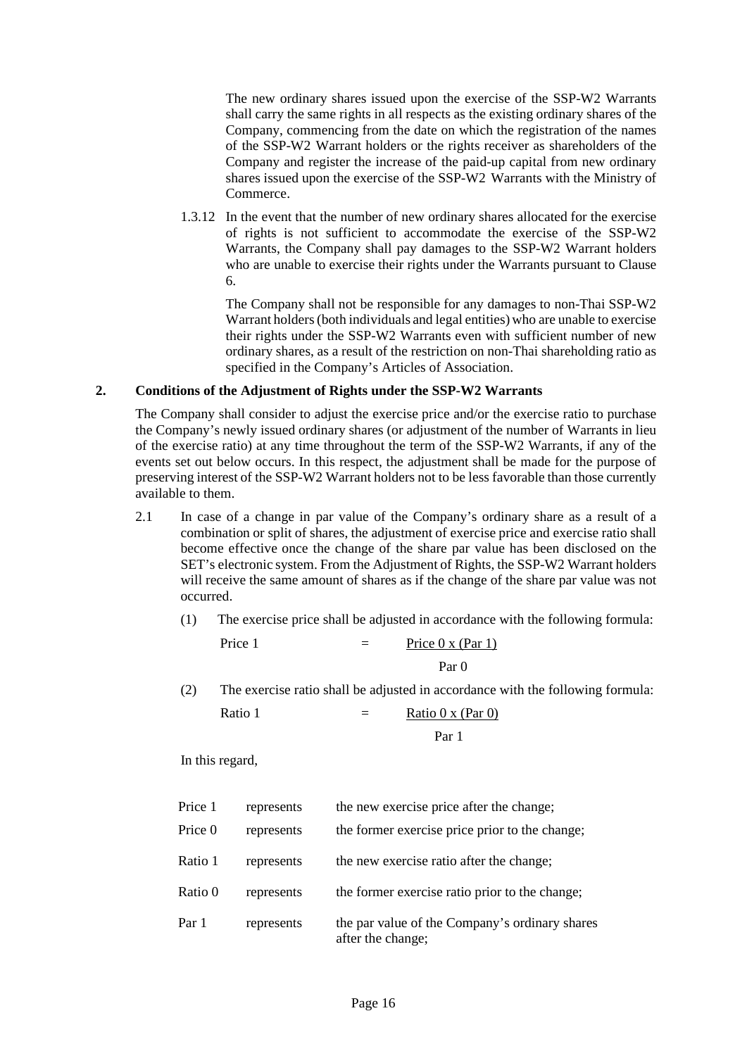The new ordinary shares issued upon the exercise of the SSP-W2 Warrants shall carry the same rights in all respects as the existing ordinary shares of the Company, commencing from the date on which the registration of the names of the SSP-W2 Warrant holders or the rights receiver as shareholders of the Company and register the increase of the paid-up capital from new ordinary shares issued upon the exercise of the SSP-W2 Warrants with the Ministry of Commerce.

1.3.12 In the event that the number of new ordinary shares allocated for the exercise of rights is not sufficient to accommodate the exercise of the SSP-W2 Warrants, the Company shall pay damages to the SSP-W2 Warrant holders who are unable to exercise their rights under the Warrants pursuant to Clause 6.

The Company shall not be responsible for any damages to non-Thai SSP-W2 Warrant holders (both individuals and legal entities) who are unable to exercise their rights under the SSP-W2 Warrants even with sufficient number of new ordinary shares, as a result of the restriction on non-Thai shareholding ratio as specified in the Company's Articles of Association.

## 2. Conditions of the Adjustment of Rights under the SSP-W2 Warrants

The Company shall consider to adjust the exercise price and/or the exercise ratio to purchase the Company's newly issued ordinary shares (or adjustment of the number of Warrants in lieu of the exercise ratio) at any time throughout the term of the SSP-W2 Warrants, if any of the events set out below occurs. In this respect, the adjustment shall be made for the purpose of preserving interest of the SSP-W2 Warrant holders not to be less favorable than those currently available to them.

2.1 In case of a change in par value of the Company's ordinary share as a result of a combination or split of shares, the adjustment of exercise price and exercise ratio shall become effective once the change of the share par value has been disclosed on the SET's electronic system. From the Adjustment of Rights, the SSP-W2 Warrant holders will receive the same amount of shares as if the change of the share par value was not occurred.

(1) The exercise price shall be adjusted in accordance with the following formula:

$$\text{Price 1} = \frac{\text{Price 0} \times (\text{Par 1})}{\text{Par 0}}$$

(2) The exercise ratio shall be adjusted in accordance with the following formula:

$$\text{Ratio 1} = \frac{\text{Ratio 0} \times (\text{Par 0})}{\text{Par 1}}$$

In this regard,

| | | |
|---|---|---|
| Price 1 | represents | the new exercise price after the change; |
| Price 0 | represents | the former exercise price prior to the change; |
| Ratio 1 | represents | the new exercise ratio after the change; |
| Ratio 0 | represents | the former exercise ratio prior to the change; |
| Par 1 | represents | the par value of the Company's ordinary shares after the change; |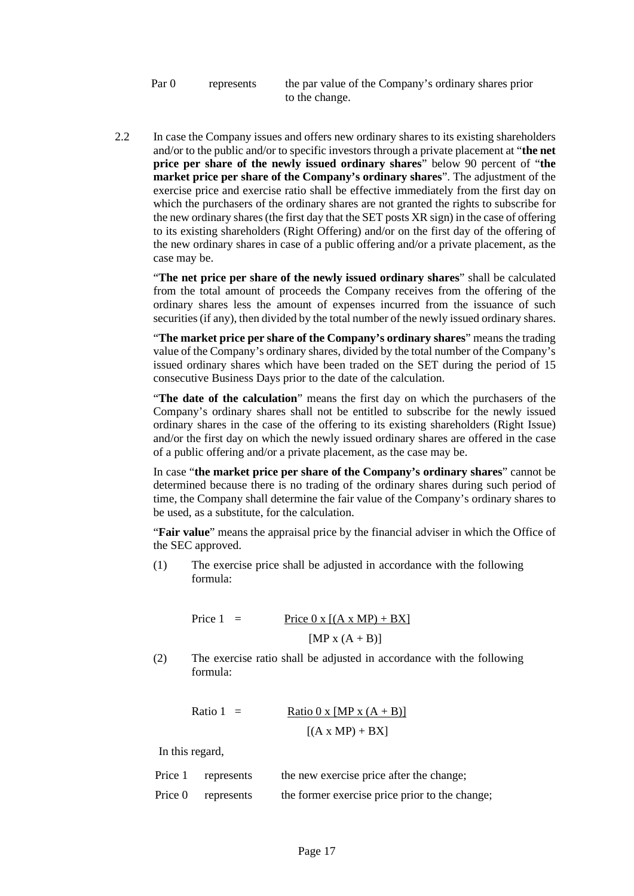| Par 0 | represents | the par value of the Company's ordinary shares prior to the change. |
|---|---|---|

2.2 In case the Company issues and offers new ordinary shares to its existing shareholders and/or to the public and/or to specific investors through a private placement at "**the net price per share of the newly issued ordinary shares**" below 90 percent of "**the market price per share of the Company's ordinary shares**". The adjustment of the exercise price and exercise ratio shall be effective immediately from the first day on which the purchasers of the ordinary shares are not granted the rights to subscribe for the new ordinary shares (the first day that the SET posts XR sign) in the case of offering to its existing shareholders (Right Offering) and/or on the first day of the offering of the new ordinary shares in case of a public offering and/or a private placement, as the case may be.

"**The net price per share of the newly issued ordinary shares**" shall be calculated from the total amount of proceeds the Company receives from the offering of the ordinary shares less the amount of expenses incurred from the issuance of such securities (if any), then divided by the total number of the newly issued ordinary shares.

"**The market price per share of the Company's ordinary shares**" means the trading value of the Company's ordinary shares, divided by the total number of the Company's issued ordinary shares which have been traded on the SET during the period of 15 consecutive Business Days prior to the date of the calculation.

"**The date of the calculation**" means the first day on which the purchasers of the Company's ordinary shares shall not be entitled to subscribe for the newly issued ordinary shares in the case of the offering to its existing shareholders (Right Issue) and/or the first day on which the newly issued ordinary shares are offered in the case of a public offering and/or a private placement, as the case may be.

In case "**the market price per share of the Company's ordinary shares**" cannot be determined because there is no trading of the ordinary shares during such period of time, the Company shall determine the fair value of the Company's ordinary shares to be used, as a substitute, for the calculation.

"**Fair value**" means the appraisal price by the financial adviser in which the Office of the SEC approved.

(1) The exercise price shall be adjusted in accordance with the following formula:

$$\text{Price 1} = \frac{\text{Price 0} \times [(A \times MP) + BX]}{[MP \times (A + B)]}$$

(2) The exercise ratio shall be adjusted in accordance with the following formula:

$$\text{Ratio 1} = \frac{\text{Ratio 0} \times [MP \times (A + B)]}{[(A \times MP) + BX]}$$

In this regard,

| Price 1 | represents | the new exercise price after the change; |
|---|---|---|
| Price 0 | represents | the former exercise price prior to the change; |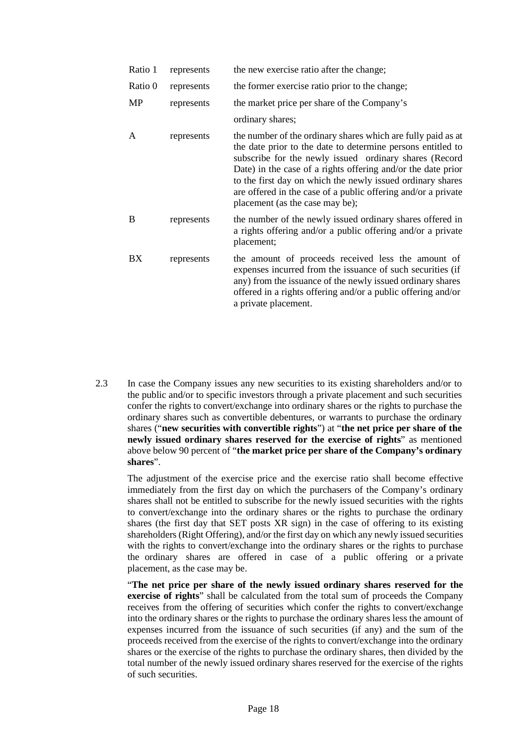| | | |
|---|---|---|
| Ratio 1 | represents | the new exercise ratio after the change; |
| Ratio 0 | represents | the former exercise ratio prior to the change; |
| MP | represents | the market price per share of the Company's ordinary shares; |
| A | represents | the number of the ordinary shares which are fully paid as at the date prior to the date to determine persons entitled to subscribe for the newly issued ordinary shares (Record Date) in the case of a rights offering and/or the date prior to the first day on which the newly issued ordinary shares are offered in the case of a public offering and/or a private placement (as the case may be); |
| B | represents | the number of the newly issued ordinary shares offered in a rights offering and/or a public offering and/or a private placement; |
| BX | represents | the amount of proceeds received less the amount of expenses incurred from the issuance of such securities (if any) from the issuance of the newly issued ordinary shares offered in a rights offering and/or a public offering and/or a private placement. |

2.3 In case the Company issues any new securities to its existing shareholders and/or to the public and/or to specific investors through a private placement and such securities confer the rights to convert/exchange into ordinary shares or the rights to purchase the ordinary shares such as convertible debentures, or warrants to purchase the ordinary shares ("**new securities with convertible rights**") at "**the net price per share of the newly issued ordinary shares reserved for the exercise of rights**" as mentioned above below 90 percent of "**the market price per share of the Company's ordinary shares**".

The adjustment of the exercise price and the exercise ratio shall become effective immediately from the first day on which the purchasers of the Company's ordinary shares shall not be entitled to subscribe for the newly issued securities with the rights to convert/exchange into the ordinary shares or the rights to purchase the ordinary shares (the first day that SET posts XR sign) in the case of offering to its existing shareholders (Right Offering), and/or the first day on which any newly issued securities with the rights to convert/exchange into the ordinary shares or the rights to purchase the ordinary shares are offered in case of a public offering or a private placement, as the case may be.

"**The net price per share of the newly issued ordinary shares reserved for the exercise of rights**" shall be calculated from the total sum of proceeds the Company receives from the offering of securities which confer the rights to convert/exchange into the ordinary shares or the rights to purchase the ordinary shares less the amount of expenses incurred from the issuance of such securities (if any) and the sum of the proceeds received from the exercise of the rights to convert/exchange into the ordinary shares or the exercise of the rights to purchase the ordinary shares, then divided by the total number of the newly issued ordinary shares reserved for the exercise of the rights of such securities.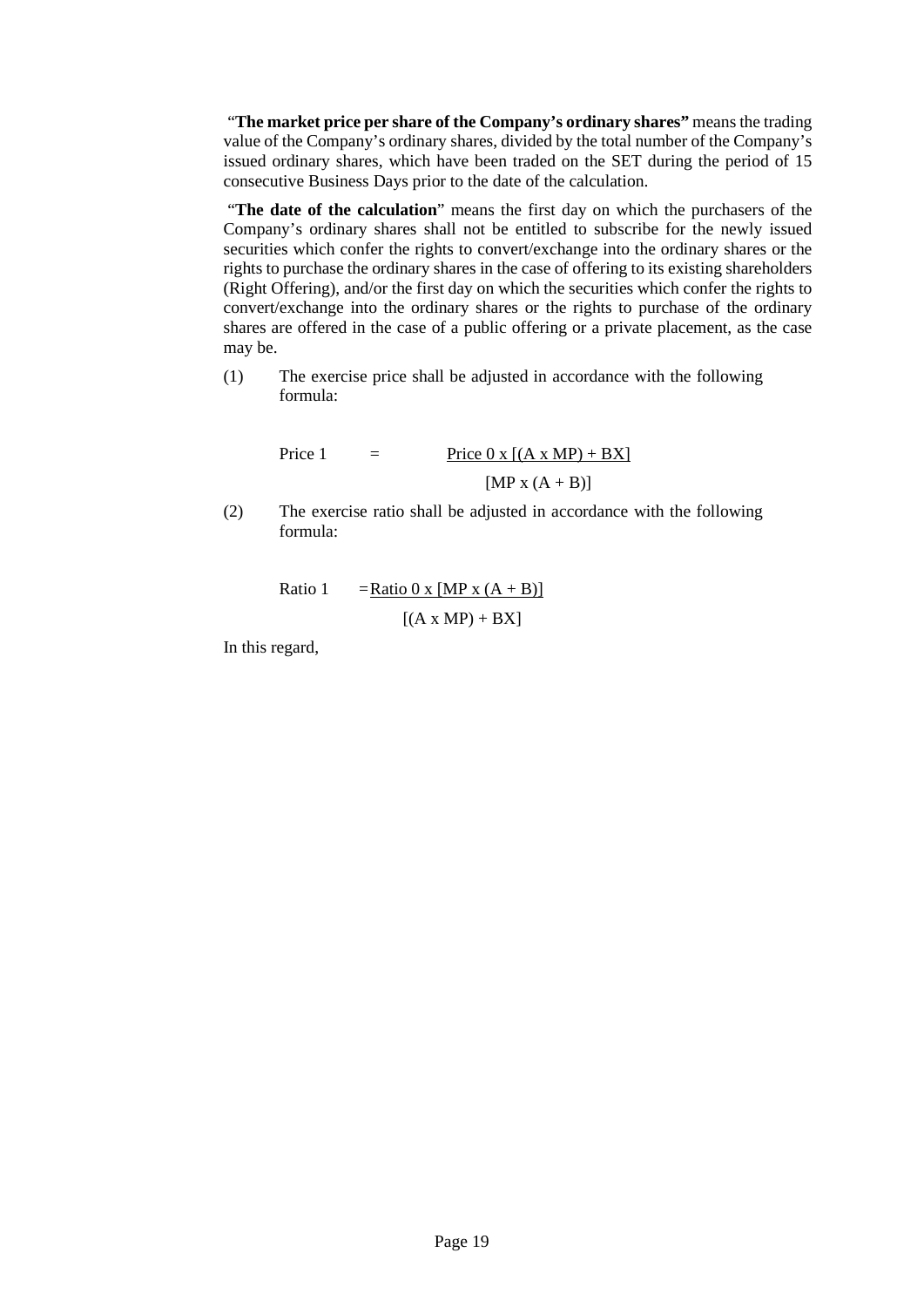"**The market price per share of the Company's ordinary shares"** means the trading value of the Company's ordinary shares, divided by the total number of the Company's issued ordinary shares, which have been traded on the SET during the period of 15 consecutive Business Days prior to the date of the calculation.

"**The date of the calculation**" means the first day on which the purchasers of the Company's ordinary shares shall not be entitled to subscribe for the newly issued securities which confer the rights to convert/exchange into the ordinary shares or the rights to purchase the ordinary shares in the case of offering to its existing shareholders (Right Offering), and/or the first day on which the securities which confer the rights to convert/exchange into the ordinary shares or the rights to purchase of the ordinary shares are offered in the case of a public offering or a private placement, as the case may be.

(1) The exercise price shall be adjusted in accordance with the following formula:

$$\text{Price 1} = \frac{\text{Price 0} \times [(A \times MP) + BX]}{[MP \times (A + B)]}$$

(2) The exercise ratio shall be adjusted in accordance with the following formula:

$$\text{Ratio 1} = \frac{\text{Ratio 0} \times [MP \times (A + B)]}{[(A \times MP) + BX]}$$

In this regard,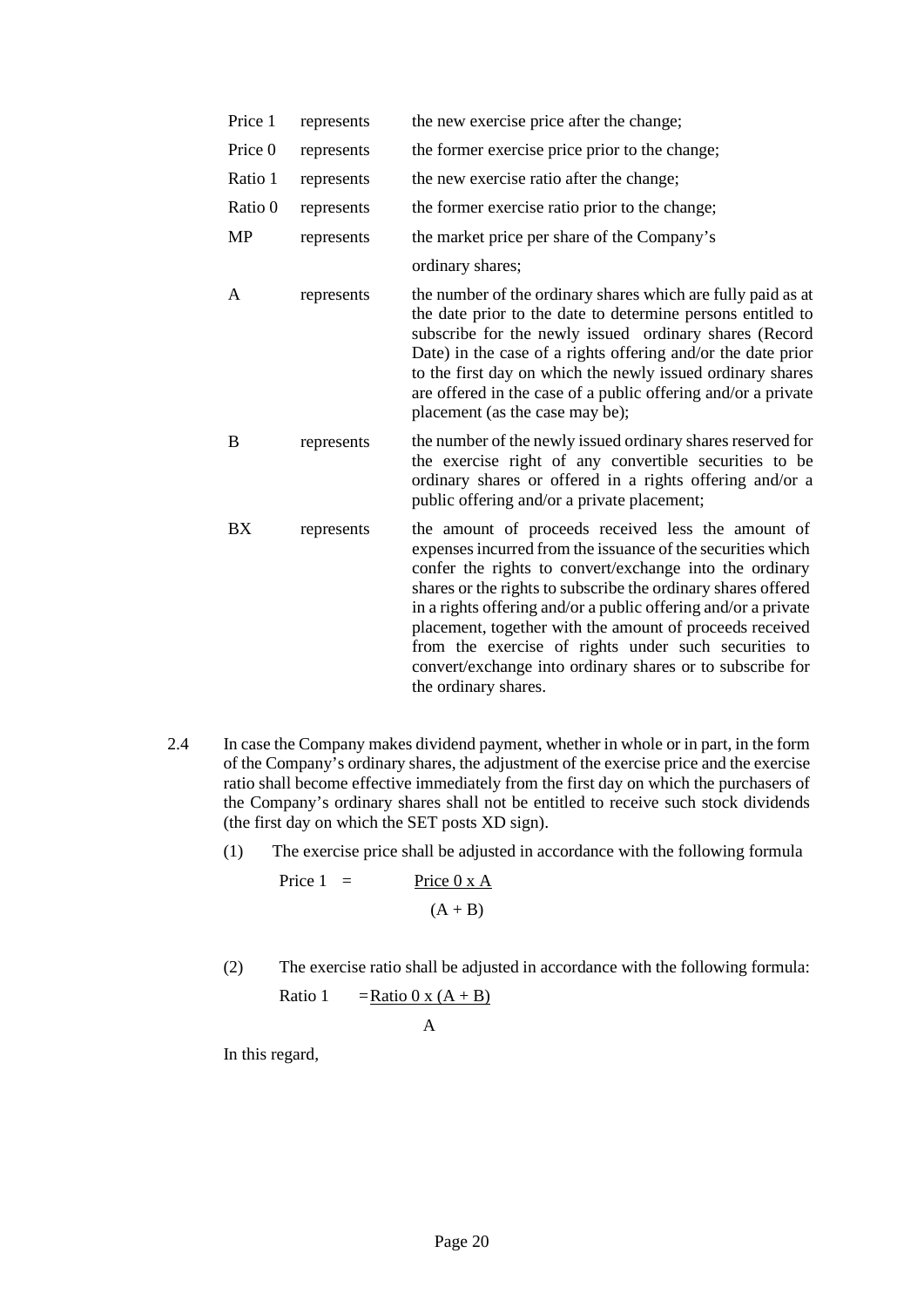| | | |
|---|---|---|
| Price 1 | represents | the new exercise price after the change; |
| Price 0 | represents | the former exercise price prior to the change; |
| Ratio 1 | represents | the new exercise ratio after the change; |
| Ratio 0 | represents | the former exercise ratio prior to the change; |
| MP | represents | the market price per share of the Company's ordinary shares; |
| A | represents | the number of the ordinary shares which are fully paid as at the date prior to the date to determine persons entitled to subscribe for the newly issued ordinary shares (Record Date) in the case of a rights offering and/or the date prior to the first day on which the newly issued ordinary shares are offered in the case of a public offering and/or a private placement (as the case may be); |
| B | represents | the number of the newly issued ordinary shares reserved for the exercise right of any convertible securities to be ordinary shares or offered in a rights offering and/or a public offering and/or a private placement; |
| BX | represents | the amount of proceeds received less the amount of expenses incurred from the issuance of the securities which confer the rights to convert/exchange into the ordinary shares or the rights to subscribe the ordinary shares offered in a rights offering and/or a public offering and/or a private placement, together with the amount of proceeds received from the exercise of rights under such securities to convert/exchange into ordinary shares or to subscribe for the ordinary shares. |

2.4 In case the Company makes dividend payment, whether in whole or in part, in the form of the Company's ordinary shares, the adjustment of the exercise price and the exercise ratio shall become effective immediately from the first day on which the purchasers of the Company's ordinary shares shall not be entitled to receive such stock dividends (the first day on which the SET posts XD sign).

(1) The exercise price shall be adjusted in accordance with the following formula

$$\text{Price 1} = \frac{\text{Price 0} \times A}{(A + B)}$$

(2) The exercise ratio shall be adjusted in accordance with the following formula:

$$\text{Ratio 1} = \frac{\text{Ratio 0} \times (A + B)}{A}$$

In this regard,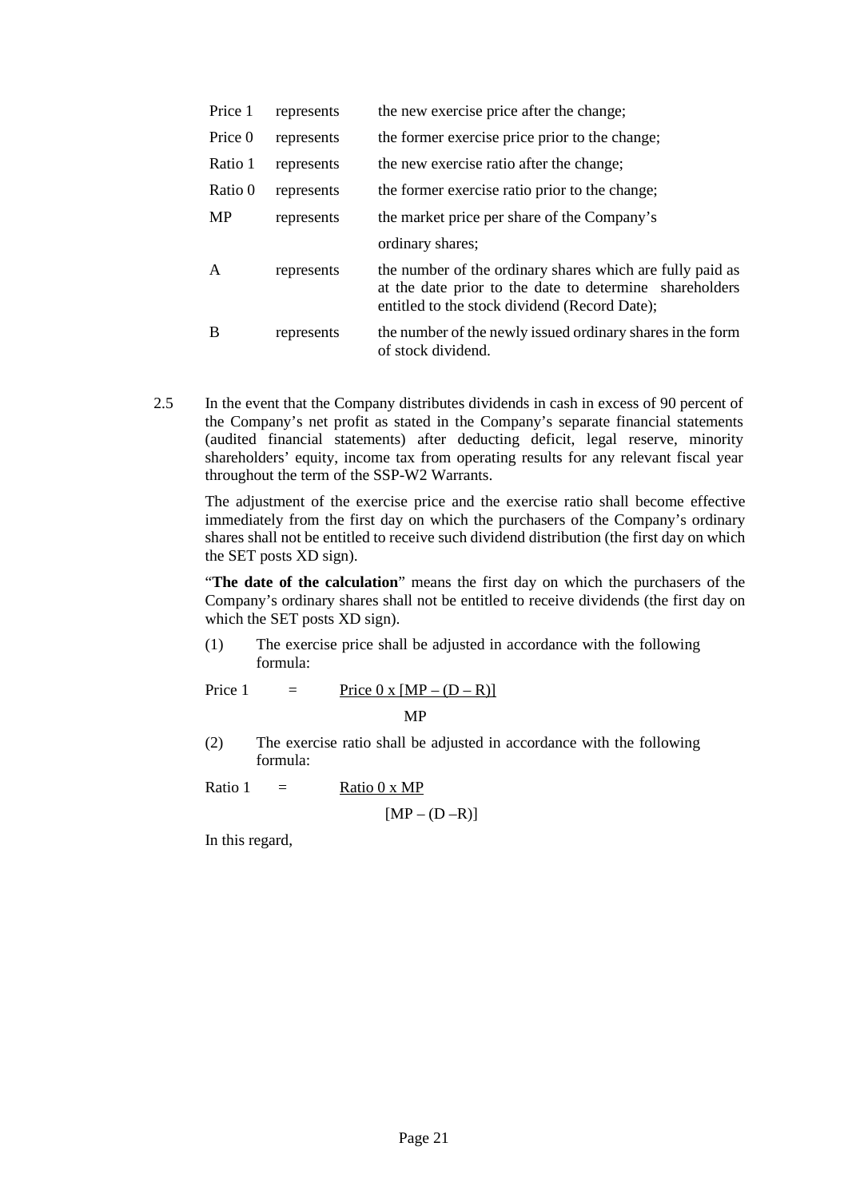| | | |
|---|---|---|
| Price 1 | represents | the new exercise price after the change; |
| Price 0 | represents | the former exercise price prior to the change; |
| Ratio 1 | represents | the new exercise ratio after the change; |
| Ratio 0 | represents | the former exercise ratio prior to the change; |
| MP | represents | the market price per share of the Company's ordinary shares; |
| A | represents | the number of the ordinary shares which are fully paid as at the date prior to the date to determine shareholders entitled to the stock dividend (Record Date); |
| B | represents | the number of the newly issued ordinary shares in the form of stock dividend. |

2.5 In the event that the Company distributes dividends in cash in excess of 90 percent of the Company's net profit as stated in the Company's separate financial statements (audited financial statements) after deducting deficit, legal reserve, minority shareholders' equity, income tax from operating results for any relevant fiscal year throughout the term of the SSP-W2 Warrants.

The adjustment of the exercise price and the exercise ratio shall become effective immediately from the first day on which the purchasers of the Company's ordinary shares shall not be entitled to receive such dividend distribution (the first day on which the SET posts XD sign).

"**The date of the calculation**" means the first day on which the purchasers of the Company's ordinary shares shall not be entitled to receive dividends (the first day on which the SET posts XD sign).

(1) The exercise price shall be adjusted in accordance with the following formula:

$$\text{Price 1} = \frac{\text{Price 0} \times [MP - (D - R)]}{MP}$$

(2) The exercise ratio shall be adjusted in accordance with the following formula:

$$\text{Ratio 1} = \frac{\text{Ratio 0} \times MP}{[MP - (D - R)]}$$

In this regard,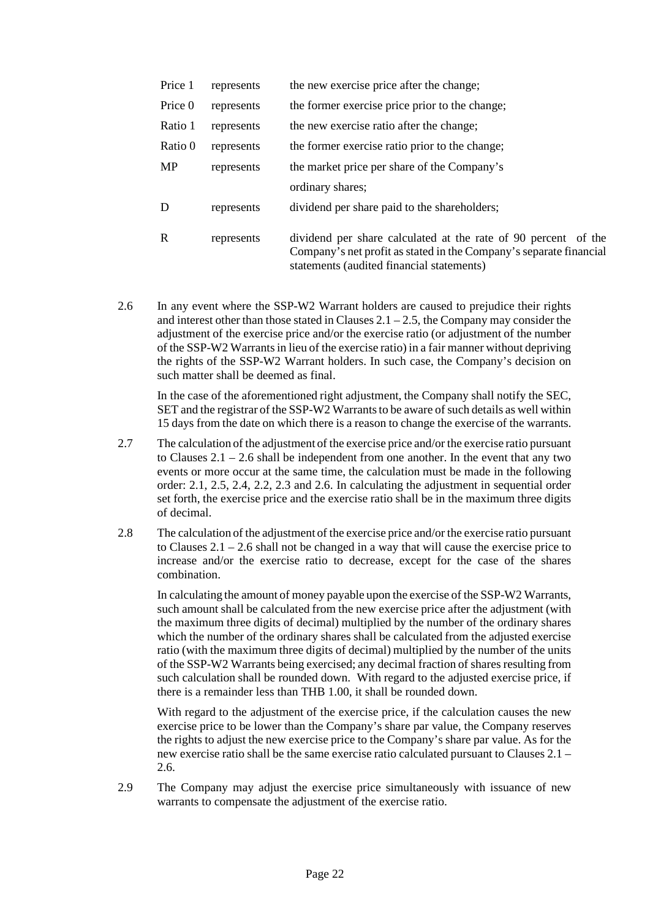| | | |
|---|---|---|
| Price 1 | represents | the new exercise price after the change; |
| Price 0 | represents | the former exercise price prior to the change; |
| Ratio 1 | represents | the new exercise ratio after the change; |
| Ratio 0 | represents | the former exercise ratio prior to the change; |
| MP | represents | the market price per share of the Company's ordinary shares; |
| D | represents | dividend per share paid to the shareholders; |
| R | represents | dividend per share calculated at the rate of 90 percent of the Company's net profit as stated in the Company's separate financial statements (audited financial statements) |

2.6 In any event where the SSP-W2 Warrant holders are caused to prejudice their rights and interest other than those stated in Clauses 2.1 – 2.5, the Company may consider the adjustment of the exercise price and/or the exercise ratio (or adjustment of the number of the SSP-W2 Warrants in lieu of the exercise ratio) in a fair manner without depriving the rights of the SSP-W2 Warrant holders. In such case, the Company's decision on such matter shall be deemed as final.

In the case of the aforementioned right adjustment, the Company shall notify the SEC, SET and the registrar of the SSP-W2 Warrants to be aware of such details as well within 15 days from the date on which there is a reason to change the exercise of the warrants.

2.7 The calculation of the adjustment of the exercise price and/or the exercise ratio pursuant to Clauses 2.1 – 2.6 shall be independent from one another. In the event that any two events or more occur at the same time, the calculation must be made in the following order: 2.1, 2.5, 2.4, 2.2, 2.3 and 2.6. In calculating the adjustment in sequential order set forth, the exercise price and the exercise ratio shall be in the maximum three digits of decimal.

2.8 The calculation of the adjustment of the exercise price and/or the exercise ratio pursuant to Clauses 2.1 – 2.6 shall not be changed in a way that will cause the exercise price to increase and/or the exercise ratio to decrease, except for the case of the shares combination.

In calculating the amount of money payable upon the exercise of the SSP-W2 Warrants, such amount shall be calculated from the new exercise price after the adjustment (with the maximum three digits of decimal) multiplied by the number of the ordinary shares which the number of the ordinary shares shall be calculated from the adjusted exercise ratio (with the maximum three digits of decimal) multiplied by the number of the units of the SSP-W2 Warrants being exercised; any decimal fraction of shares resulting from such calculation shall be rounded down. With regard to the adjusted exercise price, if there is a remainder less than THB 1.00, it shall be rounded down.

With regard to the adjustment of the exercise price, if the calculation causes the new exercise price to be lower than the Company's share par value, the Company reserves the rights to adjust the new exercise price to the Company's share par value. As for the new exercise ratio shall be the same exercise ratio calculated pursuant to Clauses 2.1 – 2.6.

2.9 The Company may adjust the exercise price simultaneously with issuance of new warrants to compensate the adjustment of the exercise ratio.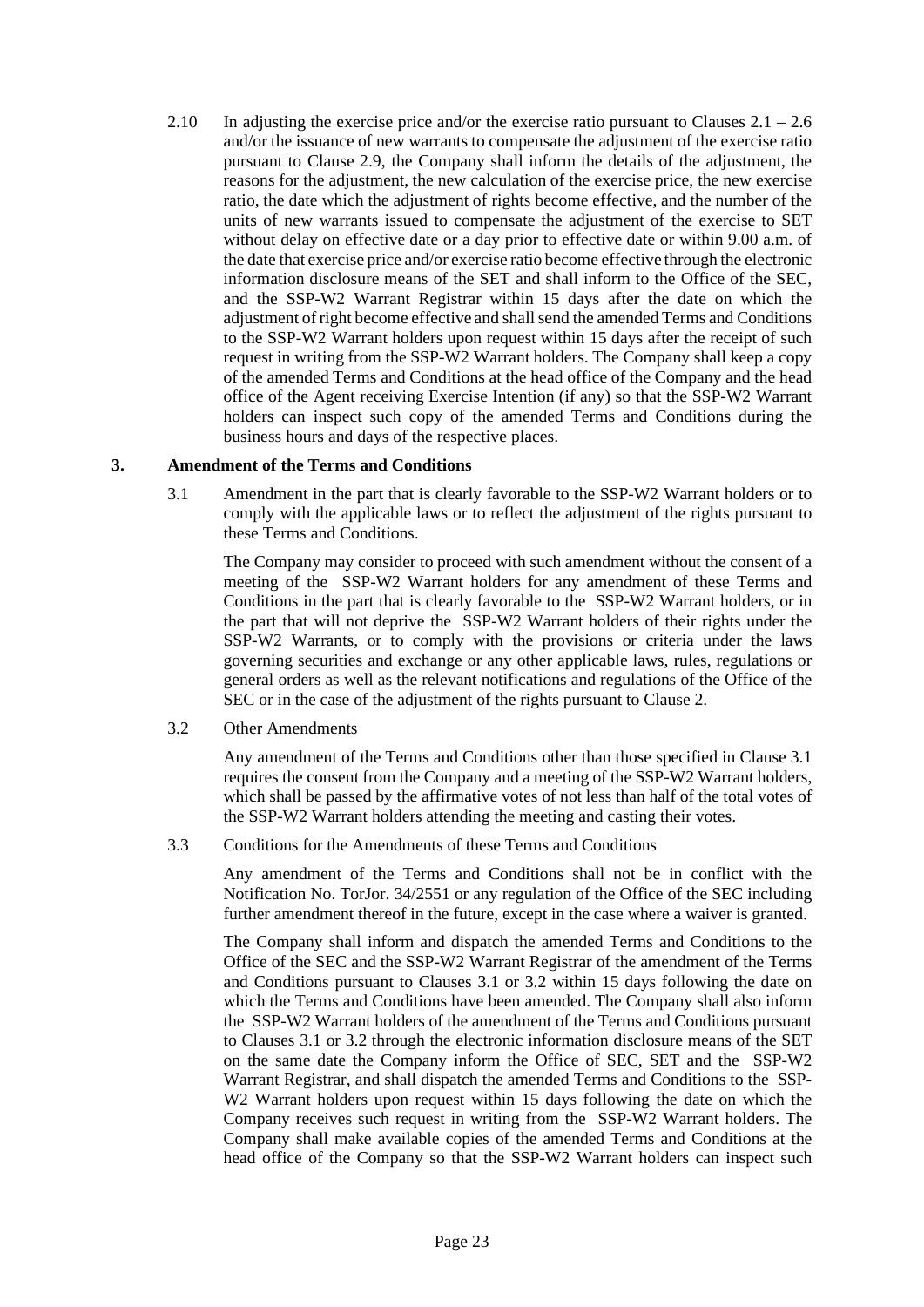2.10 In adjusting the exercise price and/or the exercise ratio pursuant to Clauses 2.1 – 2.6 and/or the issuance of new warrants to compensate the adjustment of the exercise ratio pursuant to Clause 2.9, the Company shall inform the details of the adjustment, the reasons for the adjustment, the new calculation of the exercise price, the new exercise ratio, the date which the adjustment of rights become effective, and the number of the units of new warrants issued to compensate the adjustment of the exercise to SET without delay on effective date or a day prior to effective date or within 9.00 a.m. of the date that exercise price and/or exercise ratio become effective through the electronic information disclosure means of the SET and shall inform to the Office of the SEC, and the SSP-W2 Warrant Registrar within 15 days after the date on which the adjustment of right become effective and shall send the amended Terms and Conditions to the SSP-W2 Warrant holders upon request within 15 days after the receipt of such request in writing from the SSP-W2 Warrant holders. The Company shall keep a copy of the amended Terms and Conditions at the head office of the Company and the head office of the Agent receiving Exercise Intention (if any) so that the SSP-W2 Warrant holders can inspect such copy of the amended Terms and Conditions during the business hours and days of the respective places.

## 3. Amendment of the Terms and Conditions

3.1 Amendment in the part that is clearly favorable to the SSP-W2 Warrant holders or to comply with the applicable laws or to reflect the adjustment of the rights pursuant to these Terms and Conditions.

The Company may consider to proceed with such amendment without the consent of a meeting of the SSP-W2 Warrant holders for any amendment of these Terms and Conditions in the part that is clearly favorable to the SSP-W2 Warrant holders, or in the part that will not deprive the SSP-W2 Warrant holders of their rights under the SSP-W2 Warrants, or to comply with the provisions or criteria under the laws governing securities and exchange or any other applicable laws, rules, regulations or general orders as well as the relevant notifications and regulations of the Office of the SEC or in the case of the adjustment of the rights pursuant to Clause 2.

3.2 Other Amendments

Any amendment of the Terms and Conditions other than those specified in Clause 3.1 requires the consent from the Company and a meeting of the SSP-W2 Warrant holders, which shall be passed by the affirmative votes of not less than half of the total votes of the SSP-W2 Warrant holders attending the meeting and casting their votes.

3.3 Conditions for the Amendments of these Terms and Conditions

Any amendment of the Terms and Conditions shall not be in conflict with the Notification No. TorJor. 34/2551 or any regulation of the Office of the SEC including further amendment thereof in the future, except in the case where a waiver is granted.

The Company shall inform and dispatch the amended Terms and Conditions to the Office of the SEC and the SSP-W2 Warrant Registrar of the amendment of the Terms and Conditions pursuant to Clauses 3.1 or 3.2 within 15 days following the date on which the Terms and Conditions have been amended. The Company shall also inform the SSP-W2 Warrant holders of the amendment of the Terms and Conditions pursuant to Clauses 3.1 or 3.2 through the electronic information disclosure means of the SET on the same date the Company inform the Office of SEC, SET and the SSP-W2 Warrant Registrar, and shall dispatch the amended Terms and Conditions to the SSP-W2 Warrant holders upon request within 15 days following the date on which the Company receives such request in writing from the SSP-W2 Warrant holders. The Company shall make available copies of the amended Terms and Conditions at the head office of the Company so that the SSP-W2 Warrant holders can inspect such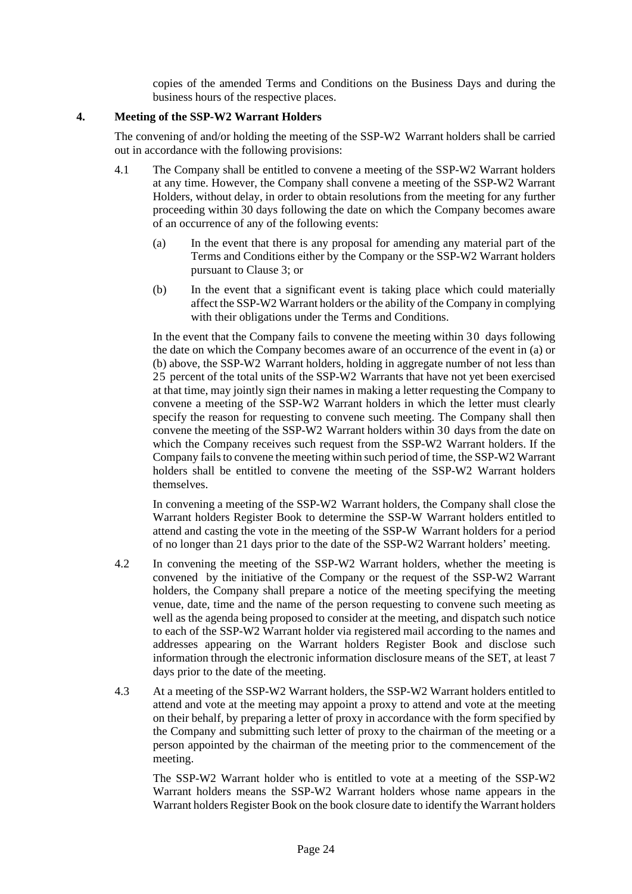copies of the amended Terms and Conditions on the Business Days and during the business hours of the respective places.

**4. Meeting of the SSP-W2 Warrant Holders**

The convening of and/or holding the meeting of the SSP-W2 Warrant holders shall be carried out in accordance with the following provisions:

4.1 The Company shall be entitled to convene a meeting of the SSP-W2 Warrant holders at any time. However, the Company shall convene a meeting of the SSP-W2 Warrant Holders, without delay, in order to obtain resolutions from the meeting for any further proceeding within 30 days following the date on which the Company becomes aware of an occurrence of any of the following events:

(a) In the event that there is any proposal for amending any material part of the Terms and Conditions either by the Company or the SSP-W2 Warrant holders pursuant to Clause 3; or

(b) In the event that a significant event is taking place which could materially affect the SSP-W2 Warrant holders or the ability of the Company in complying with their obligations under the Terms and Conditions.

In the event that the Company fails to convene the meeting within 30 days following the date on which the Company becomes aware of an occurrence of the event in (a) or (b) above, the SSP-W2 Warrant holders, holding in aggregate number of not less than 25 percent of the total units of the SSP-W2 Warrants that have not yet been exercised at that time, may jointly sign their names in making a letter requesting the Company to convene a meeting of the SSP-W2 Warrant holders in which the letter must clearly specify the reason for requesting to convene such meeting. The Company shall then convene the meeting of the SSP-W2 Warrant holders within 30 days from the date on which the Company receives such request from the SSP-W2 Warrant holders. If the Company fails to convene the meeting within such period of time, the SSP-W2 Warrant holders shall be entitled to convene the meeting of the SSP-W2 Warrant holders themselves.

In convening a meeting of the SSP-W2 Warrant holders, the Company shall close the Warrant holders Register Book to determine the SSP-W Warrant holders entitled to attend and casting the vote in the meeting of the SSP-W Warrant holders for a period of no longer than 21 days prior to the date of the SSP-W2 Warrant holders' meeting.

4.2 In convening the meeting of the SSP-W2 Warrant holders, whether the meeting is convened by the initiative of the Company or the request of the SSP-W2 Warrant holders, the Company shall prepare a notice of the meeting specifying the meeting venue, date, time and the name of the person requesting to convene such meeting as well as the agenda being proposed to consider at the meeting, and dispatch such notice to each of the SSP-W2 Warrant holder via registered mail according to the names and addresses appearing on the Warrant holders Register Book and disclose such information through the electronic information disclosure means of the SET, at least 7 days prior to the date of the meeting.

4.3 At a meeting of the SSP-W2 Warrant holders, the SSP-W2 Warrant holders entitled to attend and vote at the meeting may appoint a proxy to attend and vote at the meeting on their behalf, by preparing a letter of proxy in accordance with the form specified by the Company and submitting such letter of proxy to the chairman of the meeting or a person appointed by the chairman of the meeting prior to the commencement of the meeting.

The SSP-W2 Warrant holder who is entitled to vote at a meeting of the SSP-W2 Warrant holders means the SSP-W2 Warrant holders whose name appears in the Warrant holders Register Book on the book closure date to identify the Warrant holders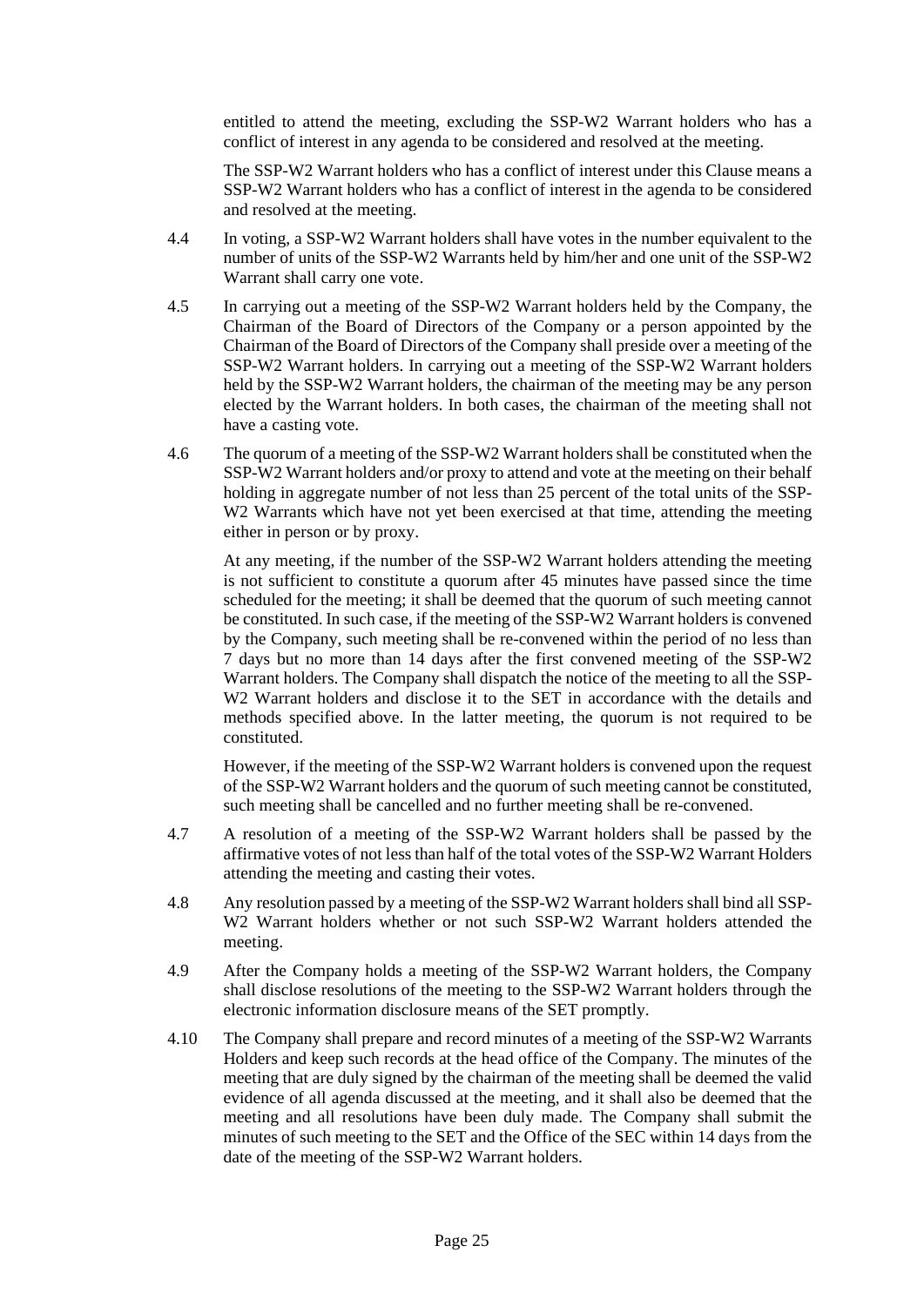entitled to attend the meeting, excluding the SSP-W2 Warrant holders who has a conflict of interest in any agenda to be considered and resolved at the meeting.

The SSP-W2 Warrant holders who has a conflict of interest under this Clause means a SSP-W2 Warrant holders who has a conflict of interest in the agenda to be considered and resolved at the meeting.

4.4 In voting, a SSP-W2 Warrant holders shall have votes in the number equivalent to the number of units of the SSP-W2 Warrants held by him/her and one unit of the SSP-W2 Warrant shall carry one vote.

4.5 In carrying out a meeting of the SSP-W2 Warrant holders held by the Company, the Chairman of the Board of Directors of the Company or a person appointed by the Chairman of the Board of Directors of the Company shall preside over a meeting of the SSP-W2 Warrant holders. In carrying out a meeting of the SSP-W2 Warrant holders held by the SSP-W2 Warrant holders, the chairman of the meeting may be any person elected by the Warrant holders. In both cases, the chairman of the meeting shall not have a casting vote.

4.6 The quorum of a meeting of the SSP-W2 Warrant holders shall be constituted when the SSP-W2 Warrant holders and/or proxy to attend and vote at the meeting on their behalf holding in aggregate number of not less than 25 percent of the total units of the SSP-W2 Warrants which have not yet been exercised at that time, attending the meeting either in person or by proxy.

At any meeting, if the number of the SSP-W2 Warrant holders attending the meeting is not sufficient to constitute a quorum after 45 minutes have passed since the time scheduled for the meeting; it shall be deemed that the quorum of such meeting cannot be constituted. In such case, if the meeting of the SSP-W2 Warrant holders is convened by the Company, such meeting shall be re-convened within the period of no less than 7 days but no more than 14 days after the first convened meeting of the SSP-W2 Warrant holders. The Company shall dispatch the notice of the meeting to all the SSP-W2 Warrant holders and disclose it to the SET in accordance with the details and methods specified above. In the latter meeting, the quorum is not required to be constituted.

However, if the meeting of the SSP-W2 Warrant holders is convened upon the request of the SSP-W2 Warrant holders and the quorum of such meeting cannot be constituted, such meeting shall be cancelled and no further meeting shall be re-convened.

4.7 A resolution of a meeting of the SSP-W2 Warrant holders shall be passed by the affirmative votes of not less than half of the total votes of the SSP-W2 Warrant Holders attending the meeting and casting their votes.

4.8 Any resolution passed by a meeting of the SSP-W2 Warrant holders shall bind all SSP-W2 Warrant holders whether or not such SSP-W2 Warrant holders attended the meeting.

4.9 After the Company holds a meeting of the SSP-W2 Warrant holders, the Company shall disclose resolutions of the meeting to the SSP-W2 Warrant holders through the electronic information disclosure means of the SET promptly.

4.10 The Company shall prepare and record minutes of a meeting of the SSP-W2 Warrants Holders and keep such records at the head office of the Company. The minutes of the meeting that are duly signed by the chairman of the meeting shall be deemed the valid evidence of all agenda discussed at the meeting, and it shall also be deemed that the meeting and all resolutions have been duly made. The Company shall submit the minutes of such meeting to the SET and the Office of the SEC within 14 days from the date of the meeting of the SSP-W2 Warrant holders.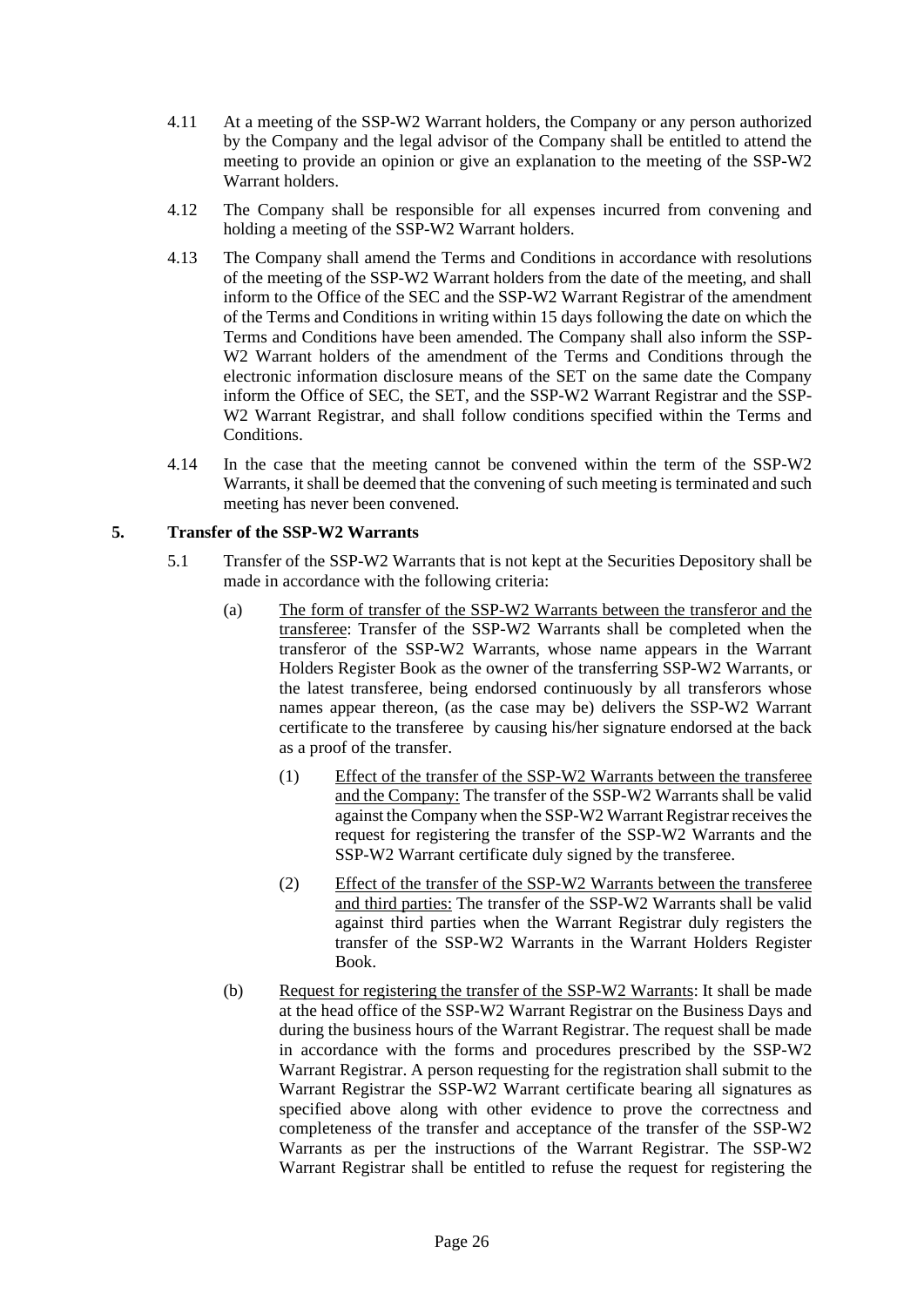4.11 At a meeting of the SSP-W2 Warrant holders, the Company or any person authorized by the Company and the legal advisor of the Company shall be entitled to attend the meeting to provide an opinion or give an explanation to the meeting of the SSP-W2 Warrant holders.

4.12 The Company shall be responsible for all expenses incurred from convening and holding a meeting of the SSP-W2 Warrant holders.

4.13 The Company shall amend the Terms and Conditions in accordance with resolutions of the meeting of the SSP-W2 Warrant holders from the date of the meeting, and shall inform to the Office of the SEC and the SSP-W2 Warrant Registrar of the amendment of the Terms and Conditions in writing within 15 days following the date on which the Terms and Conditions have been amended. The Company shall also inform the SSP-W2 Warrant holders of the amendment of the Terms and Conditions through the electronic information disclosure means of the SET on the same date the Company inform the Office of SEC, the SET, and the SSP-W2 Warrant Registrar and the SSP-W2 Warrant Registrar, and shall follow conditions specified within the Terms and Conditions.

4.14 In the case that the meeting cannot be convened within the term of the SSP-W2 Warrants, it shall be deemed that the convening of such meeting is terminated and such meeting has never been convened.

## 5. Transfer of the SSP-W2 Warrants

5.1 Transfer of the SSP-W2 Warrants that is not kept at the Securities Depository shall be made in accordance with the following criteria:

(a) The form of transfer of the SSP-W2 Warrants between the transferor and the transferee: Transfer of the SSP-W2 Warrants shall be completed when the transferor of the SSP-W2 Warrants, whose name appears in the Warrant Holders Register Book as the owner of the transferring SSP-W2 Warrants, or the latest transferee, being endorsed continuously by all transferors whose names appear thereon, (as the case may be) delivers the SSP-W2 Warrant certificate to the transferee by causing his/her signature endorsed at the back as a proof of the transfer.

(1) Effect of the transfer of the SSP-W2 Warrants between the transferee and the Company: The transfer of the SSP-W2 Warrants shall be valid against the Company when the SSP-W2 Warrant Registrar receives the request for registering the transfer of the SSP-W2 Warrants and the SSP-W2 Warrant certificate duly signed by the transferee.

(2) Effect of the transfer of the SSP-W2 Warrants between the transferee and third parties: The transfer of the SSP-W2 Warrants shall be valid against third parties when the Warrant Registrar duly registers the transfer of the SSP-W2 Warrants in the Warrant Holders Register Book.

(b) Request for registering the transfer of the SSP-W2 Warrants: It shall be made at the head office of the SSP-W2 Warrant Registrar on the Business Days and during the business hours of the Warrant Registrar. The request shall be made in accordance with the forms and procedures prescribed by the SSP-W2 Warrant Registrar. A person requesting for the registration shall submit to the Warrant Registrar the SSP-W2 Warrant certificate bearing all signatures as specified above along with other evidence to prove the correctness and completeness of the transfer and acceptance of the transfer of the SSP-W2 Warrants as per the instructions of the Warrant Registrar. The SSP-W2 Warrant Registrar shall be entitled to refuse the request for registering the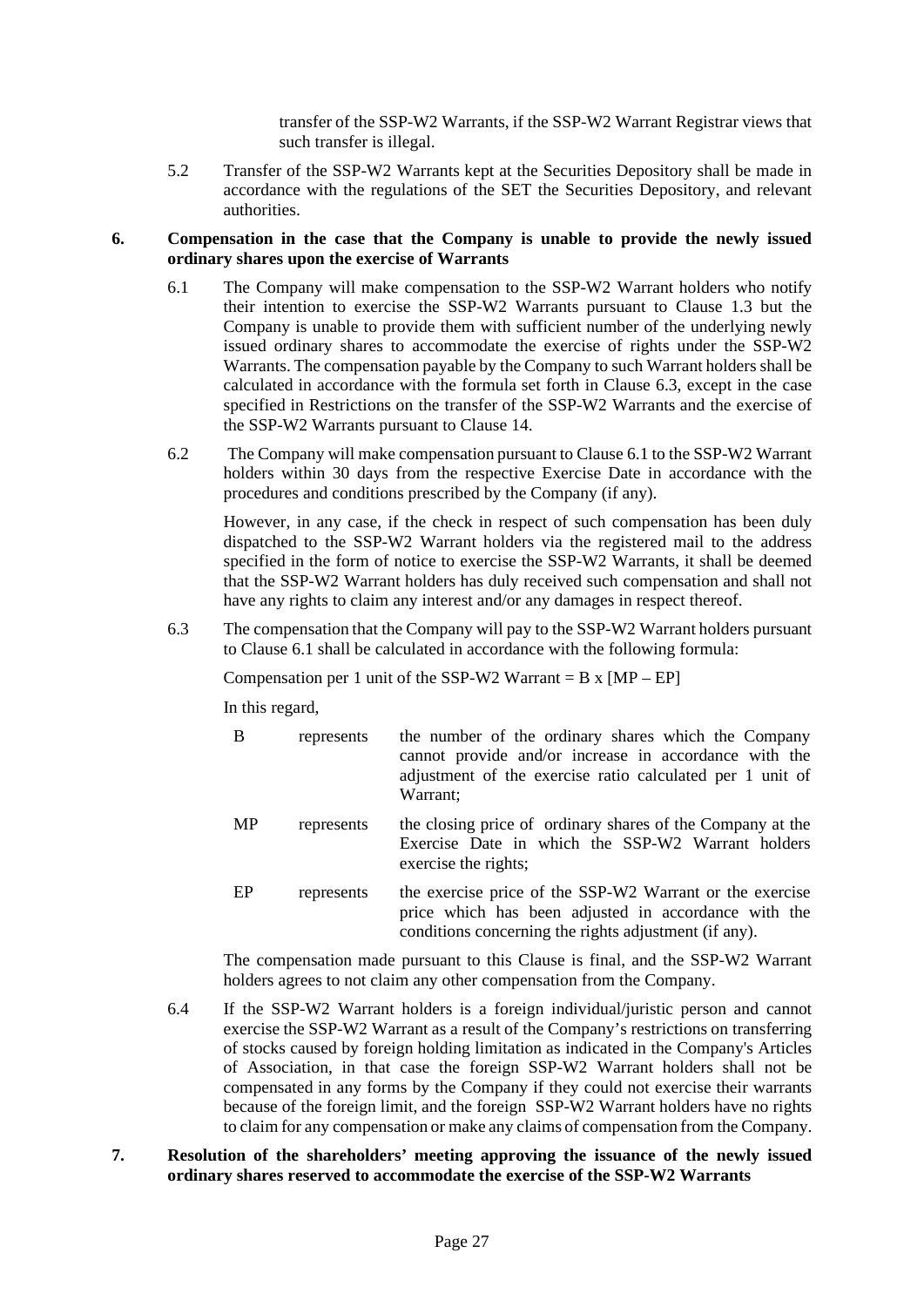transfer of the SSP-W2 Warrants, if the SSP-W2 Warrant Registrar views that such transfer is illegal.

5.2 Transfer of the SSP-W2 Warrants kept at the Securities Depository shall be made in accordance with the regulations of the SET the Securities Depository, and relevant authorities.

**6. Compensation in the case that the Company is unable to provide the newly issued ordinary shares upon the exercise of Warrants**

6.1 The Company will make compensation to the SSP-W2 Warrant holders who notify their intention to exercise the SSP-W2 Warrants pursuant to Clause 1.3 but the Company is unable to provide them with sufficient number of the underlying newly issued ordinary shares to accommodate the exercise of rights under the SSP-W2 Warrants. The compensation payable by the Company to such Warrant holders shall be calculated in accordance with the formula set forth in Clause 6.3, except in the case specified in Restrictions on the transfer of the SSP-W2 Warrants and the exercise of the SSP-W2 Warrants pursuant to Clause 14.

6.2 The Company will make compensation pursuant to Clause 6.1 to the SSP-W2 Warrant holders within 30 days from the respective Exercise Date in accordance with the procedures and conditions prescribed by the Company (if any).

However, in any case, if the check in respect of such compensation has been duly dispatched to the SSP-W2 Warrant holders via the registered mail to the address specified in the form of notice to exercise the SSP-W2 Warrants, it shall be deemed that the SSP-W2 Warrant holders has duly received such compensation and shall not have any rights to claim any interest and/or any damages in respect thereof.

6.3 The compensation that the Company will pay to the SSP-W2 Warrant holders pursuant to Clause 6.1 shall be calculated in accordance with the following formula:

Compensation per 1 unit of the SSP-W2 Warrant = B x [MP – EP]

In this regard,

| | | |
|---|---|---|
| B | represents | the number of the ordinary shares which the Company cannot provide and/or increase in accordance with the adjustment of the exercise ratio calculated per 1 unit of Warrant; |
| MP | represents | the closing price of ordinary shares of the Company at the Exercise Date in which the SSP-W2 Warrant holders exercise the rights; |
| EP | represents | the exercise price of the SSP-W2 Warrant or the exercise price which has been adjusted in accordance with the conditions concerning the rights adjustment (if any). |

The compensation made pursuant to this Clause is final, and the SSP-W2 Warrant holders agrees to not claim any other compensation from the Company.

6.4 If the SSP-W2 Warrant holders is a foreign individual/juristic person and cannot exercise the SSP-W2 Warrant as a result of the Company's restrictions on transferring of stocks caused by foreign holding limitation as indicated in the Company's Articles of Association, in that case the foreign SSP-W2 Warrant holders shall not be compensated in any forms by the Company if they could not exercise their warrants because of the foreign limit, and the foreign SSP-W2 Warrant holders have no rights to claim for any compensation or make any claims of compensation from the Company.

**7. Resolution of the shareholders' meeting approving the issuance of the newly issued ordinary shares reserved to accommodate the exercise of the SSP-W2 Warrants**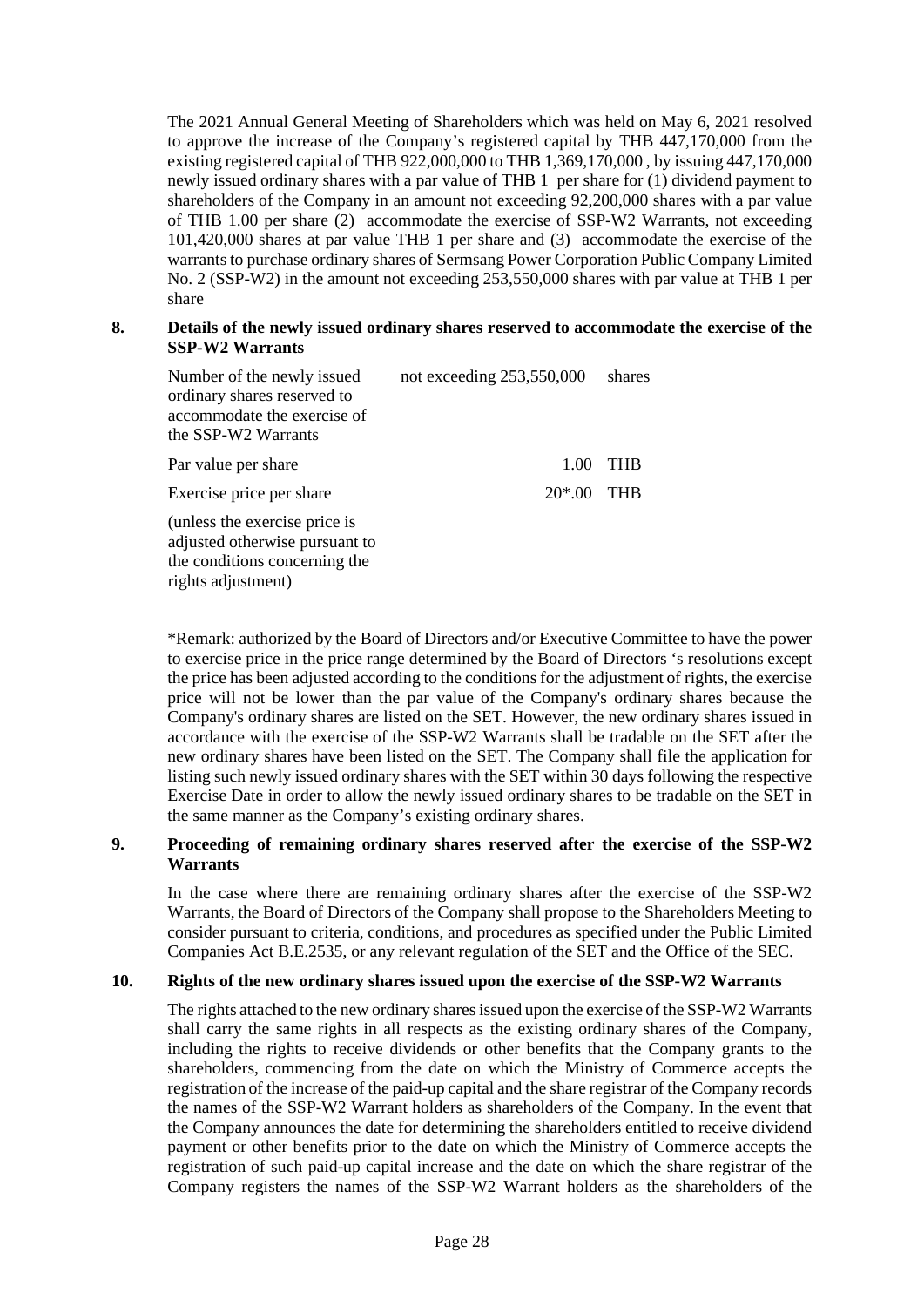The 2021 Annual General Meeting of Shareholders which was held on May 6, 2021 resolved to approve the increase of the Company's registered capital by THB 447,170,000 from the existing registered capital of THB 922,000,000 to THB 1,369,170,000 , by issuing 447,170,000 newly issued ordinary shares with a par value of THB 1 per share for (1) dividend payment to shareholders of the Company in an amount not exceeding 92,200,000 shares with a par value of THB 1.00 per share (2) accommodate the exercise of SSP-W2 Warrants, not exceeding 101,420,000 shares at par value THB 1 per share and (3) accommodate the exercise of the warrants to purchase ordinary shares of Sermsang Power Corporation Public Company Limited No. 2 (SSP-W2) in the amount not exceeding 253,550,000 shares with par value at THB 1 per share

**8. Details of the newly issued ordinary shares reserved to accommodate the exercise of the SSP-W2 Warrants**

| | | |
|---|---|---|
| Number of the newly issued ordinary shares reserved to accommodate the exercise of the SSP-W2 Warrants | not exceeding 253,550,000 | shares |
| Par value per share | 1.00 | THB |
| Exercise price per share | 20*.00 | THB |
| (unless the exercise price is adjusted otherwise pursuant to the conditions concerning the rights adjustment) | | |

*Remark: authorized by the Board of Directors and/or Executive Committee to have the power to exercise price in the price range determined by the Board of Directors 's resolutions except the price has been adjusted according to the conditions for the adjustment of rights, the exercise price will not be lower than the par value of the Company's ordinary shares because the Company's ordinary shares are listed on the SET. However, the new ordinary shares issued in accordance with the exercise of the SSP-W2 Warrants shall be tradable on the SET after the new ordinary shares have been listed on the SET. The Company shall file the application for listing such newly issued ordinary shares with the SET within 30 days following the respective Exercise Date in order to allow the newly issued ordinary shares to be tradable on the SET in the same manner as the Company's existing ordinary shares.

**9. Proceeding of remaining ordinary shares reserved after the exercise of the SSP-W2 Warrants**

In the case where there are remaining ordinary shares after the exercise of the SSP-W2 Warrants, the Board of Directors of the Company shall propose to the Shareholders Meeting to consider pursuant to criteria, conditions, and procedures as specified under the Public Limited Companies Act B.E.2535, or any relevant regulation of the SET and the Office of the SEC.

**10. Rights of the new ordinary shares issued upon the exercise of the SSP-W2 Warrants**

The rights attached to the new ordinary shares issued upon the exercise of the SSP-W2 Warrants shall carry the same rights in all respects as the existing ordinary shares of the Company, including the rights to receive dividends or other benefits that the Company grants to the shareholders, commencing from the date on which the Ministry of Commerce accepts the registration of the increase of the paid-up capital and the share registrar of the Company records the names of the SSP-W2 Warrant holders as shareholders of the Company. In the event that the Company announces the date for determining the shareholders entitled to receive dividend payment or other benefits prior to the date on which the Ministry of Commerce accepts the registration of such paid-up capital increase and the date on which the share registrar of the Company registers the names of the SSP-W2 Warrant holders as the shareholders of the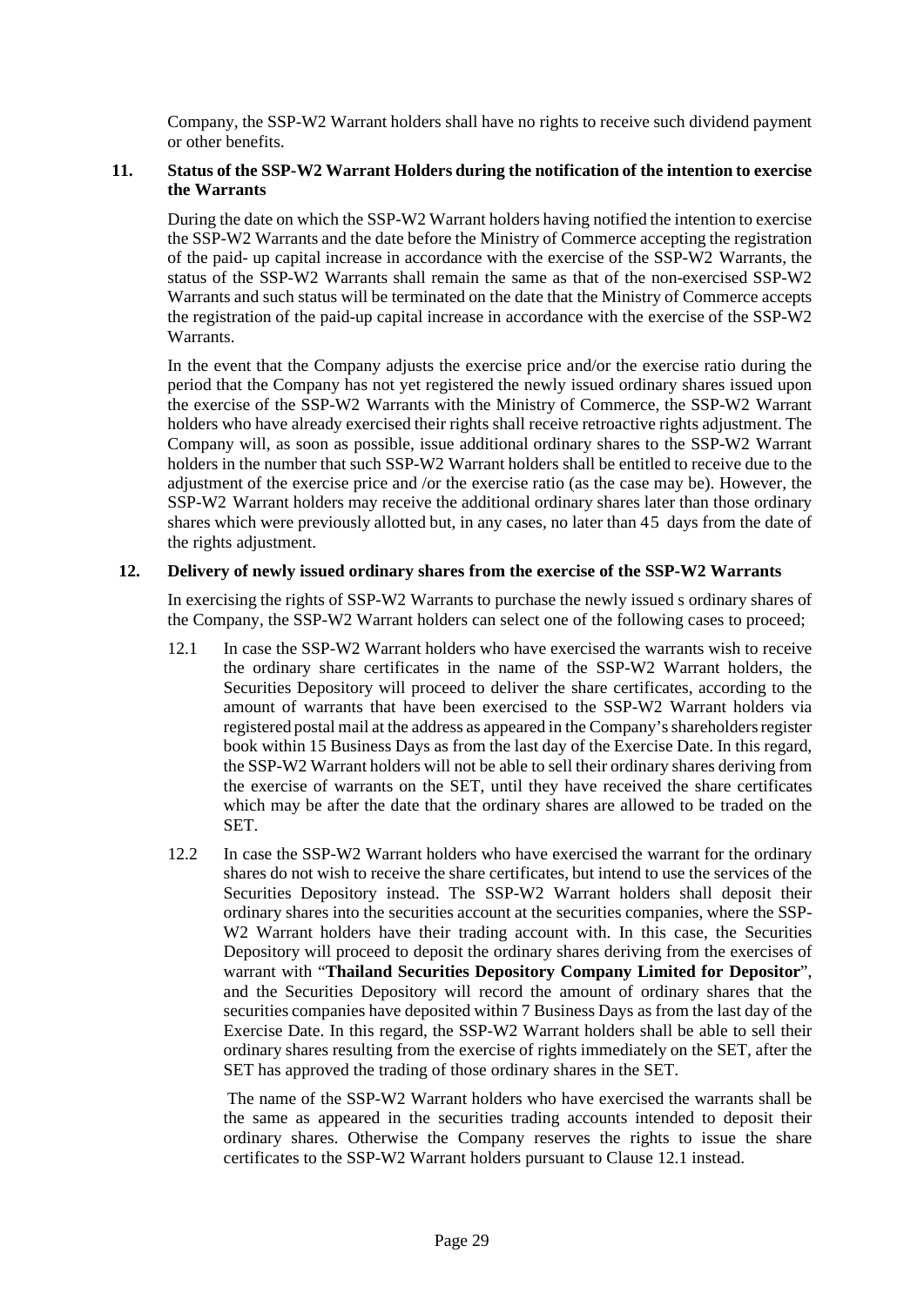Company, the SSP-W2 Warrant holders shall have no rights to receive such dividend payment or other benefits.

**11. Status of the SSP-W2 Warrant Holders during the notification of the intention to exercise the Warrants**

During the date on which the SSP-W2 Warrant holders having notified the intention to exercise the SSP-W2 Warrants and the date before the Ministry of Commerce accepting the registration of the paid- up capital increase in accordance with the exercise of the SSP-W2 Warrants, the status of the SSP-W2 Warrants shall remain the same as that of the non-exercised SSP-W2 Warrants and such status will be terminated on the date that the Ministry of Commerce accepts the registration of the paid-up capital increase in accordance with the exercise of the SSP-W2 Warrants.

In the event that the Company adjusts the exercise price and/or the exercise ratio during the period that the Company has not yet registered the newly issued ordinary shares issued upon the exercise of the SSP-W2 Warrants with the Ministry of Commerce, the SSP-W2 Warrant holders who have already exercised their rights shall receive retroactive rights adjustment. The Company will, as soon as possible, issue additional ordinary shares to the SSP-W2 Warrant holders in the number that such SSP-W2 Warrant holders shall be entitled to receive due to the adjustment of the exercise price and /or the exercise ratio (as the case may be). However, the SSP-W2 Warrant holders may receive the additional ordinary shares later than those ordinary shares which were previously allotted but, in any cases, no later than 45 days from the date of the rights adjustment.

**12. Delivery of newly issued ordinary shares from the exercise of the SSP-W2 Warrants**

In exercising the rights of SSP-W2 Warrants to purchase the newly issued s ordinary shares of the Company, the SSP-W2 Warrant holders can select one of the following cases to proceed;

12.1 In case the SSP-W2 Warrant holders who have exercised the warrants wish to receive the ordinary share certificates in the name of the SSP-W2 Warrant holders, the Securities Depository will proceed to deliver the share certificates, according to the amount of warrants that have been exercised to the SSP-W2 Warrant holders via registered postal mail at the address as appeared in the Company's shareholders register book within 15 Business Days as from the last day of the Exercise Date. In this regard, the SSP-W2 Warrant holders will not be able to sell their ordinary shares deriving from the exercise of warrants on the SET, until they have received the share certificates which may be after the date that the ordinary shares are allowed to be traded on the SET.

12.2 In case the SSP-W2 Warrant holders who have exercised the warrant for the ordinary shares do not wish to receive the share certificates, but intend to use the services of the Securities Depository instead. The SSP-W2 Warrant holders shall deposit their ordinary shares into the securities account at the securities companies, where the SSP-W2 Warrant holders have their trading account with. In this case, the Securities Depository will proceed to deposit the ordinary shares deriving from the exercises of warrant with "**Thailand Securities Depository Company Limited for Depositor**", and the Securities Depository will record the amount of ordinary shares that the securities companies have deposited within 7 Business Days as from the last day of the Exercise Date. In this regard, the SSP-W2 Warrant holders shall be able to sell their ordinary shares resulting from the exercise of rights immediately on the SET, after the SET has approved the trading of those ordinary shares in the SET.

The name of the SSP-W2 Warrant holders who have exercised the warrants shall be the same as appeared in the securities trading accounts intended to deposit their ordinary shares. Otherwise the Company reserves the rights to issue the share certificates to the SSP-W2 Warrant holders pursuant to Clause 12.1 instead.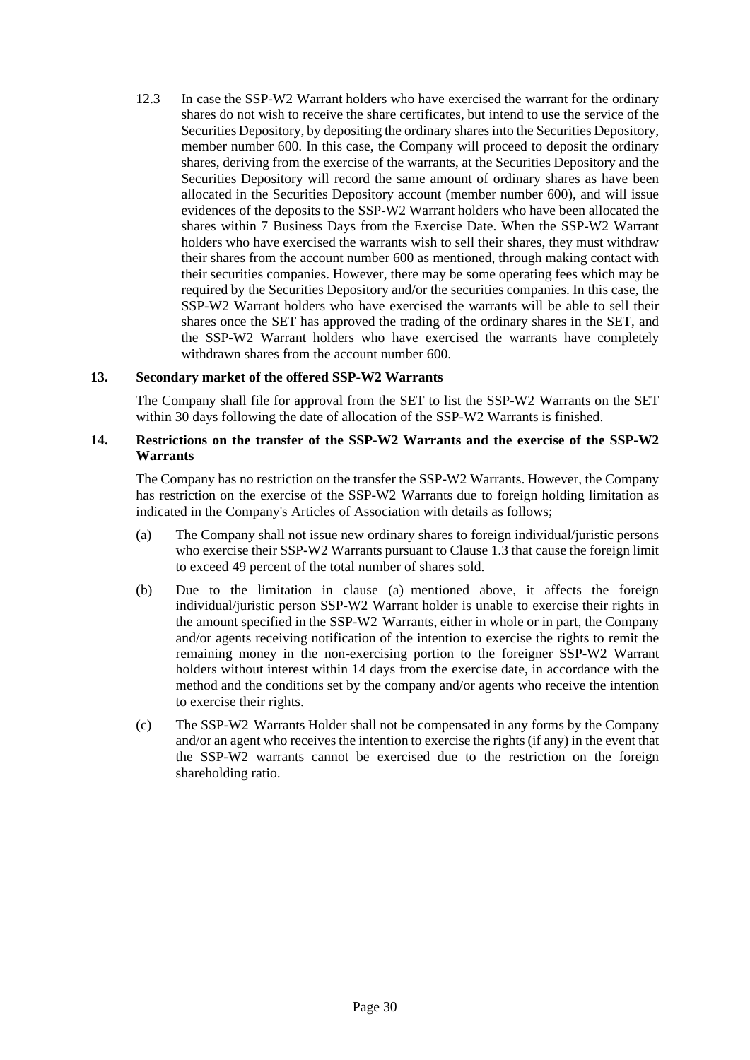12.3 In case the SSP-W2 Warrant holders who have exercised the warrant for the ordinary shares do not wish to receive the share certificates, but intend to use the service of the Securities Depository, by depositing the ordinary shares into the Securities Depository, member number 600. In this case, the Company will proceed to deposit the ordinary shares, deriving from the exercise of the warrants, at the Securities Depository and the Securities Depository will record the same amount of ordinary shares as have been allocated in the Securities Depository account (member number 600), and will issue evidences of the deposits to the SSP-W2 Warrant holders who have been allocated the shares within 7 Business Days from the Exercise Date. When the SSP-W2 Warrant holders who have exercised the warrants wish to sell their shares, they must withdraw their shares from the account number 600 as mentioned, through making contact with their securities companies. However, there may be some operating fees which may be required by the Securities Depository and/or the securities companies. In this case, the SSP-W2 Warrant holders who have exercised the warrants will be able to sell their shares once the SET has approved the trading of the ordinary shares in the SET, and the SSP-W2 Warrant holders who have exercised the warrants have completely withdrawn shares from the account number 600.

**13. Secondary market of the offered SSP-W2 Warrants**

The Company shall file for approval from the SET to list the SSP-W2 Warrants on the SET within 30 days following the date of allocation of the SSP-W2 Warrants is finished.

**14. Restrictions on the transfer of the SSP-W2 Warrants and the exercise of the SSP-W2 Warrants**

The Company has no restriction on the transfer the SSP-W2 Warrants. However, the Company has restriction on the exercise of the SSP-W2 Warrants due to foreign holding limitation as indicated in the Company's Articles of Association with details as follows;

(a) The Company shall not issue new ordinary shares to foreign individual/juristic persons who exercise their SSP-W2 Warrants pursuant to Clause 1.3 that cause the foreign limit to exceed 49 percent of the total number of shares sold.

(b) Due to the limitation in clause (a) mentioned above, it affects the foreign individual/juristic person SSP-W2 Warrant holder is unable to exercise their rights in the amount specified in the SSP-W2 Warrants, either in whole or in part, the Company and/or agents receiving notification of the intention to exercise the rights to remit the remaining money in the non-exercising portion to the foreigner SSP-W2 Warrant holders without interest within 14 days from the exercise date, in accordance with the method and the conditions set by the company and/or agents who receive the intention to exercise their rights.

(c) The SSP-W2 Warrants Holder shall not be compensated in any forms by the Company and/or an agent who receives the intention to exercise the rights (if any) in the event that the SSP-W2 warrants cannot be exercised due to the restriction on the foreign shareholding ratio.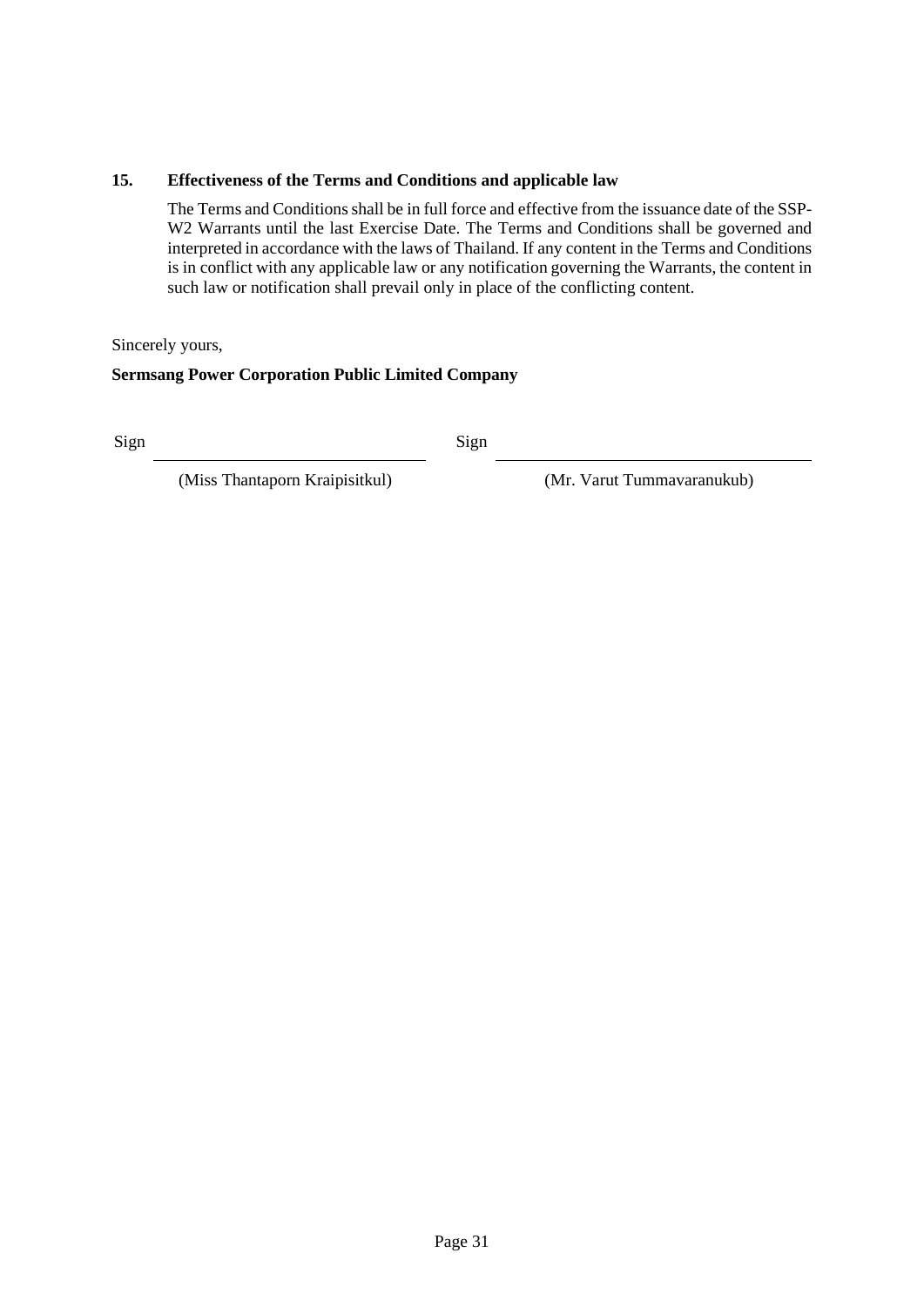## 15. Effectiveness of the Terms and Conditions and applicable law

The Terms and Conditions shall be in full force and effective from the issuance date of the SSP-W2 Warrants until the last Exercise Date. The Terms and Conditions shall be governed and interpreted in accordance with the laws of Thailand. If any content in the Terms and Conditions is in conflict with any applicable law or any notification governing the Warrants, the content in such law or notification shall prevail only in place of the conflicting content.

Sincerely yours,

**Sermsang Power Corporation Public Limited Company**

| Sign \_\_\_\_\_\_\_\_\_\_\_\_\_\_\_\_\_\_\_\_\_\_\_\_ | Sign \_\_\_\_\_\_\_\_\_\_\_\_\_\_\_\_\_\_\_\_\_\_\_\_ |
|---|---|
| (Miss Thantaporn Kraipisitkul) | (Mr. Varut Tummavaranukub) |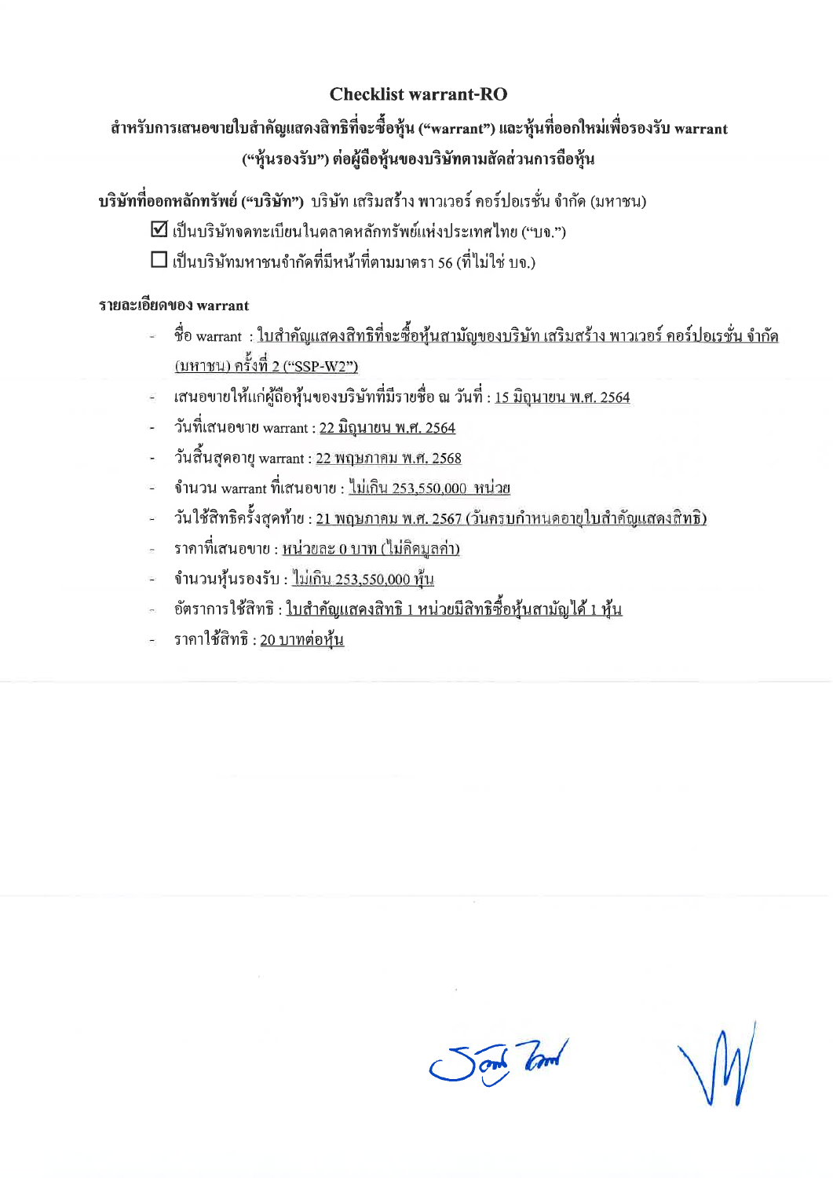# Checklist warrant-RO

**สำหรับการเสนอขายใบสำคัญแสดงสิทธิที่จะซื้อหุ้น ("warrant") และหุ้นที่ออกใหม่เพื่อรองรับ warrant ("หุ้นรองรับ") ต่อผู้ถือหุ้นของบริษัทตามสัดส่วนการถือหุ้น**

**บริษัทที่ออกหลักทรัพย์ ("บริษัท")** บริษัท เสริมสร้าง พาวเวอร์ คอร์ปอเรชั่น จำกัด (มหาชน)

☑ เป็นบริษัทจดทะเบียนในตลาดหลักทรัพย์แห่งประเทศไทย ("บจ.")

☐ เป็นบริษัทมหาชนจำกัดที่มีหน้าที่ตามมาตรา 56 (ที่ไม่ใช่ บจ.)

**รายละเอียดของ warrant**

- ชื่อ warrant : ใบสำคัญแสดงสิทธิที่จะซื้อหุ้นสามัญของบริษัท เสริมสร้าง พาวเวอร์ คอร์ปอเรชั่น จำกัด (มหาชน) ครั้งที่ 2 ("SSP-W2")
- เสนอขายให้แก่ผู้ถือหุ้นของบริษัทที่มีรายชื่อ ณ วันที่ : 15 มิถุนายน พ.ศ. 2564
- วันที่เสนอขาย warrant : 22 มิถุนายน พ.ศ. 2564
- วันสิ้นสุดอายุ warrant : 22 พฤษภาคม พ.ศ. 2568
- จำนวน warrant ที่เสนอขาย : ไม่เกิน 253,550,000 หน่วย
- วันใช้สิทธิครั้งสุดท้าย : 21 พฤษภาคม พ.ศ. 2567 (วันครบกำหนดอายุใบสำคัญแสดงสิทธิ)
- ราคาที่เสนอขาย : หน่วยละ 0 บาท (ไม่คิดมูลค่า)
- จำนวนหุ้นรองรับ : ไม่เกิน 253,550,000 หุ้น
- อัตราการใช้สิทธิ : ใบสำคัญแสดงสิทธิ 1 หน่วยมีสิทธิซื้อหุ้นสามัญได้ 1 หุ้น
- ราคาใช้สิทธิ : 20 บาทต่อหุ้น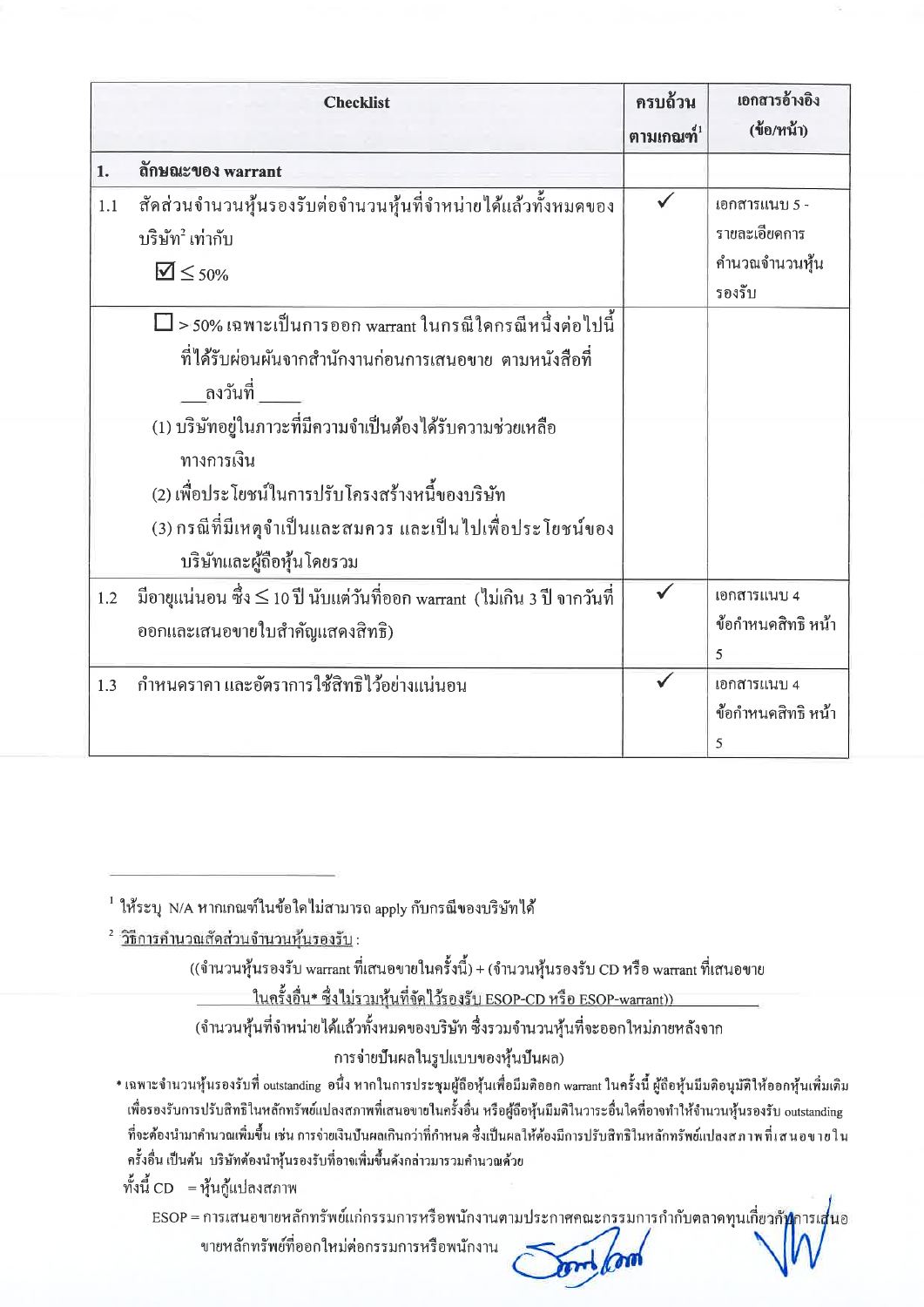| Checklist | ครบถ้วนตามเกณฑ์[1] | เอกสารอ้างอิง (ข้อ/หน้า) |
|---|---|---|
| **1. ลักษณะของ warrant** | | |
| 1.1 สัดส่วนจำนวนหุ้นรองรับต่อจำนวนหุ้นที่จำหน่ายได้แล้วทั้งหมดของบริษัท[2] เท่ากับ ☑ ≤ 50% | ✓ | เอกสารแนบ 5 - รายละเอียดการคำนวณจำนวนหุ้นรองรับ |
| ☐ > 50% เฉพาะเป็นการออก warrant ในกรณีใดกรณีหนึ่งต่อไปนี้ ที่ได้รับผ่อนผันจากสำนักงานก่อนการเสนอขาย ตามหนังสือที่ \_\_\_ลงวันที่ \_\_\_\_\_ (1) บริษัทอยู่ในภาวะที่มีความจำเป็นต้องได้รับความช่วยเหลือทางการเงิน (2) เพื่อประโยชน์ในการปรับโครงสร้างหนี้ของบริษัท (3) กรณีที่มีเหตุจำเป็นและสมควร และเป็นไปเพื่อประโยชน์ของบริษัทและผู้ถือหุ้นโดยรวม | | |
| 1.2 มีอายุแน่นอน ซึ่ง ≤ 10 ปี นับแต่วันที่ออก warrant (ไม่เกิน 3 ปี จากวันที่ออกและเสนอขายใบสำคัญแสดงสิทธิ) | ✓ | เอกสารแนบ 4 ข้อกำหนดสิทธิ หน้า 5 |
| 1.3 กำหนดราคา และอัตราการใช้สิทธิไว้อย่างแน่นอน | ✓ | เอกสารแนบ 4 ข้อกำหนดสิทธิ หน้า 5 |

---

[1] ให้ระบุ N/A หากเกณฑ์ในข้อใดไม่สามารถ apply กับกรณีของบริษัทได้

[2] วิธีการคำนวณสัดส่วนจำนวนหุ้นรองรับ :

((จำนวนหุ้นรองรับ warrant ที่เสนอขายในครั้งนี้) + (จำนวนหุ้นรองรับ CD หรือ warrant ที่เสนอขายในครั้งอื่น* ซึ่งไม่รวมหุ้นที่จัดไว้รองรับ ESOP-CD หรือ ESOP-warrant))

(จำนวนหุ้นที่จำหน่ายได้แล้วทั้งหมดของบริษัท ซึ่งรวมจำนวนหุ้นที่จะออกใหม่ภายหลังจากการจ่ายปันผลในรูปแบบของหุ้นปันผล)

\* เฉพาะจำนวนหุ้นรองรับที่ outstanding อนึ่ง หากในการประชุมผู้ถือหุ้นเพื่อมีมติออก warrant ในครั้งนี้ ผู้ถือหุ้นมีมติอนุมัติให้ออกหุ้นเพิ่มเติมเพื่อรองรับการปรับสิทธิในหลักทรัพย์แปลงสภาพที่เสนอขายในครั้งอื่น หรือผู้ถือหุ้นมีมติในวาระอื่นใดที่อาจทำให้จำนวนหุ้นรองรับ outstanding ที่จะต้องนำมาคำนวณเพิ่มขึ้น เช่น การจ่ายเงินปันผลเกินกว่าที่กำหนด ซึ่งเป็นผลให้ต้องมีการปรับสิทธิในหลักทรัพย์แปลงสภาพที่เสนอขายในครั้งอื่น เป็นต้น บริษัทต้องนำหุ้นรองรับที่อาจเพิ่มขึ้นดังกล่าวมารวมคำนวณด้วย

ทั้งนี้ CD = หุ้นกู้แปลงสภาพ

ESOP = การเสนอขายหลักทรัพย์แก่กรรมการหรือพนักงานตามประกาศคณะกรรมการกำกับตลาดทุนเกี่ยวกับการเสนอขายหลักทรัพย์ที่ออกใหม่ต่อกรรมการหรือพนักงาน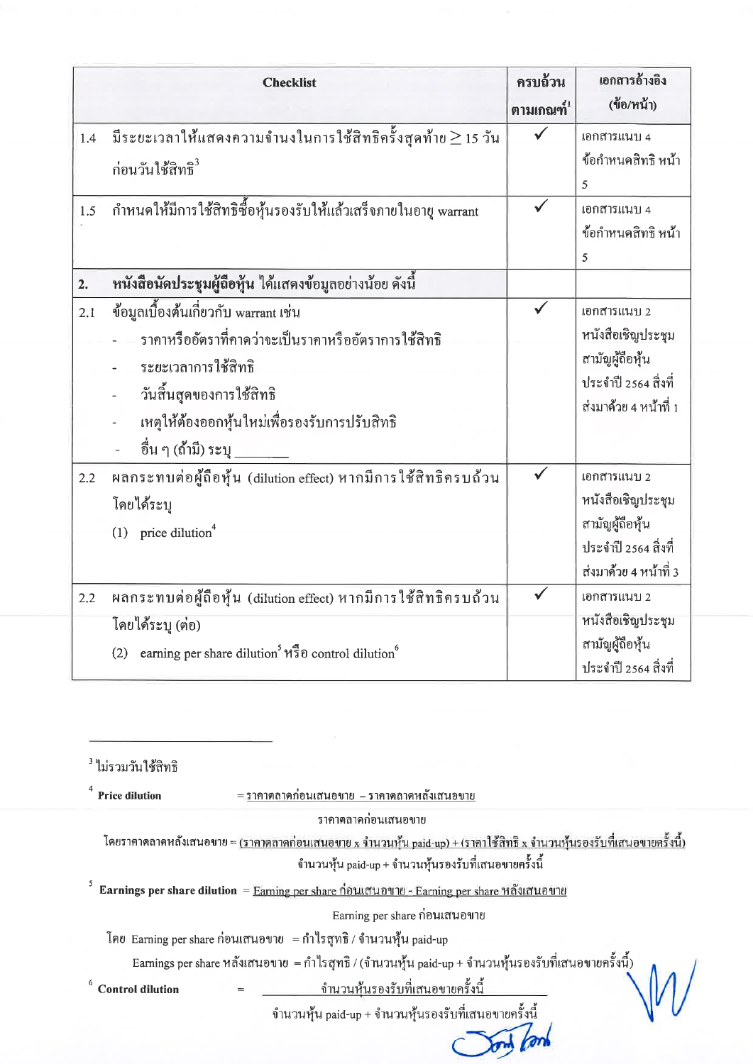| Checklist | ครบถ้วนตามเกณฑ์[1] | เอกสารอ้างอิง (ข้อ/หน้า) |
|---|---|---|
| 1.4 มีระยะเวลาให้แสดงความจำนงในการใช้สิทธิครั้งสุดท้าย ≥ 15 วัน ก่อนวันใช้สิทธิ[3] | ✓ | เอกสารแนบ 4 ข้อกำหนดสิทธิ หน้า 5 |
| 1.5 กำหนดให้มีการใช้สิทธิซื้อหุ้นรองรับให้แล้วเสร็จภายในอายุ warrant | ✓ | เอกสารแนบ 4 ข้อกำหนดสิทธิ หน้า 5 |
| **2. หนังสือนัดประชุมผู้ถือหุ้น** ได้แสดงข้อมูลอย่างน้อย ดังนี้ | | |
| 2.1 ข้อมูลเบื้องต้นเกี่ยวกับ warrant เช่น <br> - ราคาหรืออัตราที่คาดว่าจะเป็นราคาหรืออัตราการใช้สิทธิ <br> - ระยะเวลาการใช้สิทธิ <br> - วันสิ้นสุดของการใช้สิทธิ <br> - เหตุให้ต้องออกหุ้นใหม่เพื่อรองรับการปรับสิทธิ <br> - อื่น ๆ (ถ้ามี) ระบุ _______ | ✓ | เอกสารแนบ 2 หนังสือเชิญประชุมสามัญผู้ถือหุ้นประจำปี 2564 สิ่งที่ส่งมาด้วย 4 หน้าที่ 1 |
| 2.2 ผลกระทบต่อผู้ถือหุ้น (dilution effect) หากมีการใช้สิทธิครบถ้วน โดยได้ระบุ <br> (1) price dilution[4] | ✓ | เอกสารแนบ 2 หนังสือเชิญประชุมสามัญผู้ถือหุ้นประจำปี 2564 สิ่งที่ส่งมาด้วย 4 หน้าที่ 3 |
| 2.2 ผลกระทบต่อผู้ถือหุ้น (dilution effect) หากมีการใช้สิทธิครบถ้วน โดยได้ระบุ (ต่อ) <br> (2) earning per share dilution[5] หรือ control dilution[6] | ✓ | เอกสารแนบ 2 หนังสือเชิญประชุมสามัญผู้ถือหุ้นประจำปี 2564 สิ่งที่ |

---

[3] ไม่รวมวันใช้สิทธิ

[4] **Price dilution** = $\dfrac{\text{ราคาตลาดก่อนเสนอขาย} - \text{ราคาตลาดหลังเสนอขาย}}{\text{ราคาตลาดก่อนเสนอขาย}}$

โดยราคาตลาดหลังเสนอขาย = $\dfrac{(\text{ราคาตลาดก่อนเสนอขาย} \times \text{จำนวนหุ้น paid-up}) + (\text{ราคาใช้สิทธิ} \times \text{จำนวนหุ้นรองรับที่เสนอขายครั้งนี้})}{\text{จำนวนหุ้น paid-up} + \text{จำนวนหุ้นรองรับที่เสนอขายครั้งนี้}}$

[5] **Earnings per share dilution** = $\dfrac{\text{Earning per share ก่อนเสนอขาย} - \text{Earning per share หลังเสนอขาย}}{\text{Earning per share ก่อนเสนอขาย}}$

โดย Earning per share ก่อนเสนอขาย = กำไรสุทธิ / จำนวนหุ้น paid-up

Earnings per share หลังเสนอขาย = กำไรสุทธิ / (จำนวนหุ้น paid-up + จำนวนหุ้นรองรับที่เสนอขายครั้งนี้)

[6] **Control dilution** = $\dfrac{\text{จำนวนหุ้นรองรับที่เสนอขายครั้งนี้}}{\text{จำนวนหุ้น paid-up} + \text{จำนวนหุ้นรองรับที่เสนอขายครั้งนี้}}$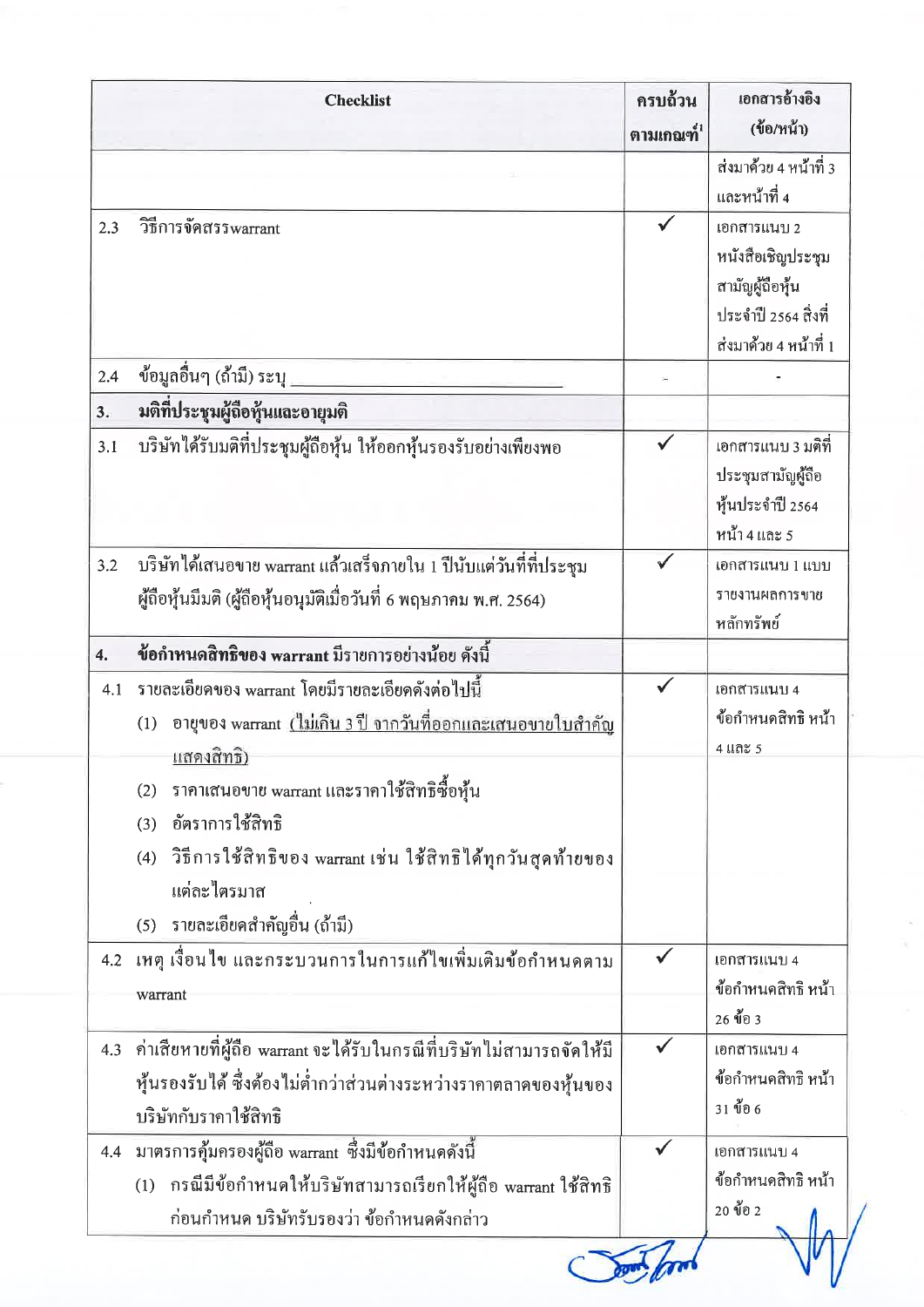| Checklist | ครบถ้วนตามเกณฑ์[1] | เอกสารอ้างอิง (ข้อ/หน้า) |
|---|---|---|
| | | ส่งมาด้วย 4 หน้าที่ 3 และหน้าที่ 4 |
| 2.3 วิธีการจัดสรร warrant | ✓ | เอกสารแนบ 2 หนังสือเชิญประชุมสามัญผู้ถือหุ้นประจำปี 2564 สิ่งที่ส่งมาด้วย 4 หน้าที่ 1 |
| 2.4 ข้อมูลอื่นๆ (ถ้ามี) ระบุ _______________ | - | - |
| **3. มติที่ประชุมผู้ถือหุ้นและอายุมติ** | | |
| 3.1 บริษัทได้รับมติที่ประชุมผู้ถือหุ้น ให้ออกหุ้นรองรับอย่างเพียงพอ | ✓ | เอกสารแนบ 3 มติที่ประชุมสามัญผู้ถือหุ้นประจำปี 2564 หน้า 4 และ 5 |
| 3.2 บริษัทได้เสนอขาย warrant แล้วเสร็จภายใน 1 ปีนับแต่วันที่ที่ประชุมผู้ถือหุ้นมีมติ (ผู้ถือหุ้นอนุมัติเมื่อวันที่ 6 พฤษภาคม พ.ศ. 2564) | ✓ | เอกสารแนบ 1 แบบรายงานผลการขายหลักทรัพย์ |
| **4. ข้อกำหนดสิทธิของ warrant มีรายการอย่างน้อย ดังนี้** | | |
| 4.1 รายละเอียดของ warrant โดยมีรายละเอียดดังต่อไปนี้<br>(1) อายุของ warrant (ไม่เกิน 3 ปี จากวันที่ออกและเสนอขายใบสำคัญแสดงสิทธิ)<br>(2) ราคาเสนอขาย warrant และราคาใช้สิทธิซื้อหุ้น<br>(3) อัตราการใช้สิทธิ<br>(4) วิธีการใช้สิทธิของ warrant เช่น ใช้สิทธิได้ทุกวันสุดท้ายของแต่ละไตรมาส<br>(5) รายละเอียดสำคัญอื่น (ถ้ามี) | ✓ | เอกสารแนบ 4 ข้อกำหนดสิทธิ หน้า 4 และ 5 |
| 4.2 เหตุ เงื่อนไข และกระบวนการในการแก้ไขเพิ่มเติมข้อกำหนดตาม warrant | ✓ | เอกสารแนบ 4 ข้อกำหนดสิทธิ หน้า 26 ข้อ 3 |
| 4.3 ค่าเสียหายที่ผู้ถือ warrant จะได้รับในกรณีที่บริษัทไม่สามารถจัดให้มีหุ้นรองรับได้ ซึ่งต้องไม่ต่ำกว่าส่วนต่างระหว่างราคาตลาดของหุ้นของบริษัทกับราคาใช้สิทธิ | ✓ | เอกสารแนบ 4 ข้อกำหนดสิทธิ หน้า 31 ข้อ 6 |
| 4.4 มาตรการคุ้มครองผู้ถือ warrant ซึ่งมีข้อกำหนดดังนี้<br>(1) กรณีมีข้อกำหนดให้บริษัทสามารถเรียกให้ผู้ถือ warrant ใช้สิทธิก่อนกำหนด บริษัทรับรองว่า ข้อกำหนดดังกล่าว | ✓ | เอกสารแนบ 4 ข้อกำหนดสิทธิ หน้า 20 ข้อ 2 |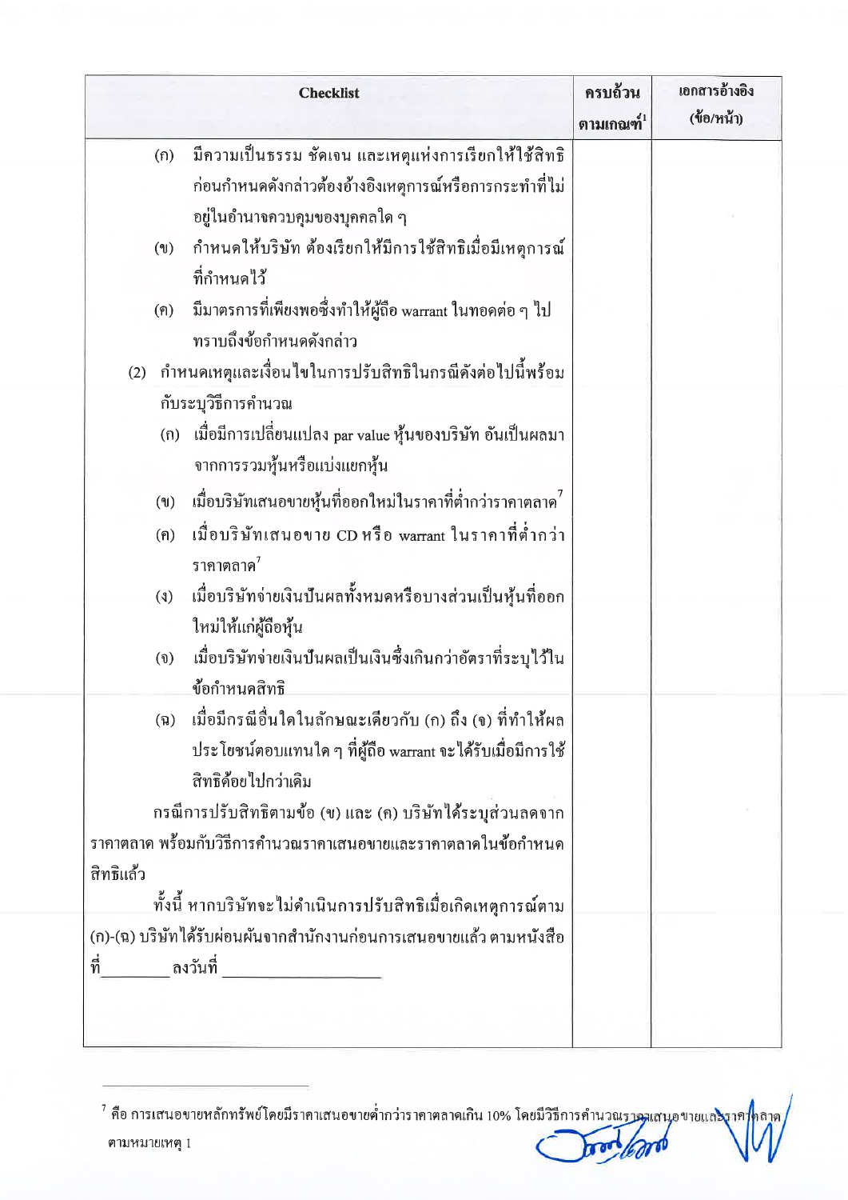| Checklist | ครบถ้วนตามเกณฑ์[1] | เอกสารอ้างอิง (ข้อ/หน้า) |
|---|---|---|
| (ก) มีความเป็นธรรม ชัดเจน และเหตุแห่งการเรียกให้ใช้สิทธิก่อนกำหนดดังกล่าวต้องอ้างอิงเหตุการณ์หรือการกระทำที่ไม่อยู่ในอำนาจควบคุมของบุคคลใด ๆ<br>(ข) กำหนดให้บริษัท ต้องเรียกให้มีการใช้สิทธิเมื่อมีเหตุการณ์ที่กำหนดไว้<br>(ค) มีมาตรการที่เพียงพอซึ่งทำให้ผู้ถือ warrant ในทอดต่อ ๆ ไปทราบถึงข้อกำหนดดังกล่าว<br>(2) กำหนดเหตุและเงื่อนไขในการปรับสิทธิในกรณีดังต่อไปนี้พร้อมกับระบุวิธีการคำนวณ<br>(ก) เมื่อมีการเปลี่ยนแปลง par value หุ้นของบริษัท อันเป็นผลมาจากการรวมหุ้นหรือแบ่งแยกหุ้น<br>(ข) เมื่อบริษัทเสนอขายหุ้นที่ออกใหม่ในราคาที่ต่ำกว่าราคาตลาด[7]<br>(ค) เมื่อบริษัทเสนอขาย CD หรือ warrant ในราคาที่ต่ำกว่าราคาตลาด[7]<br>(ง) เมื่อบริษัทจ่ายเงินปันผลทั้งหมดหรือบางส่วนเป็นหุ้นที่ออกใหม่ให้แก่ผู้ถือหุ้น<br>(จ) เมื่อบริษัทจ่ายเงินปันผลเป็นเงินซึ่งเกินกว่าอัตราที่ระบุไว้ในข้อกำหนดสิทธิ<br>(ฉ) เมื่อมีกรณีอื่นใดในลักษณะเดียวกับ (ก) ถึง (จ) ที่ทำให้ผลประโยชน์ตอบแทนใด ๆ ที่ผู้ถือ warrant จะได้รับเมื่อมีการใช้สิทธิด้อยไปกว่าเดิม<br>กรณีการปรับสิทธิตามข้อ (ข) และ (ค) บริษัทได้ระบุส่วนลดจากราคาตลาด พร้อมกับวิธีการคำนวณราคาเสนอขายและราคาตลาดในข้อกำหนดสิทธิแล้ว<br>ทั้งนี้ หากบริษัทจะไม่ดำเนินการปรับสิทธิเมื่อเกิดเหตุการณ์ตาม (ก)-(ฉ) บริษัทได้รับผ่อนผันจากสำนักงานก่อนการเสนอขายแล้ว ตามหนังสือที่________ ลงวันที่ ________________ | | |

[7] คือ การเสนอขายหลักทรัพย์โดยมีราคาเสนอขายต่ำกว่าราคาตลาดเกิน 10% โดยมีวิธีการคำนวณราคาเสนอขายและราคาตลาดตามหมายเหตุ 1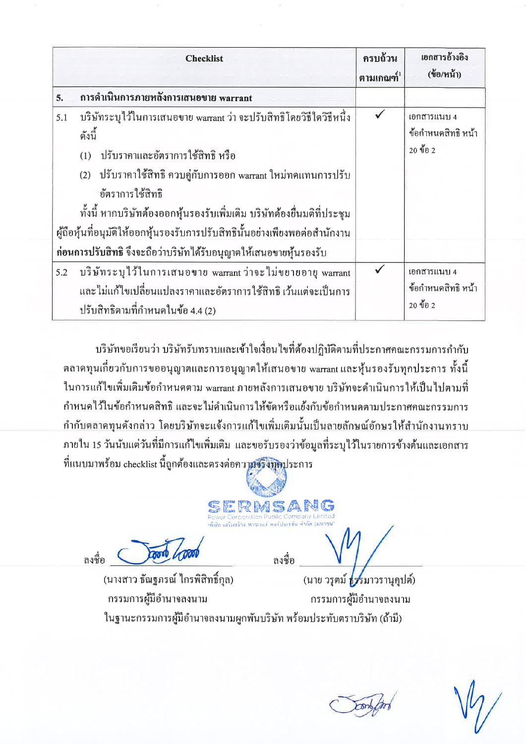| Checklist | ครบถ้วนตามเกณฑ์[1] | เอกสารอ้างอิง (ข้อ/หน้า) |
|---|---|---|
| **5. การดำเนินการภายหลังการเสนอขาย warrant** | | |
| 5.1 บริษัทระบุไว้ในการเสนอขาย warrant ว่า จะปรับสิทธิโดยวิธีใดวิธีหนึ่ง ดังนี้<br>(1) ปรับราคาและอัตราการใช้สิทธิ หรือ<br>(2) ปรับราคาใช้สิทธิ ควบคู่กับการออก warrant ใหม่ทดแทนการปรับอัตราการใช้สิทธิ<br>ทั้งนี้ หากบริษัทต้องออกหุ้นรองรับเพิ่มเติม บริษัทต้องยื่นมติที่ประชุมผู้ถือหุ้นที่อนุมัติให้ออกหุ้นรองรับการปรับสิทธินั้นอย่างเพียงพอต่อสำนักงาน **ก่อนการปรับสิทธิ** จึงจะถือว่าบริษัทได้รับอนุญาตให้เสนอขายหุ้นรองรับ | ✓ | เอกสารแนบ 4 ข้อกำหนดสิทธิ หน้า 20 ข้อ 2 |
| 5.2 บริษัทระบุไว้ในการเสนอขาย warrant ว่าจะไม่ขยายอายุ warrant และไม่แก้ไขเปลี่ยนแปลงราคาและอัตราการใช้สิทธิ เว้นแต่จะเป็นการปรับสิทธิตามที่กำหนดในข้อ 4.4 (2) | ✓ | เอกสารแนบ 4 ข้อกำหนดสิทธิ หน้า 20 ข้อ 2 |

บริษัทขอเรียนว่า บริษัทรับทราบและเข้าใจเงื่อนไขที่ต้องปฏิบัติตามที่ประกาศคณะกรรมการกำกับตลาดทุนเกี่ยวกับการขออนุญาตและการอนุญาตให้เสนอขาย warrant และหุ้นรองรับทุกประการ ทั้งนี้ ในการแก้ไขเพิ่มเติมข้อกำหนดตาม warrant ภายหลังการเสนอขาย บริษัทจะดำเนินการให้เป็นไปตามที่กำหนดไว้ในข้อกำหนดสิทธิ และจะไม่ดำเนินการให้ขัดหรือแย้งกับข้อกำหนดตามประกาศคณะกรรมการกำกับตลาดทุนดังกล่าว โดยบริษัทจะแจ้งการแก้ไขเพิ่มเติมนั้นเป็นลายลักษณ์อักษรให้สำนักงานทราบภายใน 15 วันนับแต่วันที่มีการแก้ไขเพิ่มเติม และขอรับรองว่าข้อมูลที่ระบุไว้ในรายการข้างต้นและเอกสารที่แนบมาพร้อม checklist นี้ถูกต้องและตรงต่อความจริงทุกประการ

SERMSANG Power Corporation Public Company Limited
บริษัท เสริมสร้าง พาวเวอร์ คอร์ปอเรชั่น จำกัด (มหาชน)

ลงชื่อ ______________________ ลงชื่อ ______________________

(นางสาว ธัญฐภรณ์ ไกรพิสิทธิ์กุล) (นาย วรุตม์ ธรรมาวรานุคุปต์)

กรรมการผู้มีอำนาจลงนาม กรรมการผู้มีอำนาจลงนาม

ในฐานะกรรมการผู้มีอำนาจลงนามผูกพันบริษัท พร้อมประทับตราบริษัท (ถ้ามี)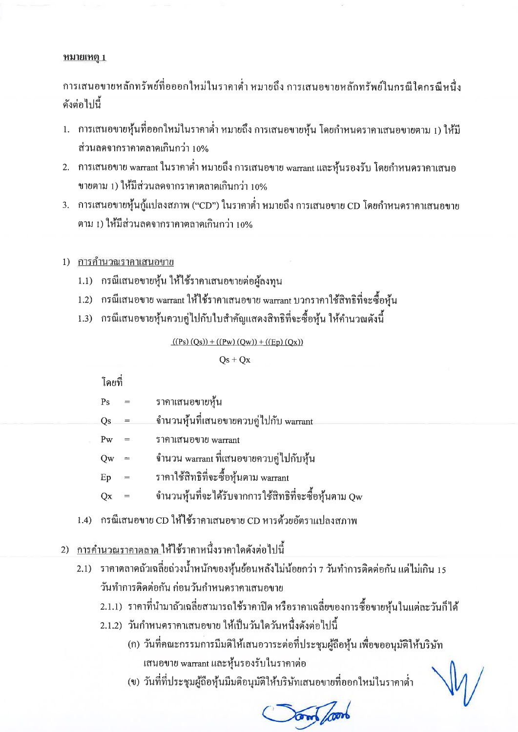**หมายเหตุ 1**

การเสนอขายหลักทรัพย์ที่ออกใหม่ในราคาต่ำ หมายถึง การเสนอขายหลักทรัพย์ในกรณีใดกรณีหนึ่ง ดังต่อไปนี้

1. การเสนอขายหุ้นที่ออกใหม่ในราคาต่ำ หมายถึง การเสนอขายหุ้น โดยกำหนดราคาเสนอขายตาม 1) ให้มีส่วนลดจากราคาตลาดเกินกว่า 10%
2. การเสนอขาย warrant ในราคาต่ำ หมายถึง การเสนอขาย warrant และหุ้นรองรับ โดยกำหนดราคาเสนอขายตาม 1) ให้มีส่วนลดจากราคาตลาดเกินกว่า 10%
3. การเสนอขายหุ้นกู้แปลงสภาพ ("CD") ในราคาต่ำ หมายถึง การเสนอขาย CD โดยกำหนดราคาเสนอขายตาม 1) ให้มีส่วนลดจากราคาตลาดเกินกว่า 10%

1) การคำนวณราคาเสนอขาย

   1.1) กรณีเสนอขายหุ้น ให้ใช้ราคาเสนอขายต่อผู้ลงทุน

   1.2) กรณีเสนอขาย warrant ให้ใช้ราคาเสนอขาย warrant บวกราคาใช้สิทธิที่จะซื้อหุ้น

   1.3) กรณีเสนอขายหุ้นควบคู่ไปกับใบสำคัญแสดงสิทธิที่จะซื้อหุ้น ให้คำนวณดังนี้

$$\frac{((Ps)(Qs)) + ((Pw)(Qw)) + ((Ep)(Qx))}{Qs + Qx}$$

   โดยที่

   | | | |
   |---|---|---|
   | Ps | = | ราคาเสนอขายหุ้น |
   | Qs | = | จำนวนหุ้นที่เสนอขายควบคู่ไปกับ warrant |
   | Pw | = | ราคาเสนอขาย warrant |
   | Qw | = | จำนวน warrant ที่เสนอขายควบคู่ไปกับหุ้น |
   | Ep | = | ราคาใช้สิทธิที่จะซื้อหุ้นตาม warrant |
   | Qx | = | จำนวนหุ้นที่จะได้รับจากการใช้สิทธิที่จะซื้อหุ้นตาม Qw |

   1.4) กรณีเสนอขาย CD ให้ใช้ราคาเสนอขาย CD หารด้วยอัตราแปลงสภาพ

2) การคำนวณราคาตลาด ให้ใช้ราคาหนึ่งราคาใดดังต่อไปนี้

   2.1) ราคาตลาดถัวเฉลี่ยถ่วงน้ำหนักของหุ้นย้อนหลังไม่น้อยกว่า 7 วันทำการติดต่อกัน แต่ไม่เกิน 15 วันทำการติดต่อกัน ก่อนวันกำหนดราคาเสนอขาย

      2.1.1) ราคาที่นำมาถัวเฉลี่ยสามารถใช้ราคาปิด หรือราคาเฉลี่ยของการซื้อขายหุ้นในแต่ละวันก็ได้

      2.1.2) วันกำหนดราคาเสนอขาย ให้เป็นวันใดวันหนึ่งดังต่อไปนี้

         (ก) วันที่คณะกรรมการมีมติให้เสนอวาระต่อที่ประชุมผู้ถือหุ้น เพื่อขออนุมัติให้บริษัทเสนอขาย warrant และหุ้นรองรับในราคาต่อ

         (ข) วันที่ที่ประชุมผู้ถือหุ้นมีมติอนุมัติให้บริษัทเสนอขายที่ออกใหม่ในราคาต่ำ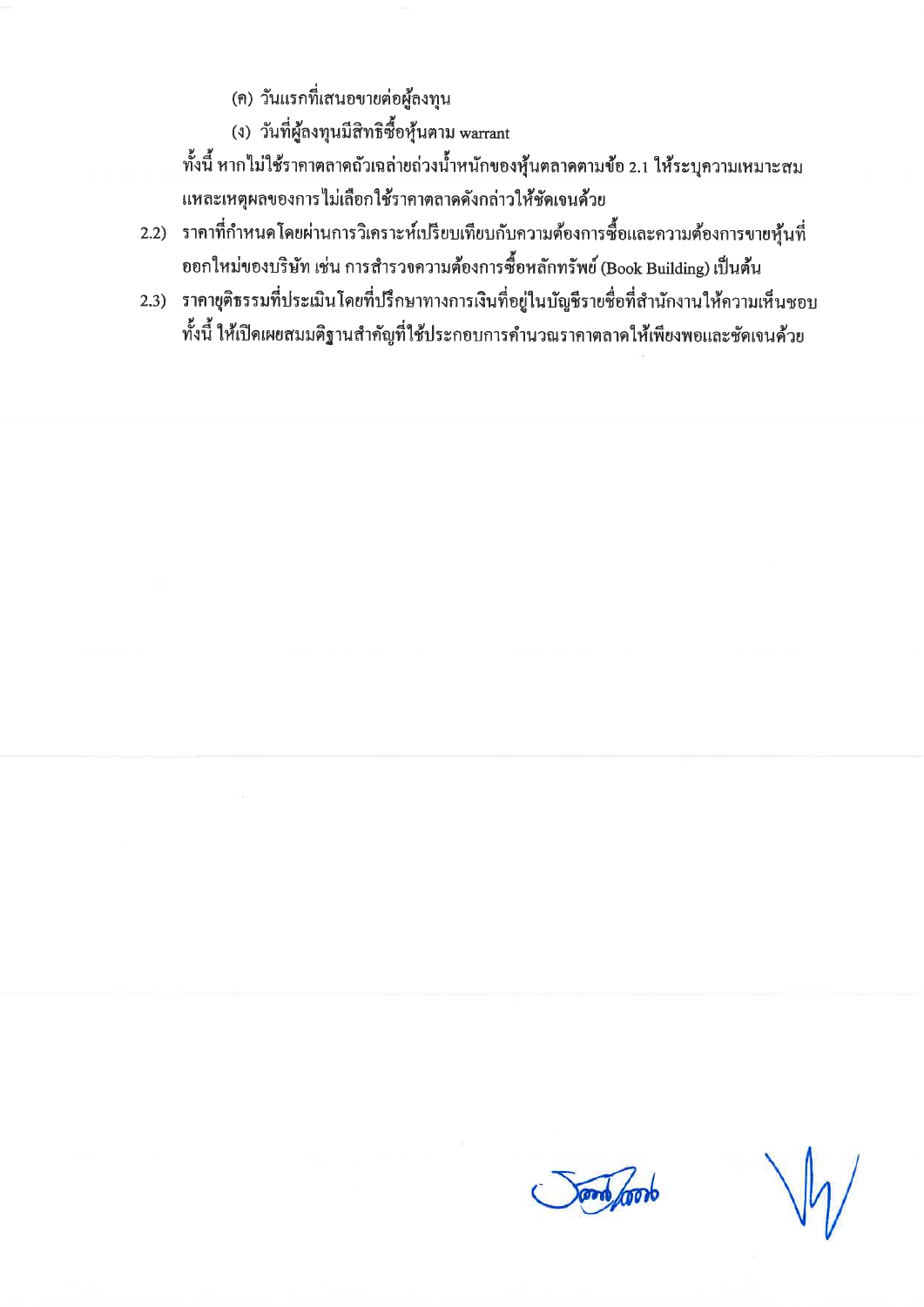(ค) วันแรกที่เสนอขายต่อผู้ลงทุน

(ง) วันที่ผู้ลงทุนมีสิทธิซื้อหุ้นตาม warrant

ทั้งนี้ หากไม่ใช้ราคาตลาดถัวเฉลี่ยถ่วงน้ำหนักของหุ้นตลาดตามข้อ 2.1 ให้ระบุความเหมาะสมและเหตุผลของการไม่เลือกใช้ราคาตลาดดังกล่าวให้ชัดเจนด้วย

2.2) ราคาที่กำหนดโดยผ่านการวิเคราะห์เปรียบเทียบกับความต้องการซื้อและความต้องการขายหุ้นที่ออกใหม่ของบริษัท เช่น การสำรวจความต้องการซื้อหลักทรัพย์ (Book Building) เป็นต้น

2.3) ราคายุติธรรมที่ประเมินโดยที่ปรึกษาทางการเงินที่อยู่ในบัญชีรายชื่อที่สำนักงานให้ความเห็นชอบ ทั้งนี้ ให้เปิดเผยสมมติฐานสำคัญที่ใช้ประกอบการคำนวณราคาตลาดให้เพียงพอและชัดเจนด้วย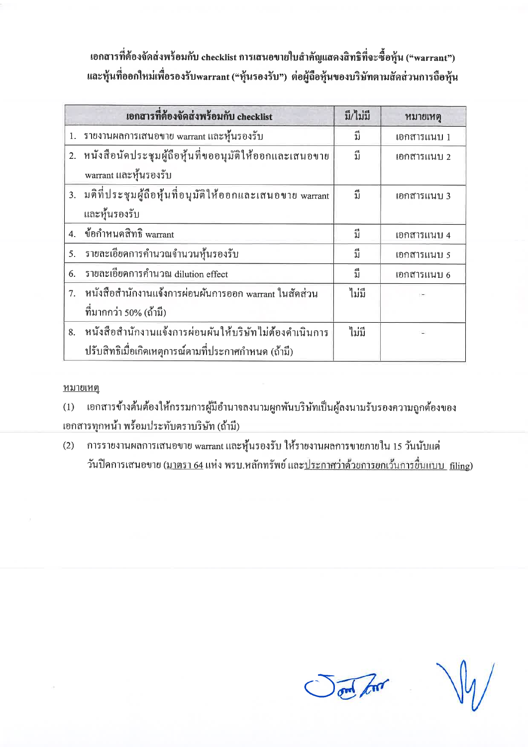**เอกสารที่ต้องจัดส่งพร้อมกับ checklist การเสนอขายใบสำคัญแสดงสิทธิที่จะซื้อหุ้น ("warrant") และหุ้นที่ออกใหม่เพื่อรองรับwarrant ("หุ้นรองรับ") ต่อผู้ถือหุ้นของบริษัทตามสัดส่วนการถือหุ้น**

| เอกสารที่ต้องจัดส่งพร้อมกับ checklist | มี/ไม่มี | หมายเหตุ |
|---|---|---|
| 1. รายงานผลการเสนอขาย warrant และหุ้นรองรับ | มี | เอกสารแนบ 1 |
| 2. หนังสือนัดประชุมผู้ถือหุ้นที่ขออนุมัติให้ออกและเสนอขาย warrant และหุ้นรองรับ | มี | เอกสารแนบ 2 |
| 3. มติที่ประชุมผู้ถือหุ้นที่อนุมัติให้ออกและเสนอขาย warrant และหุ้นรองรับ | มี | เอกสารแนบ 3 |
| 4. ข้อกำหนดสิทธิ warrant | มี | เอกสารแนบ 4 |
| 5. รายละเอียดการคำนวณจำนวนหุ้นรองรับ | มี | เอกสารแนบ 5 |
| 6. รายละเอียดการคำนวณ dilution effect | มี | เอกสารแนบ 6 |
| 7. หนังสือสำนักงานแจ้งการผ่อนผันการออก warrant ในสัดส่วนที่มากกว่า 50% (ถ้ามี) | ไม่มี | - |
| 8. หนังสือสำนักงานแจ้งการผ่อนผันให้บริษัทไม่ต้องดำเนินการปรับสิทธิเมื่อเกิดเหตุการณ์ตามที่ประกาศกำหนด (ถ้ามี) | ไม่มี | - |

หมายเหตุ

(1) เอกสารข้างต้นต้องให้กรรมการผู้มีอำนาจลงนามผูกพันบริษัทเป็นผู้ลงนามรับรองความถูกต้องของเอกสารทุกหน้า พร้อมประทับตราบริษัท (ถ้ามี)

(2) การรายงานผลการเสนอขาย warrant และหุ้นรองรับ ให้รายงานผลการขายภายใน 15 วันนับแต่วันปิดการเสนอขาย (มาตรา 64 แห่ง พรบ.หลักทรัพย์ และประกาศว่าด้วยการยกเว้นการยื่นแบบ filing)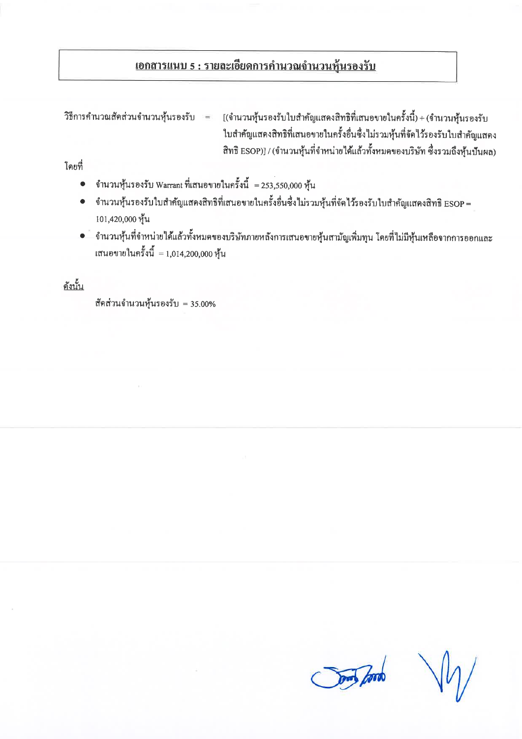## เอกสารแนบ 5 : รายละเอียดการคำนวณจำนวนหุ้นรองรับ

วิธีการคำนวณสัดส่วนจำนวนหุ้นรองรับ = [(จำนวนหุ้นรองรับใบสำคัญแสดงสิทธิที่เสนอขายในครั้งนี้) + (จำนวนหุ้นรองรับใบสำคัญแสดงสิทธิที่เสนอขายในครั้งอื่นซึ่งไม่รวมหุ้นที่จัดไว้รองรับใบสำคัญแสดงสิทธิ ESOP)] / (จำนวนหุ้นที่จำหน่ายได้แล้วทั้งหมดของบริษัท ซึ่งรวมถึงหุ้นปันผล)

โดยที่

- จำนวนหุ้นรองรับ Warrant ที่เสนอขายในครั้งนี้ = 253,550,000 หุ้น
- จำนวนหุ้นรองรับใบสำคัญแสดงสิทธิที่เสนอขายในครั้งอื่นซึ่งไม่รวมหุ้นที่จัดไว้รองรับใบสำคัญแสดงสิทธิ ESOP = 101,420,000 หุ้น
- จำนวนหุ้นที่จำหน่ายได้แล้วทั้งหมดของบริษัทภายหลังการเสนอขายหุ้นสามัญเพิ่มทุน โดยที่ไม่มีหุ้นเหลือจากการออกและเสนอขายในครั้งนี้ = 1,014,200,000 หุ้น

ดังนั้น

สัดส่วนจำนวนหุ้นรองรับ = 35.00%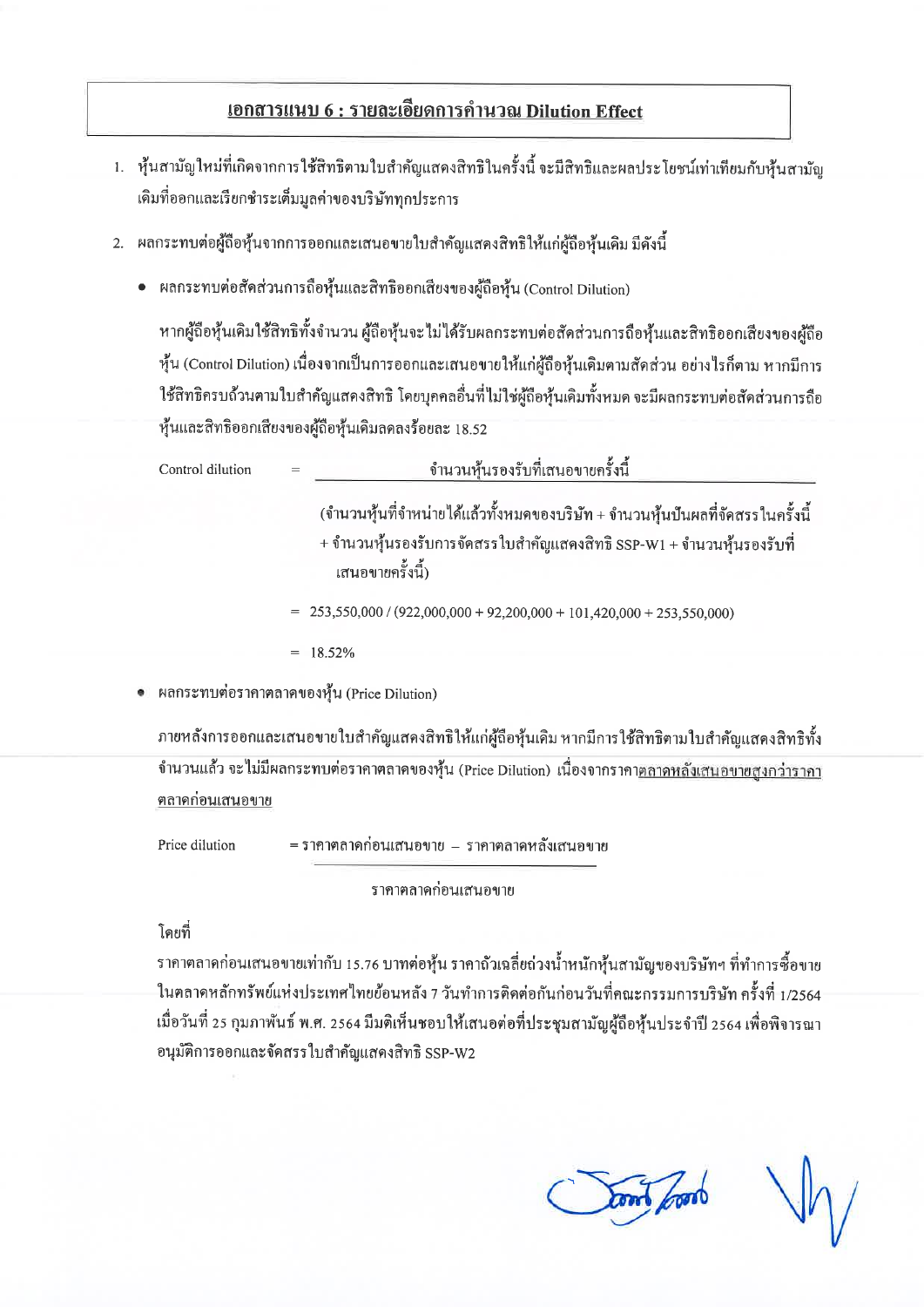## เอกสารแนบ 6 : รายละเอียดการคำนวณ Dilution Effect

1. หุ้นสามัญใหม่ที่เกิดจากการใช้สิทธิตามใบสำคัญแสดงสิทธิในครั้งนี้ จะมีสิทธิและผลประโยชน์เท่าเทียมกับหุ้นสามัญเดิมที่ออกและเรียกชำระเต็มมูลค่าของบริษัททุกประการ

2. ผลกระทบต่อผู้ถือหุ้นจากการออกและเสนอขายใบสำคัญแสดงสิทธิให้แก่ผู้ถือหุ้นเดิม มีดังนี้

- ผลกระทบต่อสัดส่วนการถือหุ้นและสิทธิออกเสียงของผู้ถือหุ้น (Control Dilution)

  หากผู้ถือหุ้นเดิมใช้สิทธิทั้งจำนวน ผู้ถือหุ้นจะไม่ได้รับผลกระทบต่อสัดส่วนการถือหุ้นและสิทธิออกเสียงของผู้ถือหุ้น (Control Dilution) เนื่องจากเป็นการออกและเสนอขายให้แก่ผู้ถือหุ้นเดิมตามสัดส่วน อย่างไรก็ตาม หากมีการใช้สิทธิครบถ้วนตามใบสำคัญแสดงสิทธิ โดยบุคคลอื่นที่ไม่ใช่ผู้ถือหุ้นเดิมทั้งหมด จะมีผลกระทบต่อสัดส่วนการถือหุ้นและสิทธิออกเสียงของผู้ถือหุ้นเดิมลดลงร้อยละ 18.52

  $$\text{Control dilution} = \frac{\text{จำนวนหุ้นรองรับที่เสนอขายครั้งนี้}}{\text{(จำนวนหุ้นที่จำหน่ายได้แล้วทั้งหมดของบริษัท + จำนวนหุ้นปันผลที่จัดสรรในครั้งนี้ + จำนวนหุ้นรองรับการจัดสรรใบสำคัญแสดงสิทธิ SSP-W1 + จำนวนหุ้นรองรับที่เสนอขายครั้งนี้)}}$$

  $$= 253{,}550{,}000 / (922{,}000{,}000 + 92{,}200{,}000 + 101{,}420{,}000 + 253{,}550{,}000)$$

  $$= 18.52\%$$

- ผลกระทบต่อราคาตลาดของหุ้น (Price Dilution)

  ภายหลังการออกและเสนอขายใบสำคัญแสดงสิทธิให้แก่ผู้ถือหุ้นเดิม หากมีการใช้สิทธิตามใบสำคัญแสดงสิทธิทั้งจำนวนแล้ว จะไม่มีผลกระทบต่อราคาตลาดของหุ้น (Price Dilution) เนื่องจากราคาตลาดหลังเสนอขายสูงกว่าราคาตลาดก่อนเสนอขาย

  $$\text{Price dilution} = \frac{\text{ราคาตลาดก่อนเสนอขาย} - \text{ราคาตลาดหลังเสนอขาย}}{\text{ราคาตลาดก่อนเสนอขาย}}$$

  โดยที่

  ราคาตลาดก่อนเสนอขายเท่ากับ 15.76 บาทต่อหุ้น ราคาถัวเฉลี่ยถ่วงน้ำหนักหุ้นสามัญของบริษัทฯ ที่ทำการซื้อขายในตลาดหลักทรัพย์แห่งประเทศไทยย้อนหลัง 7 วันทำการติดต่อกันก่อนวันที่คณะกรรมการบริษัท ครั้งที่ 1/2564 เมื่อวันที่ 25 กุมภาพันธ์ พ.ศ. 2564 มีมติเห็นชอบให้เสนอต่อที่ประชุมสามัญผู้ถือหุ้นประจำปี 2564 เพื่อพิจารณาอนุมัติการออกและจัดสรรใบสำคัญแสดงสิทธิ SSP-W2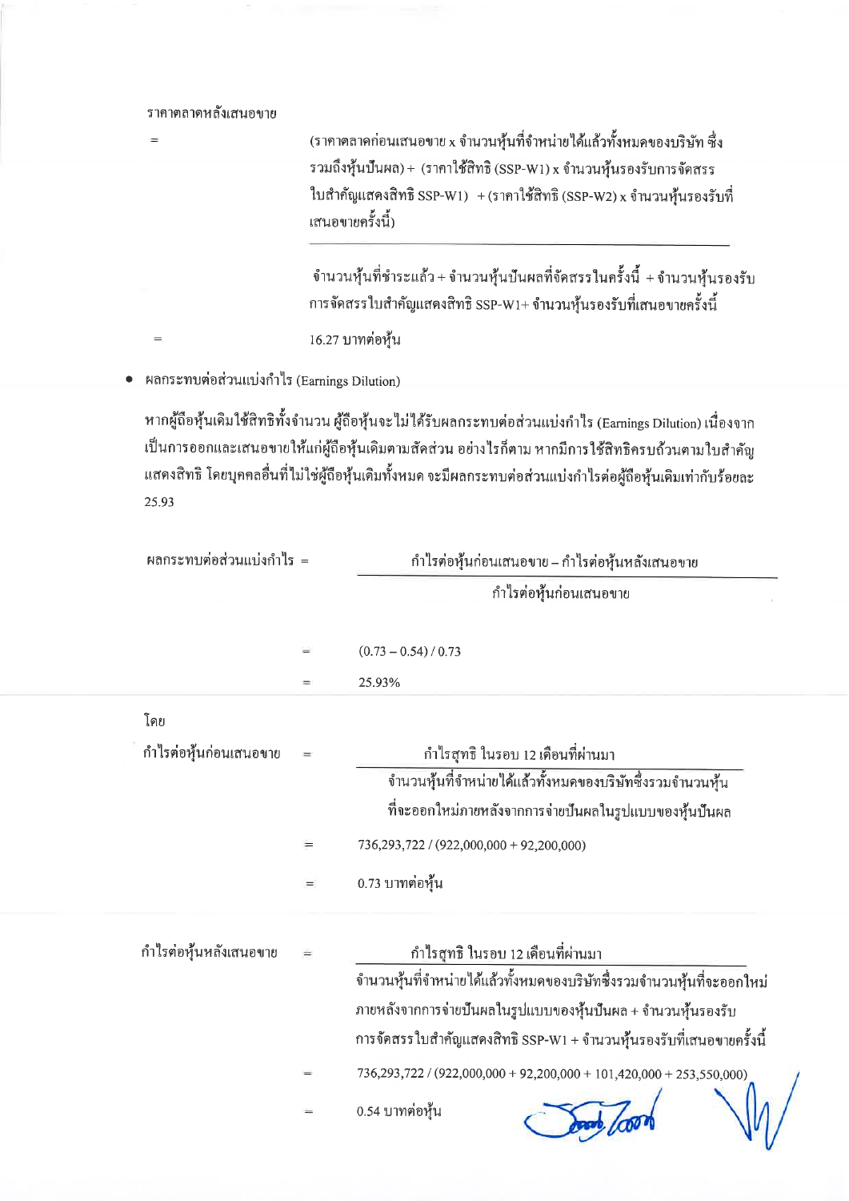ราคาตลาดหลังเสนอขาย

= (ราคาตลาดก่อนเสนอขาย x จำนวนหุ้นที่จำหน่ายได้แล้วทั้งหมดของบริษัท ซึ่งรวมถึงหุ้นปันผล) + (ราคาใช้สิทธิ (SSP-W1) x จำนวนหุ้นรองรับการจัดสรรใบสำคัญแสดงสิทธิ SSP-W1) + (ราคาใช้สิทธิ (SSP-W2) x จำนวนหุ้นรองรับที่เสนอขายครั้งนี้)

จำนวนหุ้นที่ชำระแล้ว + จำนวนหุ้นปันผลที่จัดสรรในครั้งนี้ + จำนวนหุ้นรองรับการจัดสรรใบสำคัญแสดงสิทธิ SSP-W1+ จำนวนหุ้นรองรับที่เสนอขายครั้งนี้

= 16.27 บาทต่อหุ้น

- ผลกระทบต่อส่วนแบ่งกำไร (Earnings Dilution)

หากผู้ถือหุ้นเดิมใช้สิทธิทั้งจำนวน ผู้ถือหุ้นจะไม่ได้รับผลกระทบต่อส่วนแบ่งกำไร (Earnings Dilution) เนื่องจากเป็นการออกและเสนอขายให้แก่ผู้ถือหุ้นเดิมตามสัดส่วน อย่างไรก็ตาม หากมีการใช้สิทธิครบถ้วนตามใบสำคัญแสดงสิทธิ โดยบุคคลอื่นที่ไม่ใช่ผู้ถือหุ้นเดิมทั้งหมด จะมีผลกระทบต่อส่วนแบ่งกำไรต่อผู้ถือหุ้นเดิมเท่ากับร้อยละ 25.93

ผลกระทบต่อส่วนแบ่งกำไร = (กำไรต่อหุ้นก่อนเสนอขาย – กำไรต่อหุ้นหลังเสนอขาย) / กำไรต่อหุ้นก่อนเสนอขาย

= (0.73 – 0.54) / 0.73

= 25.93%

โดย

กำไรต่อหุ้นก่อนเสนอขาย = กำไรสุทธิ ในรอบ 12 เดือนที่ผ่านมา / จำนวนหุ้นที่จำหน่ายได้แล้วทั้งหมดของบริษัทซึ่งรวมจำนวนหุ้นที่จะออกใหม่ภายหลังจากการจ่ายปันผลในรูปแบบของหุ้นปันผล

= 736,293,722 / (922,000,000 + 92,200,000)

= 0.73 บาทต่อหุ้น

กำไรต่อหุ้นหลังเสนอขาย = กำไรสุทธิ ในรอบ 12 เดือนที่ผ่านมา / จำนวนหุ้นที่จำหน่ายได้แล้วทั้งหมดของบริษัทซึ่งรวมจำนวนหุ้นที่จะออกใหม่ภายหลังจากการจ่ายปันผลในรูปแบบของหุ้นปันผล + จำนวนหุ้นรองรับการจัดสรรใบสำคัญแสดงสิทธิ SSP-W1 + จำนวนหุ้นรองรับที่เสนอขายครั้งนี้

= 736,293,722 / (922,000,000 + 92,200,000 + 101,420,000 + 253,550,000)

= 0.54 บาทต่อหุ้น